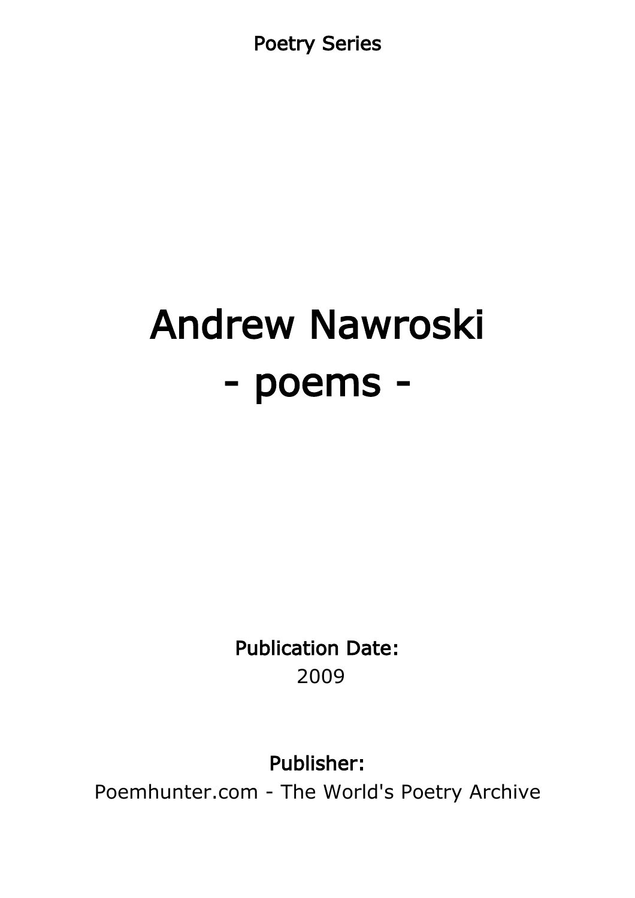Poetry Series

# Andrew Nawroski
# - poems -

**Publication Date:**
2009

**Publisher:**
Poemhunter.com - The World's Poetry Archive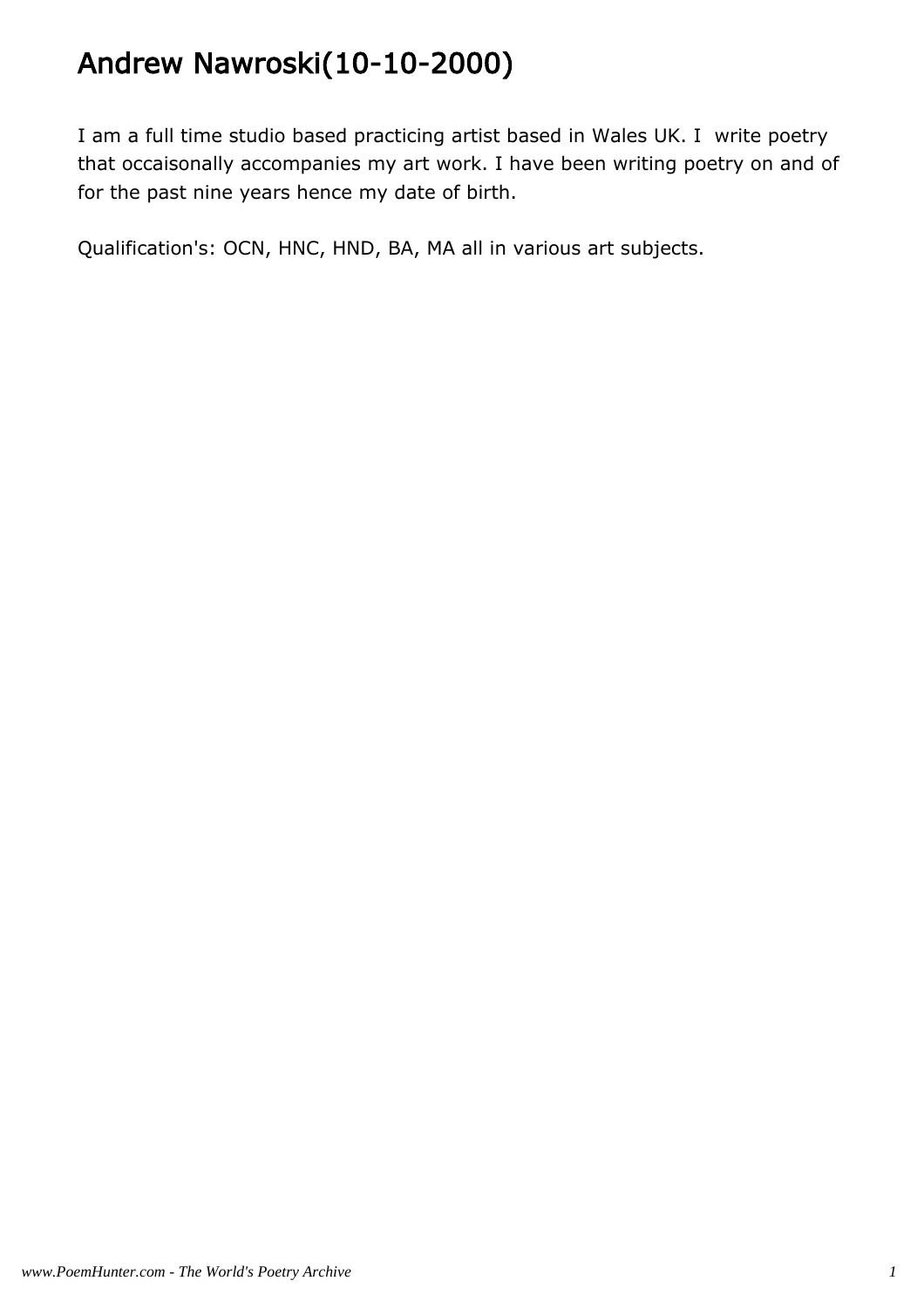# Andrew Nawroski(10-10-2000)

I am a full time studio based practicing artist based in Wales UK. I write poetry that occaisonally accompanies my art work. I have been writing poetry on and of for the past nine years hence my date of birth.

Qualification's: OCN, HNC, HND, BA, MA all in various art subjects.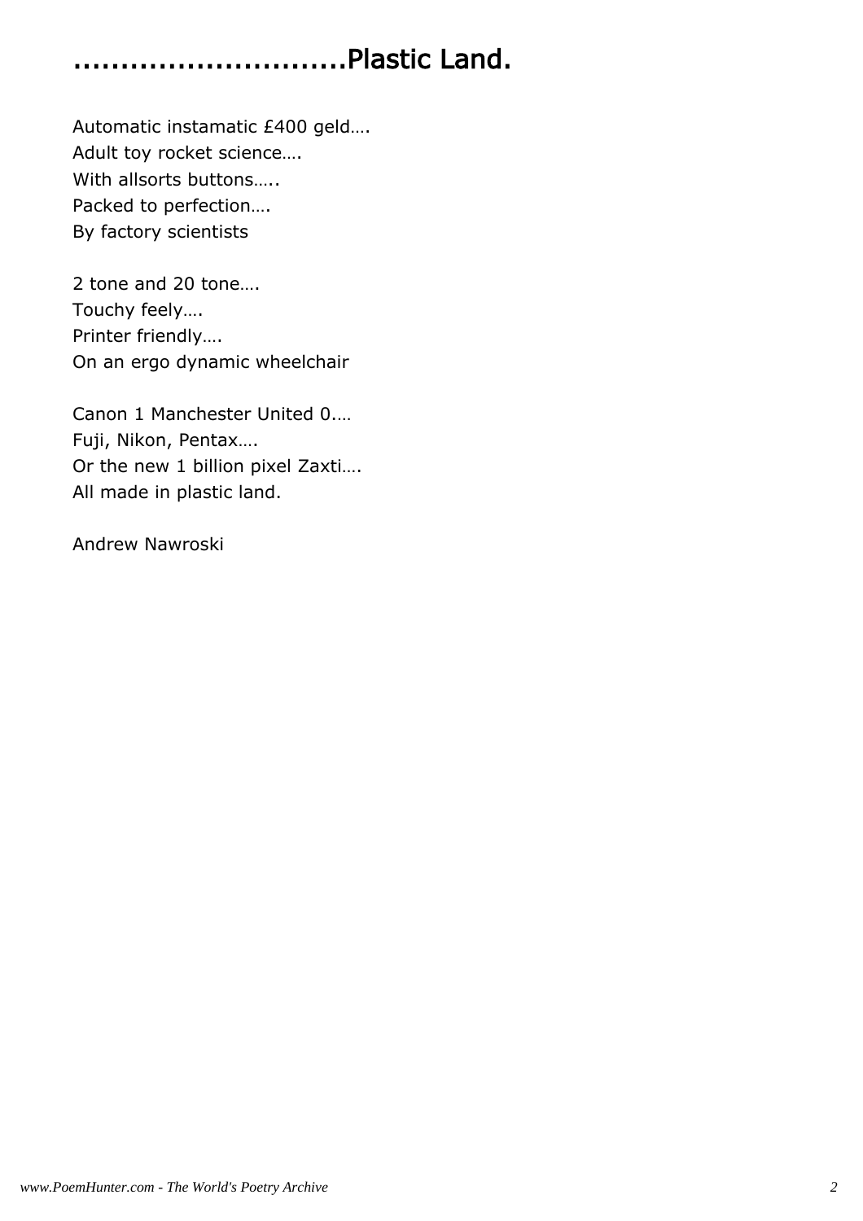# ............................Plastic Land.

Automatic instamatic £400 geld….  
Adult toy rocket science….  
With allsorts buttons…..  
Packed to perfection….  
By factory scientists

2 tone and 20 tone….  
Touchy feely….  
Printer friendly….  
On an ergo dynamic wheelchair

Canon 1 Manchester United 0.…  
Fuji, Nikon, Pentax….  
Or the new 1 billion pixel Zaxti….  
All made in plastic land.

Andrew Nawroski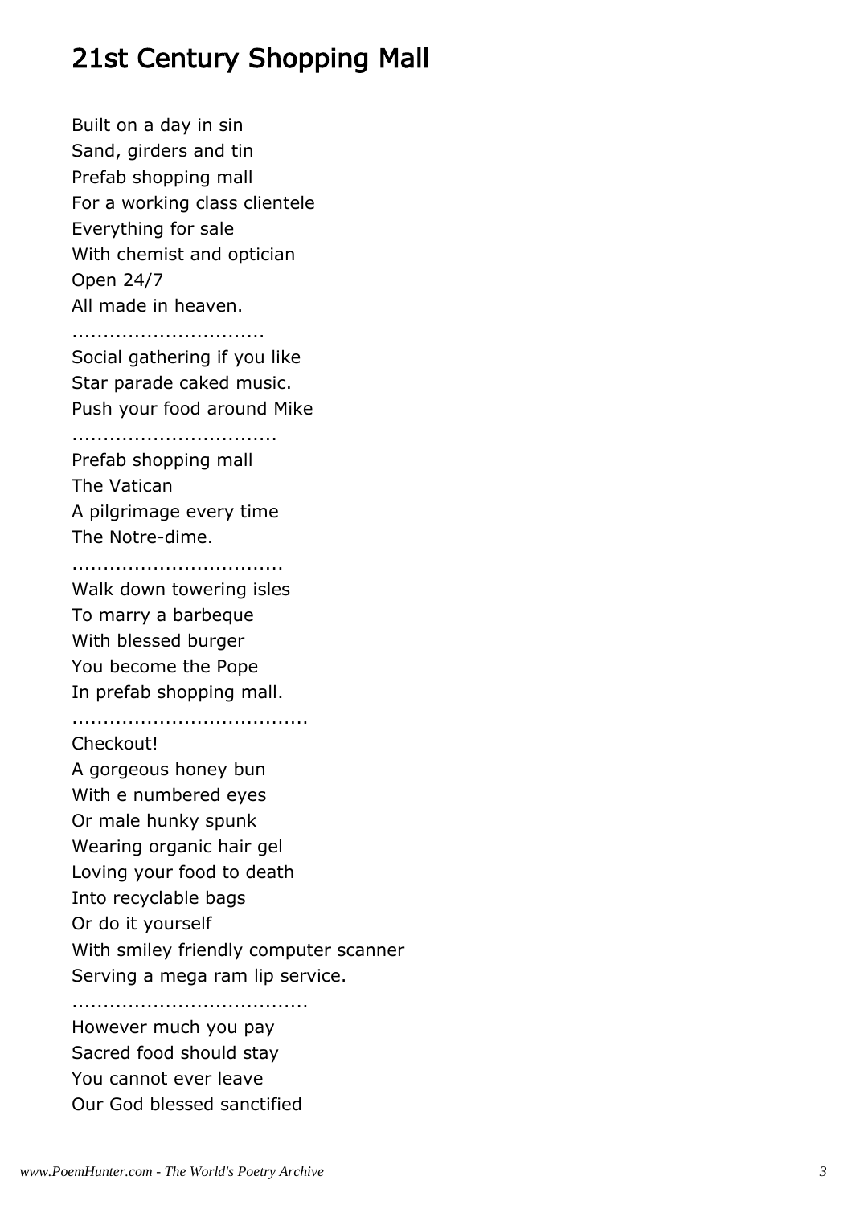# 21st Century Shopping Mall

Built on a day in sin
Sand, girders and tin
Prefab shopping mall
For a working class clientele
Everything for sale
With chemist and optician
Open 24/7
All made in heaven.
..............................
Social gathering if you like
Star parade caked music.
Push your food around Mike
................................
Prefab shopping mall
The Vatican
A pilgrimage every time
The Notre-dime.
.................................
Walk down towering isles
To marry a barbeque
With blessed burger
You become the Pope
In prefab shopping mall.
.....................................
Checkout!
A gorgeous honey bun
With e numbered eyes
Or male hunky spunk
Wearing organic hair gel
Loving your food to death
Into recyclable bags
Or do it yourself
With smiley friendly computer scanner
Serving a mega ram lip service.
.....................................
However much you pay
Sacred food should stay
You cannot ever leave
Our God blessed sanctified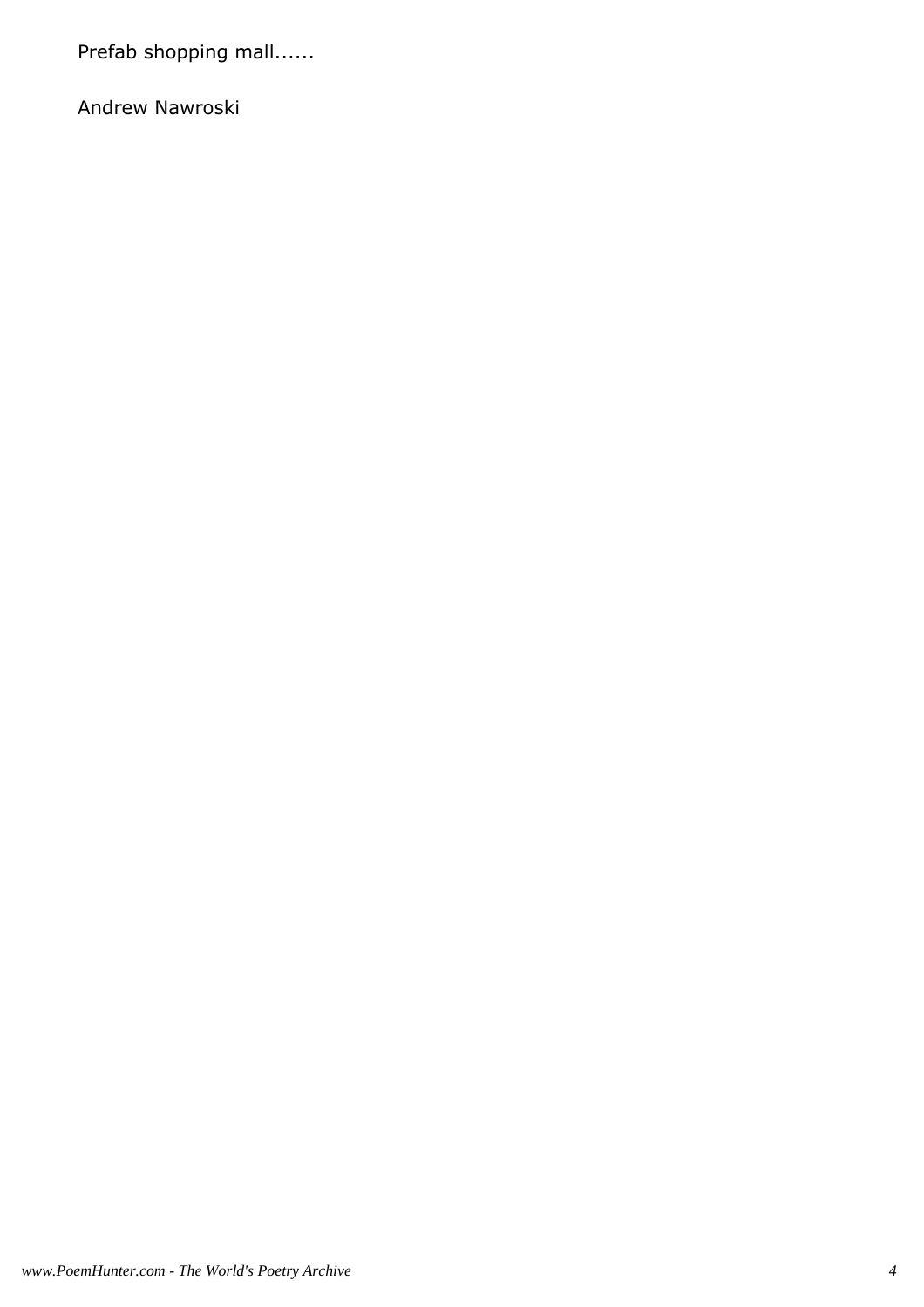Prefab shopping mall......

Andrew Nawroski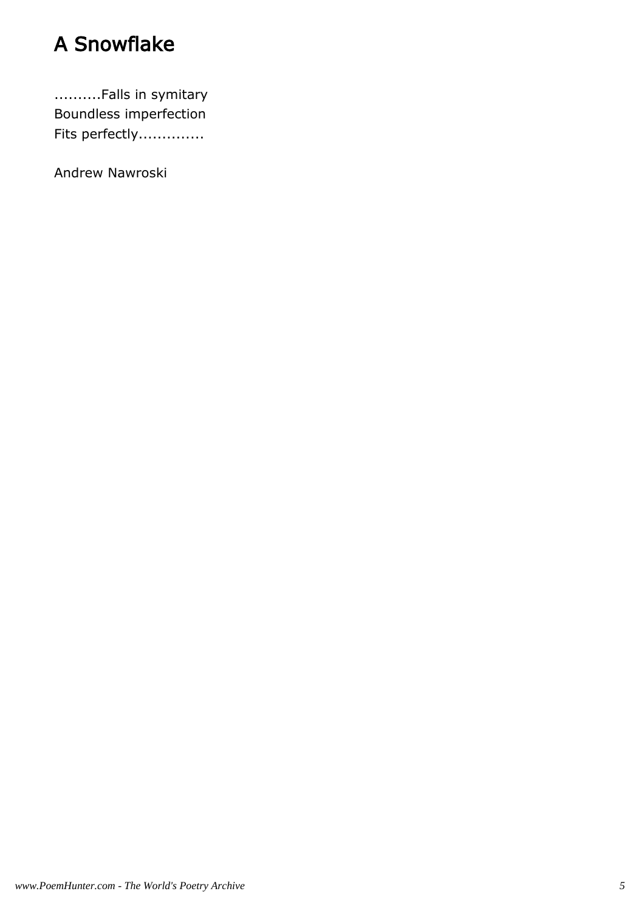# A Snowflake

..........Falls in symitary  
Boundless imperfection  
Fits perfectly..............

Andrew Nawroski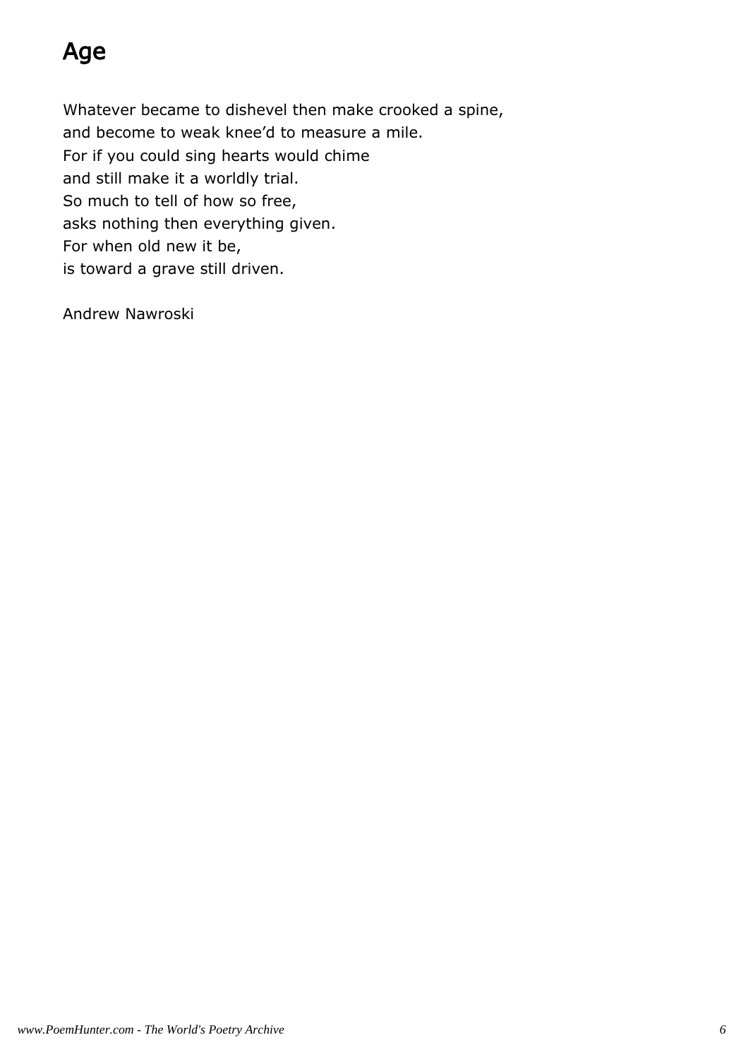# Age

Whatever became to dishevel then make crooked a spine,  
and become to weak knee'd to measure a mile.  
For if you could sing hearts would chime  
and still make it a worldly trial.  
So much to tell of how so free,  
asks nothing then everything given.  
For when old new it be,  
is toward a grave still driven.

Andrew Nawroski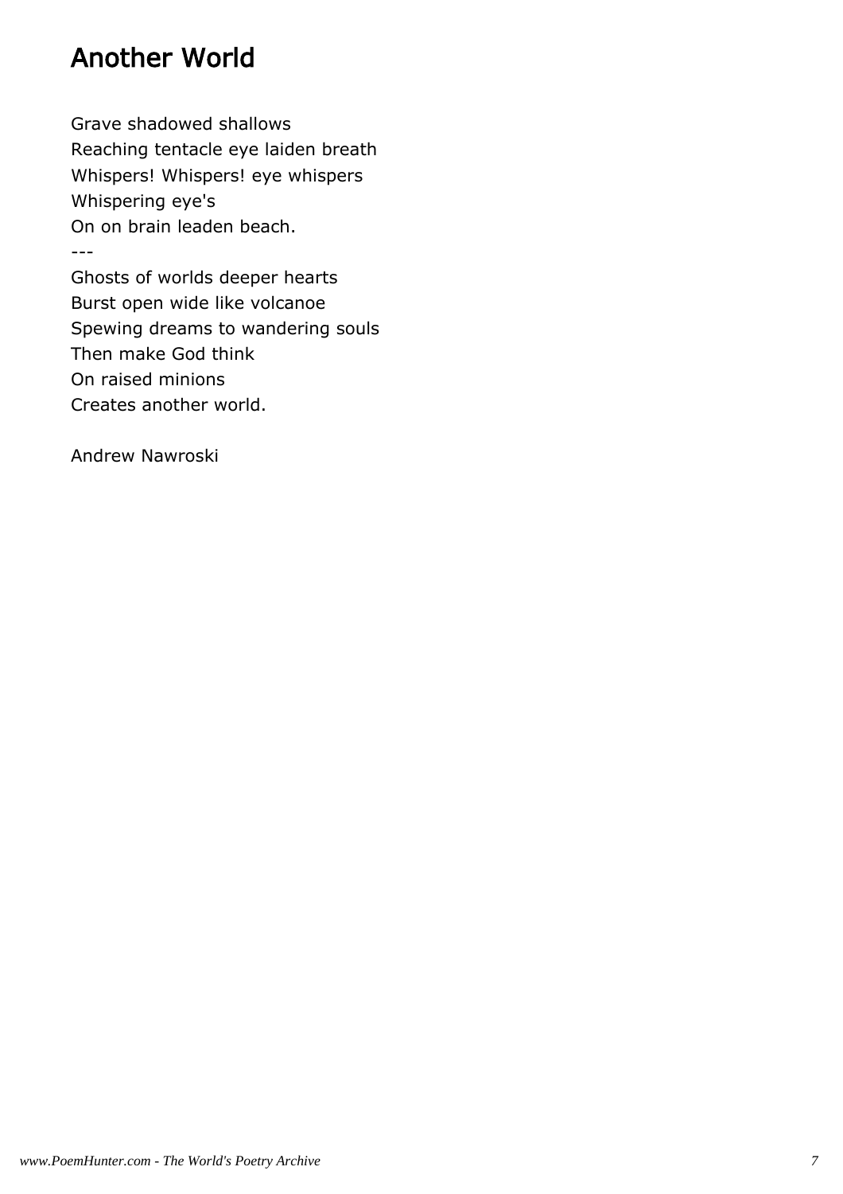# Another World

Grave shadowed shallows
Reaching tentacle eye laiden breath
Whispers! Whispers! eye whispers
Whispering eye's
On on brain leaden beach.
---
Ghosts of worlds deeper hearts
Burst open wide like volcanoe
Spewing dreams to wandering souls
Then make God think
On raised minions
Creates another world.

Andrew Nawroski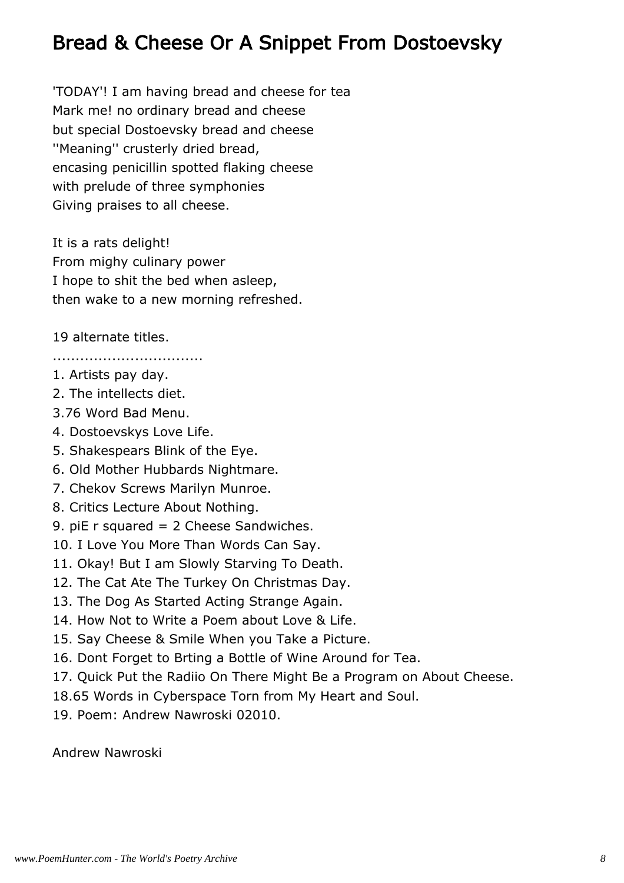# Bread & Cheese Or A Snippet From Dostoevsky

'TODAY'! I am having bread and cheese for tea
Mark me! no ordinary bread and cheese
but special Dostoevsky bread and cheese
''Meaning'' crusterly dried bread,
encasing penicillin spotted flaking cheese
with prelude of three symphonies
Giving praises to all cheese.

It is a rats delight!
From mighy culinary power
I hope to shit the bed when asleep,
then wake to a new morning refreshed.

19 alternate titles.
................................
1. Artists pay day.
2. The intellects diet.
3.76 Word Bad Menu.
4. Dostoevskys Love Life.
5. Shakespears Blink of the Eye.
6. Old Mother Hubbards Nightmare.
7. Chekov Screws Marilyn Munroe.
8. Critics Lecture About Nothing.
9. piE r squared = 2 Cheese Sandwiches.
10. I Love You More Than Words Can Say.
11. Okay! But I am Slowly Starving To Death.
12. The Cat Ate The Turkey On Christmas Day.
13. The Dog As Started Acting Strange Again.
14. How Not to Write a Poem about Love & Life.
15. Say Cheese & Smile When you Take a Picture.
16. Dont Forget to Brting a Bottle of Wine Around for Tea.
17. Quick Put the Radiio On There Might Be a Program on About Cheese.
18.65 Words in Cyberspace Torn from My Heart and Soul.
19. Poem: Andrew Nawroski 02010.

Andrew Nawroski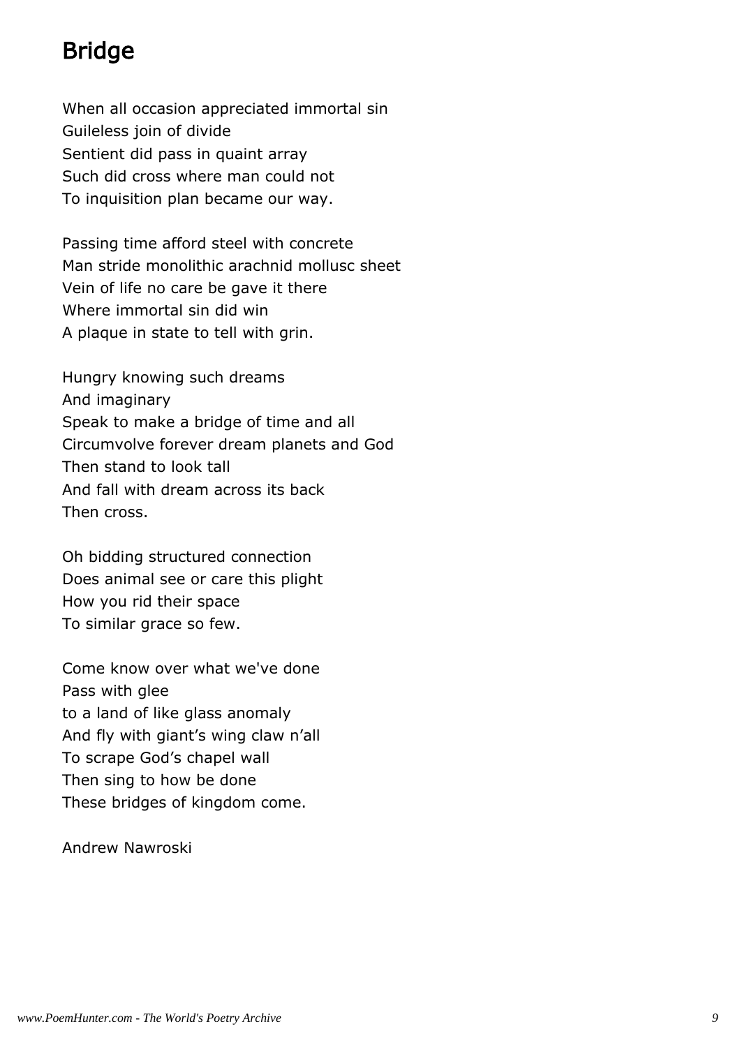# Bridge

When all occasion appreciated immortal sin
Guileless join of divide
Sentient did pass in quaint array
Such did cross where man could not
To inquisition plan became our way.

Passing time afford steel with concrete
Man stride monolithic arachnid mollusc sheet
Vein of life no care be gave it there
Where immortal sin did win
A plaque in state to tell with grin.

Hungry knowing such dreams
And imaginary
Speak to make a bridge of time and all
Circumvolve forever dream planets and God
Then stand to look tall
And fall with dream across its back
Then cross.

Oh bidding structured connection
Does animal see or care this plight
How you rid their space
To similar grace so few.

Come know over what we've done
Pass with glee
to a land of like glass anomaly
And fly with giant's wing claw n'all
To scrape God's chapel wall
Then sing to how be done
These bridges of kingdom come.

Andrew Nawroski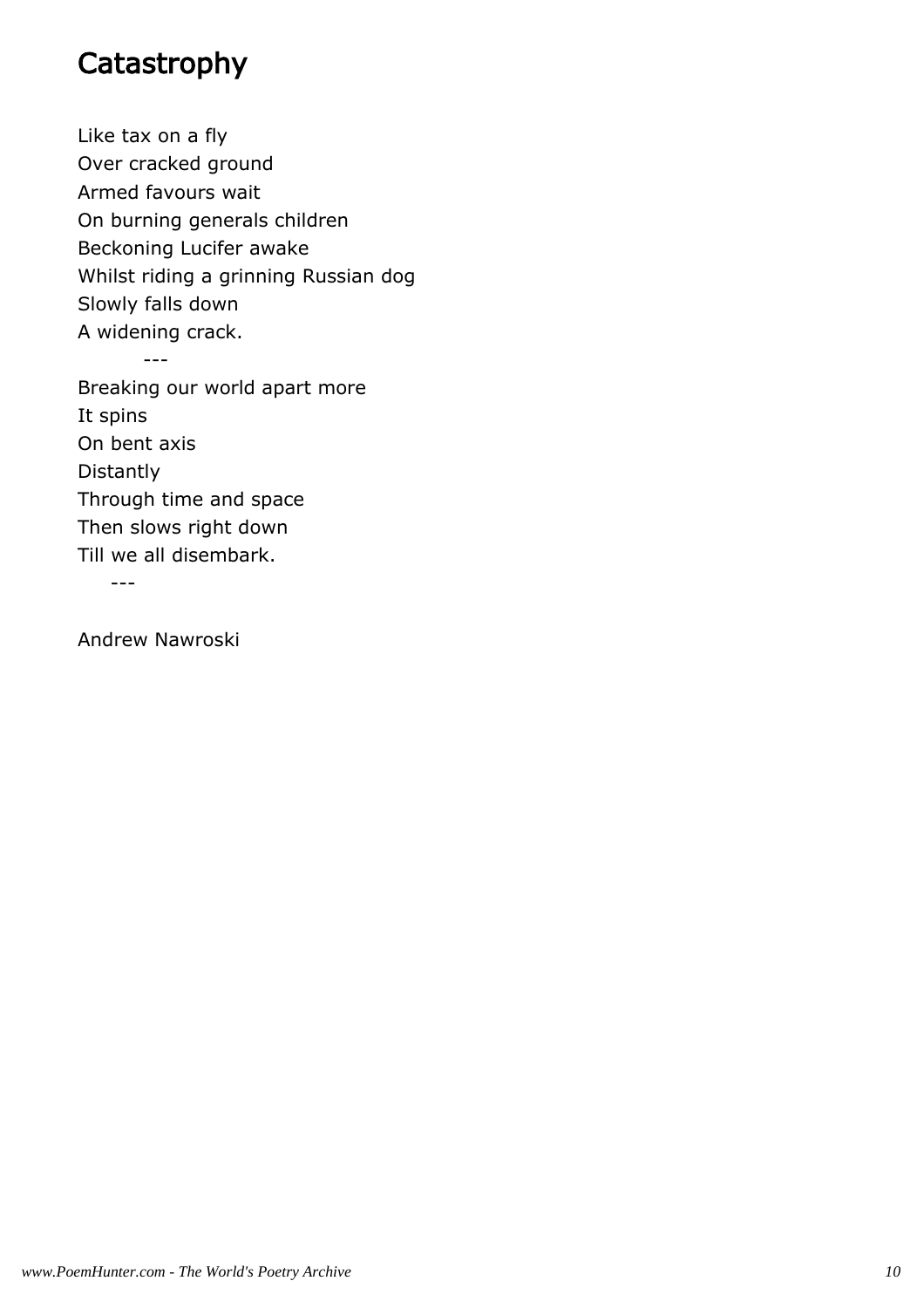# Catastrophy

Like tax on a fly
Over cracked ground
Armed favours wait
On burning generals children
Beckoning Lucifer awake
Whilst riding a grinning Russian dog
Slowly falls down
A widening crack.

---

Breaking our world apart more
It spins
On bent axis
Distantly
Through time and space
Then slows right down
Till we all disembark.

---

Andrew Nawroski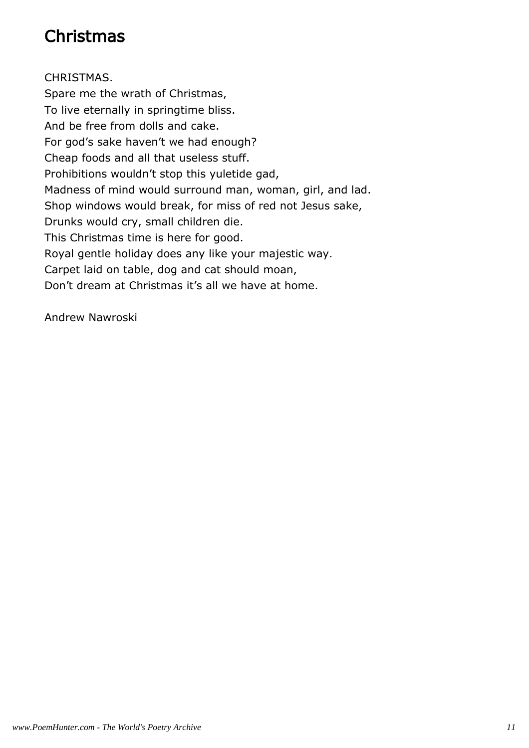# Christmas

CHRISTMAS.
Spare me the wrath of Christmas,
To live eternally in springtime bliss.
And be free from dolls and cake.
For god's sake haven't we had enough?
Cheap foods and all that useless stuff.
Prohibitions wouldn't stop this yuletide gad,
Madness of mind would surround man, woman, girl, and lad.
Shop windows would break, for miss of red not Jesus sake,
Drunks would cry, small children die.
This Christmas time is here for good.
Royal gentle holiday does any like your majestic way.
Carpet laid on table, dog and cat should moan,
Don't dream at Christmas it's all we have at home.

Andrew Nawroski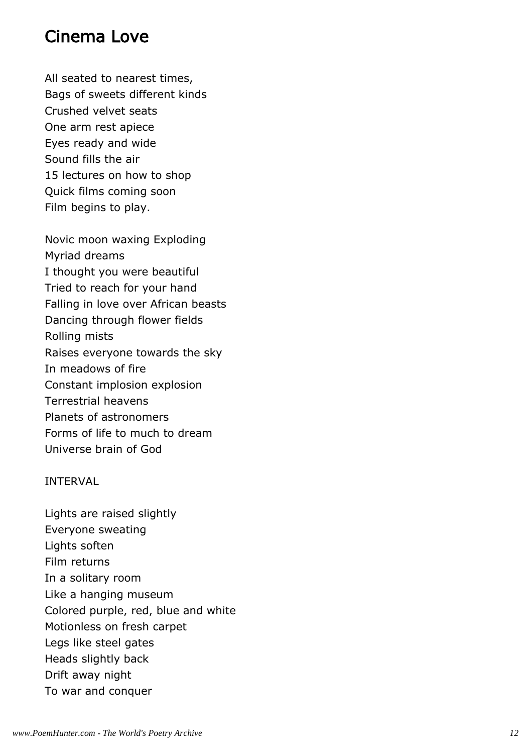## Cinema Love

All seated to nearest times,
Bags of sweets different kinds
Crushed velvet seats
One arm rest apiece
Eyes ready and wide
Sound fills the air
15 lectures on how to shop
Quick films coming soon
Film begins to play.

Novic moon waxing Exploding
Myriad dreams
I thought you were beautiful
Tried to reach for your hand
Falling in love over African beasts
Dancing through flower fields
Rolling mists
Raises everyone towards the sky
In meadows of fire
Constant implosion explosion
Terrestrial heavens
Planets of astronomers
Forms of life to much to dream
Universe brain of God

INTERVAL

Lights are raised slightly
Everyone sweating
Lights soften
Film returns
In a solitary room
Like a hanging museum
Colored purple, red, blue and white
Motionless on fresh carpet
Legs like steel gates
Heads slightly back
Drift away night
To war and conquer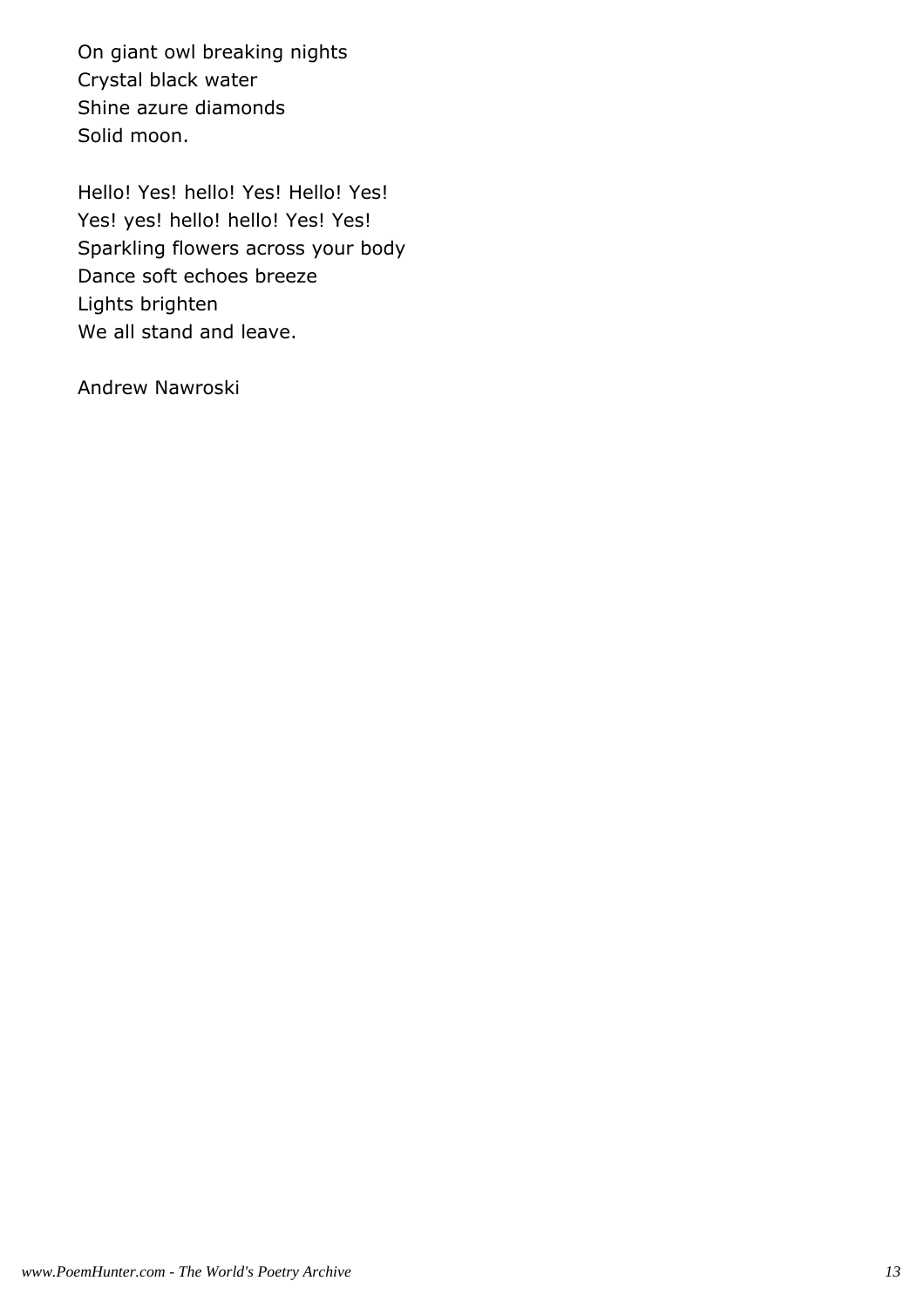On giant owl breaking nights  
Crystal black water  
Shine azure diamonds  
Solid moon.

Hello! Yes! hello! Yes! Hello! Yes!  
Yes! yes! hello! hello! Yes! Yes!  
Sparkling flowers across your body  
Dance soft echoes breeze  
Lights brighten  
We all stand and leave.

Andrew Nawroski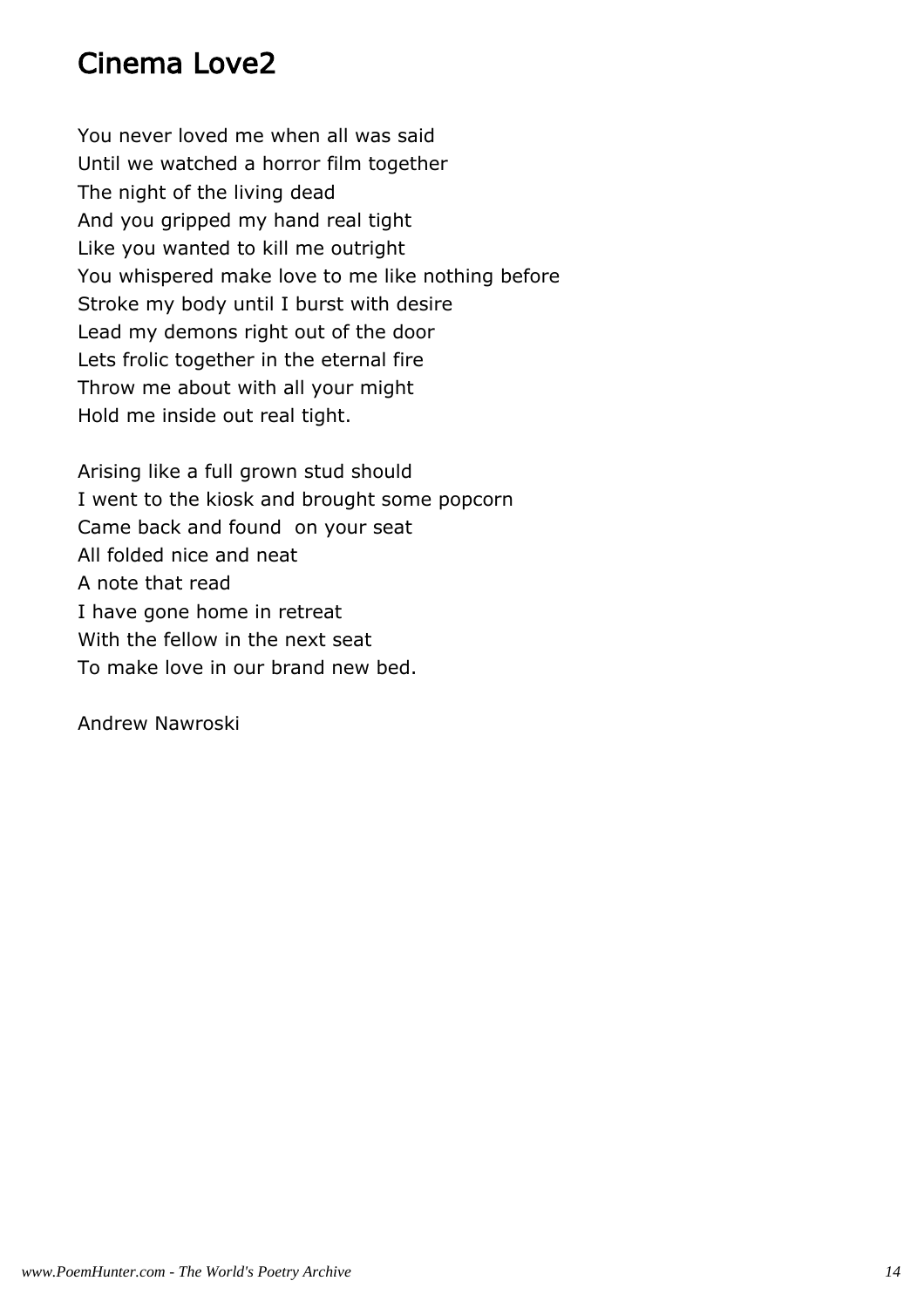# Cinema Love2

You never loved me when all was said  
Until we watched a horror film together  
The night of the living dead  
And you gripped my hand real tight  
Like you wanted to kill me outright  
You whispered make love to me like nothing before  
Stroke my body until I burst with desire  
Lead my demons right out of the door  
Lets frolic together in the eternal fire  
Throw me about with all your might  
Hold me inside out real tight.

Arising like a full grown stud should  
I went to the kiosk and brought some popcorn  
Came back and found  on your seat  
All folded nice and neat  
A note that read  
I have gone home in retreat  
With the fellow in the next seat  
To make love in our brand new bed.

Andrew Nawroski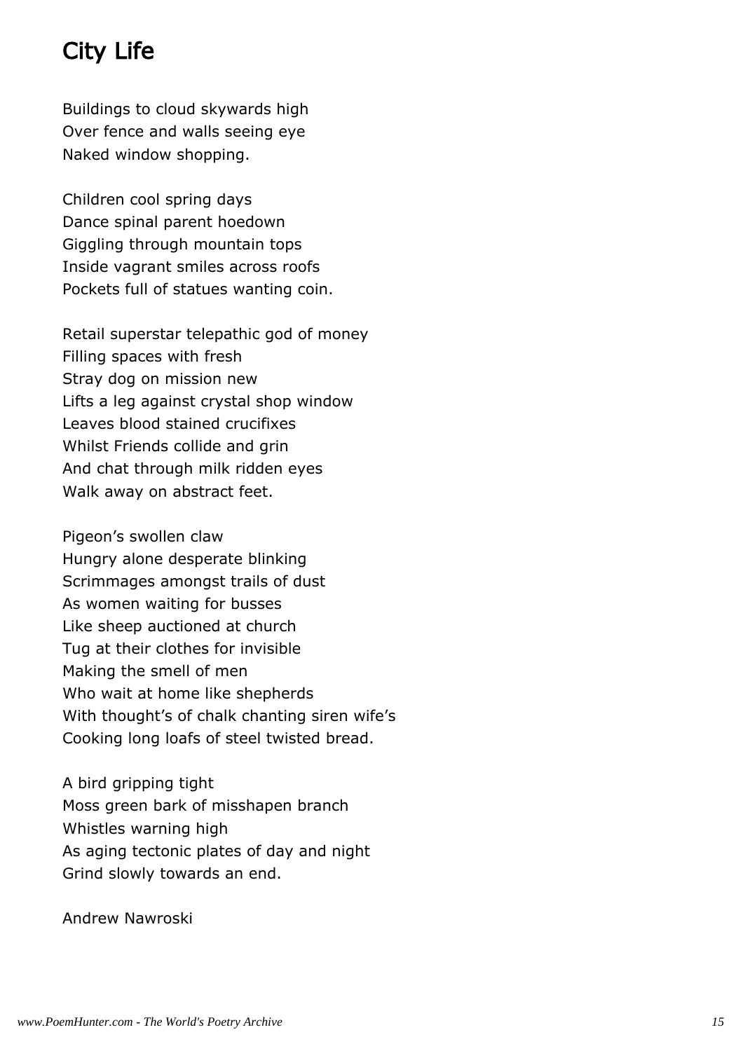# City Life

Buildings to cloud skywards high
Over fence and walls seeing eye
Naked window shopping.

Children cool spring days
Dance spinal parent hoedown
Giggling through mountain tops
Inside vagrant smiles across roofs
Pockets full of statues wanting coin.

Retail superstar telepathic god of money
Filling spaces with fresh
Stray dog on mission new
Lifts a leg against crystal shop window
Leaves blood stained crucifixes
Whilst Friends collide and grin
And chat through milk ridden eyes
Walk away on abstract feet.

Pigeon's swollen claw
Hungry alone desperate blinking
Scrimmages amongst trails of dust
As women waiting for busses
Like sheep auctioned at church
Tug at their clothes for invisible
Making the smell of men
Who wait at home like shepherds
With thought's of chalk chanting siren wife's
Cooking long loafs of steel twisted bread.

A bird gripping tight
Moss green bark of misshapen branch
Whistles warning high
As aging tectonic plates of day and night
Grind slowly towards an end.

Andrew Nawroski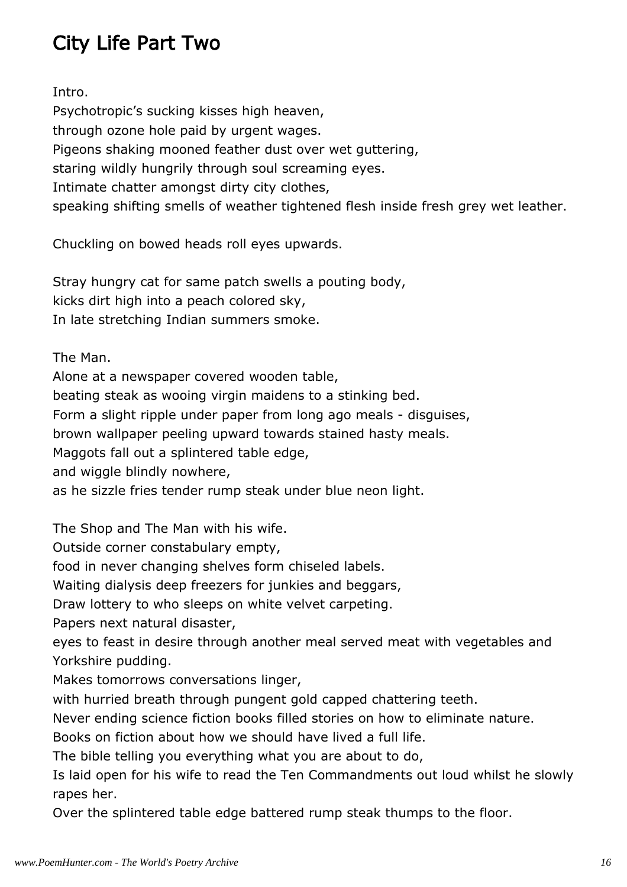# City Life Part Two

Intro.
Psychotropic's sucking kisses high heaven,
through ozone hole paid by urgent wages.
Pigeons shaking mooned feather dust over wet guttering,
staring wildly hungrily through soul screaming eyes.
Intimate chatter amongst dirty city clothes,
speaking shifting smells of weather tightened flesh inside fresh grey wet leather.

Chuckling on bowed heads roll eyes upwards.

Stray hungry cat for same patch swells a pouting body,
kicks dirt high into a peach colored sky,
In late stretching Indian summers smoke.

The Man.
Alone at a newspaper covered wooden table,
beating steak as wooing virgin maidens to a stinking bed.
Form a slight ripple under paper from long ago meals - disguises,
brown wallpaper peeling upward towards stained hasty meals.
Maggots fall out a splintered table edge,
and wiggle blindly nowhere,
as he sizzle fries tender rump steak under blue neon light.

The Shop and The Man with his wife.
Outside corner constabulary empty,
food in never changing shelves form chiseled labels.
Waiting dialysis deep freezers for junkies and beggars,
Draw lottery to who sleeps on white velvet carpeting.
Papers next natural disaster,
eyes to feast in desire through another meal served meat with vegetables and Yorkshire pudding.
Makes tomorrows conversations linger,
with hurried breath through pungent gold capped chattering teeth.
Never ending science fiction books filled stories on how to eliminate nature.
Books on fiction about how we should have lived a full life.
The bible telling you everything what you are about to do,
Is laid open for his wife to read the Ten Commandments out loud whilst he slowly rapes her.
Over the splintered table edge battered rump steak thumps to the floor.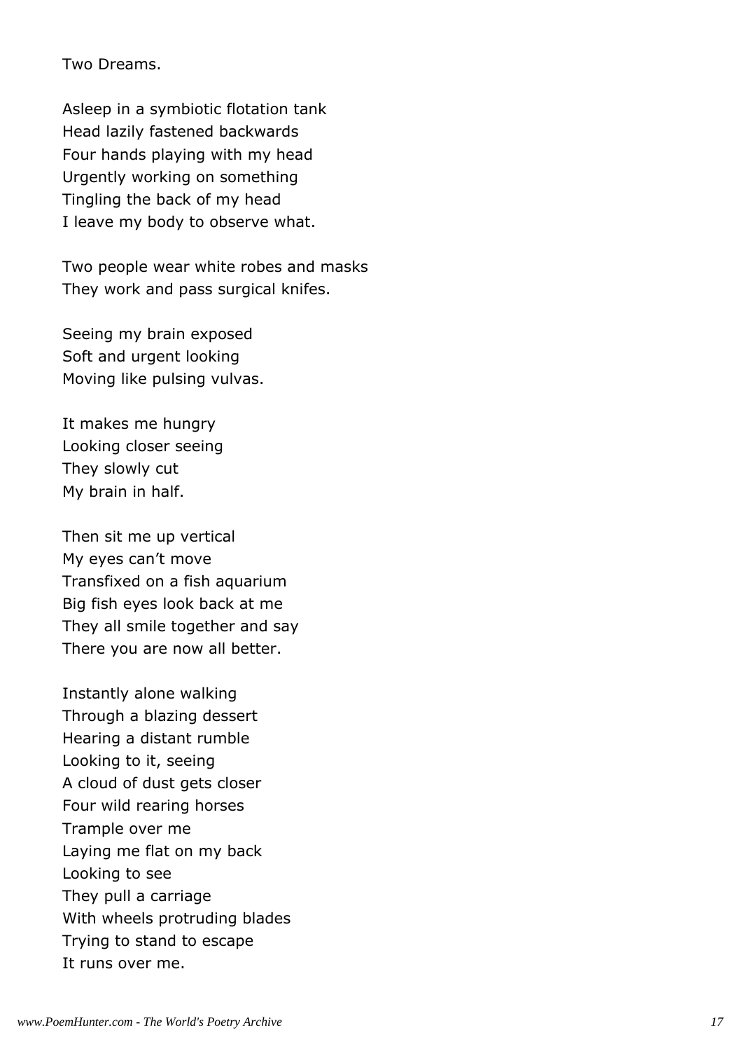Two Dreams.

Asleep in a symbiotic flotation tank  
Head lazily fastened backwards  
Four hands playing with my head  
Urgently working on something  
Tingling the back of my head  
I leave my body to observe what.

Two people wear white robes and masks  
They work and pass surgical knifes.

Seeing my brain exposed  
Soft and urgent looking  
Moving like pulsing vulvas.

It makes me hungry  
Looking closer seeing  
They slowly cut  
My brain in half.

Then sit me up vertical  
My eyes can't move  
Transfixed on a fish aquarium  
Big fish eyes look back at me  
They all smile together and say  
There you are now all better.

Instantly alone walking  
Through a blazing dessert  
Hearing a distant rumble  
Looking to it, seeing  
A cloud of dust gets closer  
Four wild rearing horses  
Trample over me  
Laying me flat on my back  
Looking to see  
They pull a carriage  
With wheels protruding blades  
Trying to stand to escape  
It runs over me.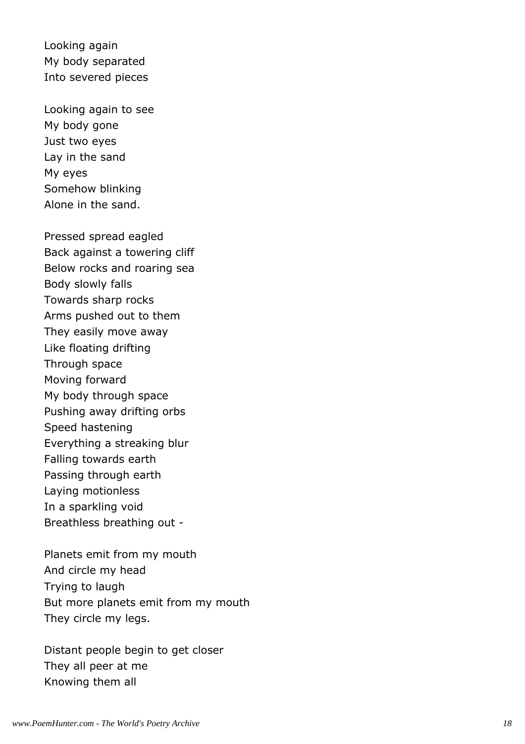Looking again
My body separated
Into severed pieces

Looking again to see
My body gone
Just two eyes
Lay in the sand
My eyes
Somehow blinking
Alone in the sand.

Pressed spread eagled
Back against a towering cliff
Below rocks and roaring sea
Body slowly falls
Towards sharp rocks
Arms pushed out to them
They easily move away
Like floating drifting
Through space
Moving forward
My body through space
Pushing away drifting orbs
Speed hastening
Everything a streaking blur
Falling towards earth
Passing through earth
Laying motionless
In a sparkling void
Breathless breathing out -

Planets emit from my mouth
And circle my head
Trying to laugh
But more planets emit from my mouth
They circle my legs.

Distant people begin to get closer
They all peer at me
Knowing them all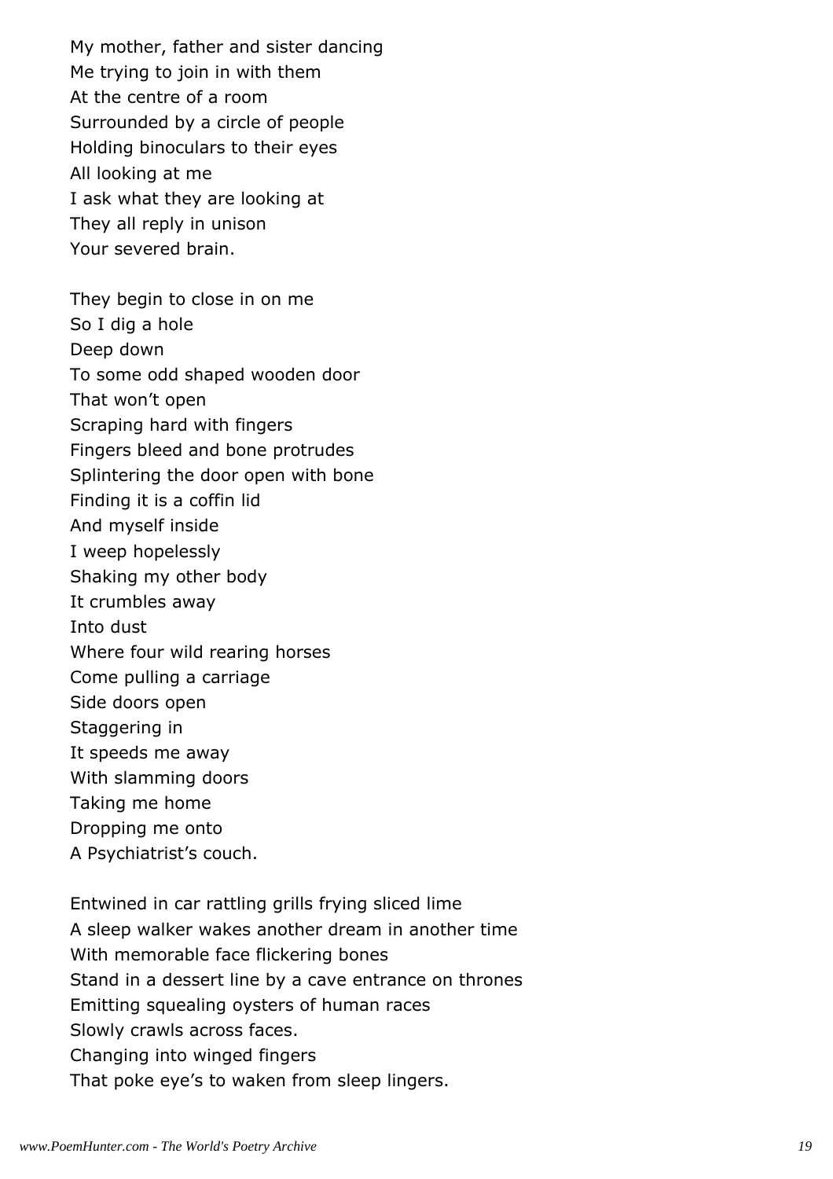My mother, father and sister dancing  
Me trying to join in with them  
At the centre of a room  
Surrounded by a circle of people  
Holding binoculars to their eyes  
All looking at me  
I ask what they are looking at  
They all reply in unison  
Your severed brain.

They begin to close in on me  
So I dig a hole  
Deep down  
To some odd shaped wooden door  
That won't open  
Scraping hard with fingers  
Fingers bleed and bone protrudes  
Splintering the door open with bone  
Finding it is a coffin lid  
And myself inside  
I weep hopelessly  
Shaking my other body  
It crumbles away  
Into dust  
Where four wild rearing horses  
Come pulling a carriage  
Side doors open  
Staggering in  
It speeds me away  
With slamming doors  
Taking me home  
Dropping me onto  
A Psychiatrist's couch.

Entwined in car rattling grills frying sliced lime  
A sleep walker wakes another dream in another time  
With memorable face flickering bones  
Stand in a dessert line by a cave entrance on thrones  
Emitting squealing oysters of human races  
Slowly crawls across faces.  
Changing into winged fingers  
That poke eye's to waken from sleep lingers.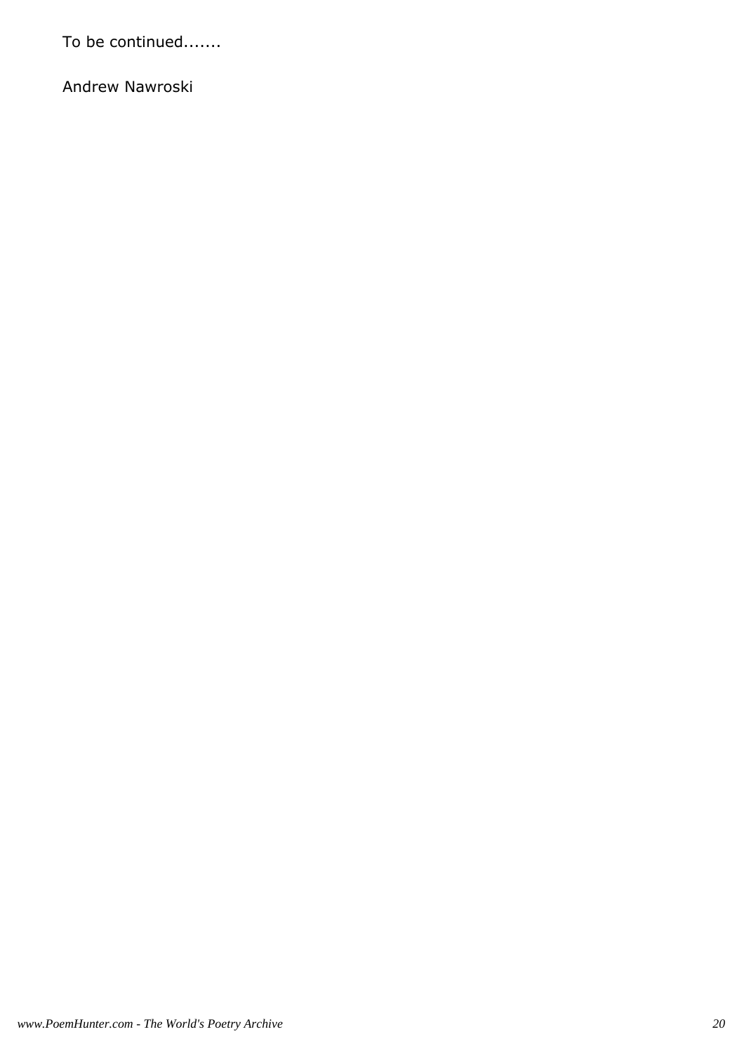To be continued.......

Andrew Nawroski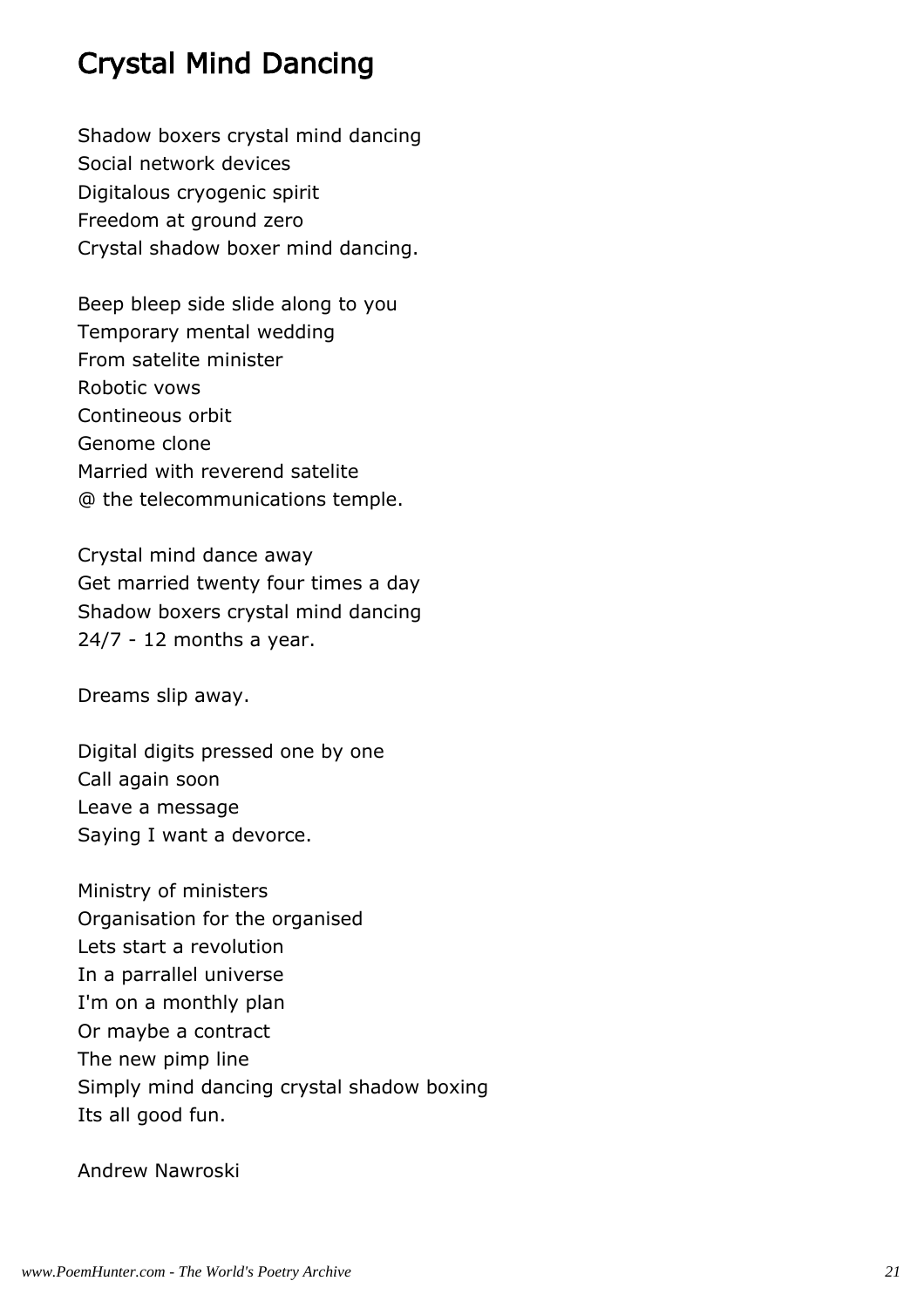# Crystal Mind Dancing

Shadow boxers crystal mind dancing
Social network devices
Digitalous cryogenic spirit
Freedom at ground zero
Crystal shadow boxer mind dancing.

Beep bleep side slide along to you
Temporary mental wedding
From satelite minister
Robotic vows
Contineous orbit
Genome clone
Married with reverend satelite
@ the telecommunications temple.

Crystal mind dance away
Get married twenty four times a day
Shadow boxers crystal mind dancing
24/7 - 12 months a year.

Dreams slip away.

Digital digits pressed one by one
Call again soon
Leave a message
Saying I want a devorce.

Ministry of ministers
Organisation for the organised
Lets start a revolution
In a parrallel universe
I'm on a monthly plan
Or maybe a contract
The new pimp line
Simply mind dancing crystal shadow boxing
Its all good fun.

Andrew Nawroski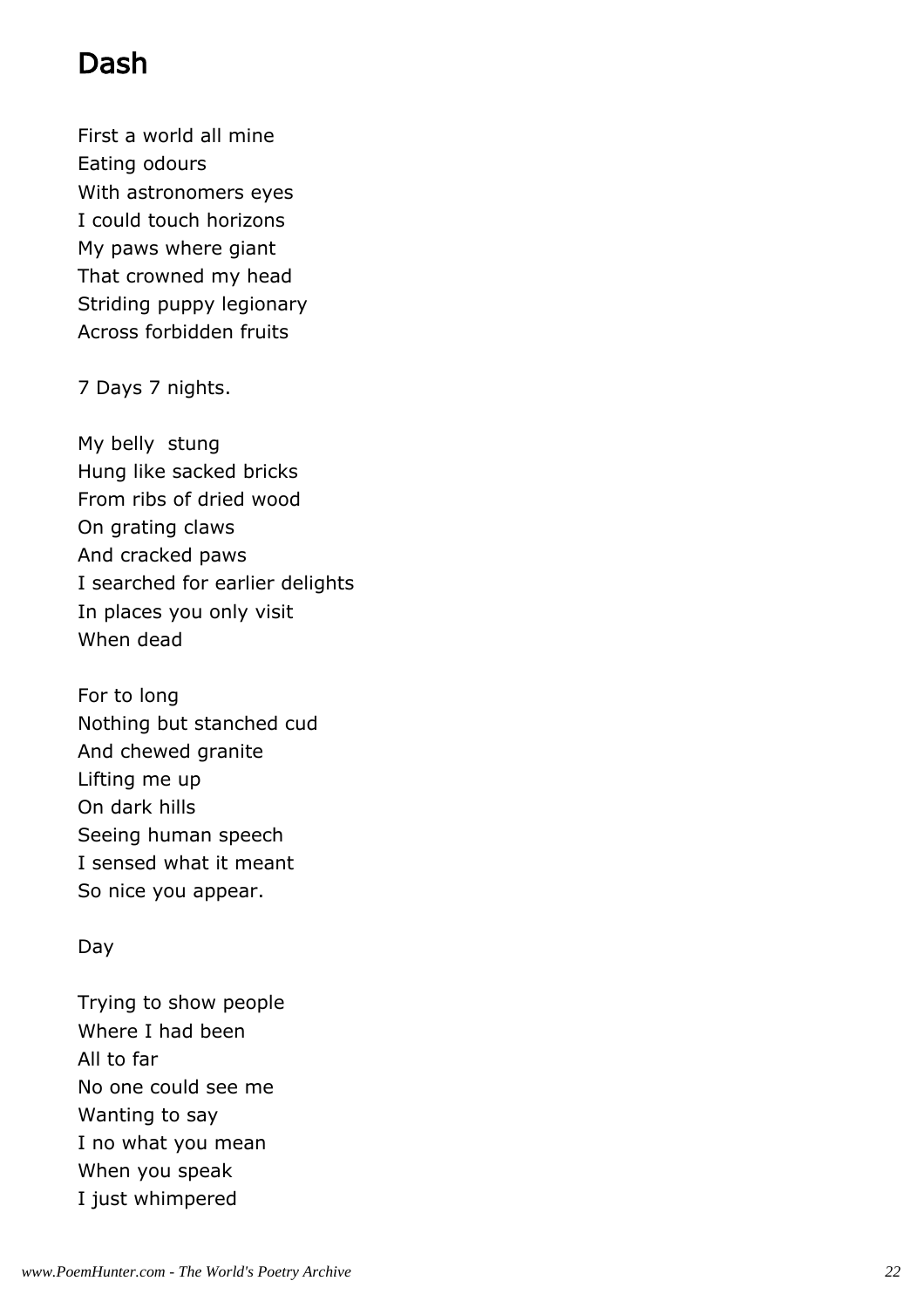# Dash

First a world all mine
Eating odours
With astronomers eyes
I could touch horizons
My paws where giant
That crowned my head
Striding puppy legionary
Across forbidden fruits

7 Days 7 nights.

My belly  stung
Hung like sacked bricks
From ribs of dried wood
On grating claws
And cracked paws
I searched for earlier delights
In places you only visit
When dead

For to long
Nothing but stanched cud
And chewed granite
Lifting me up
On dark hills
Seeing human speech
I sensed what it meant
So nice you appear.

Day

Trying to show people
Where I had been
All to far
No one could see me
Wanting to say
I no what you mean
When you speak
I just whimpered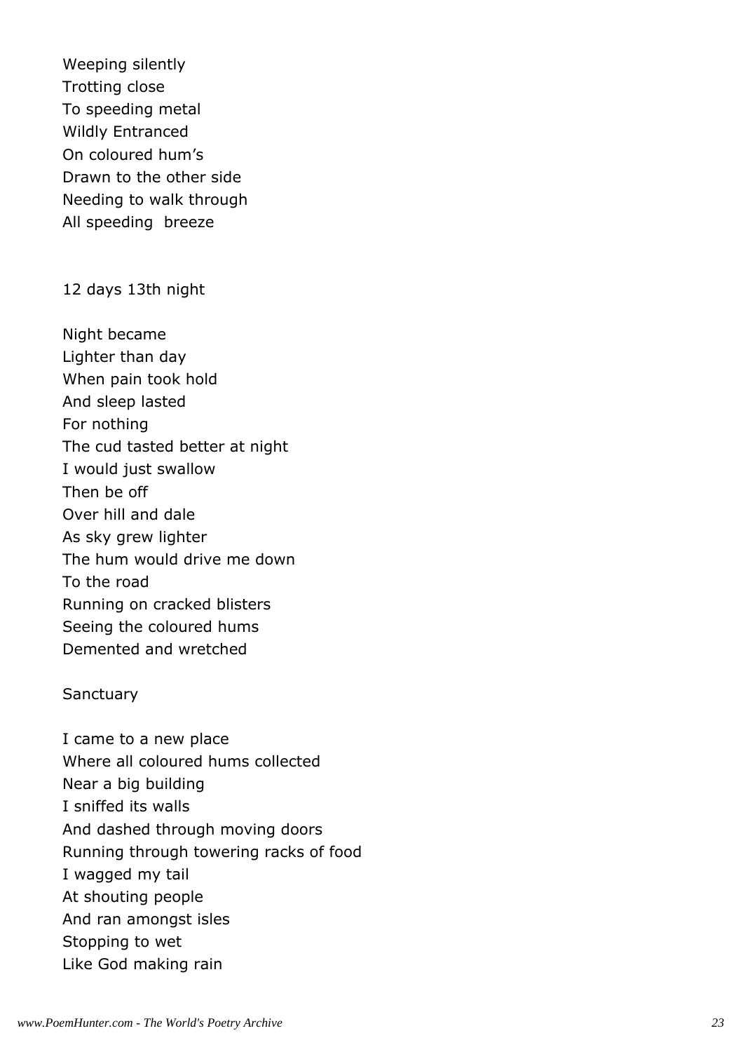Weeping silently
Trotting close
To speeding metal
Wildly Entranced
On coloured hum's
Drawn to the other side
Needing to walk through
All speeding breeze

## 12 days 13th night

Night became
Lighter than day
When pain took hold
And sleep lasted
For nothing
The cud tasted better at night
I would just swallow
Then be off
Over hill and dale
As sky grew lighter
The hum would drive me down
To the road
Running on cracked blisters
Seeing the coloured hums
Demented and wretched

## Sanctuary

I came to a new place
Where all coloured hums collected
Near a big building
I sniffed its walls
And dashed through moving doors
Running through towering racks of food
I wagged my tail
At shouting people
And ran amongst isles
Stopping to wet
Like God making rain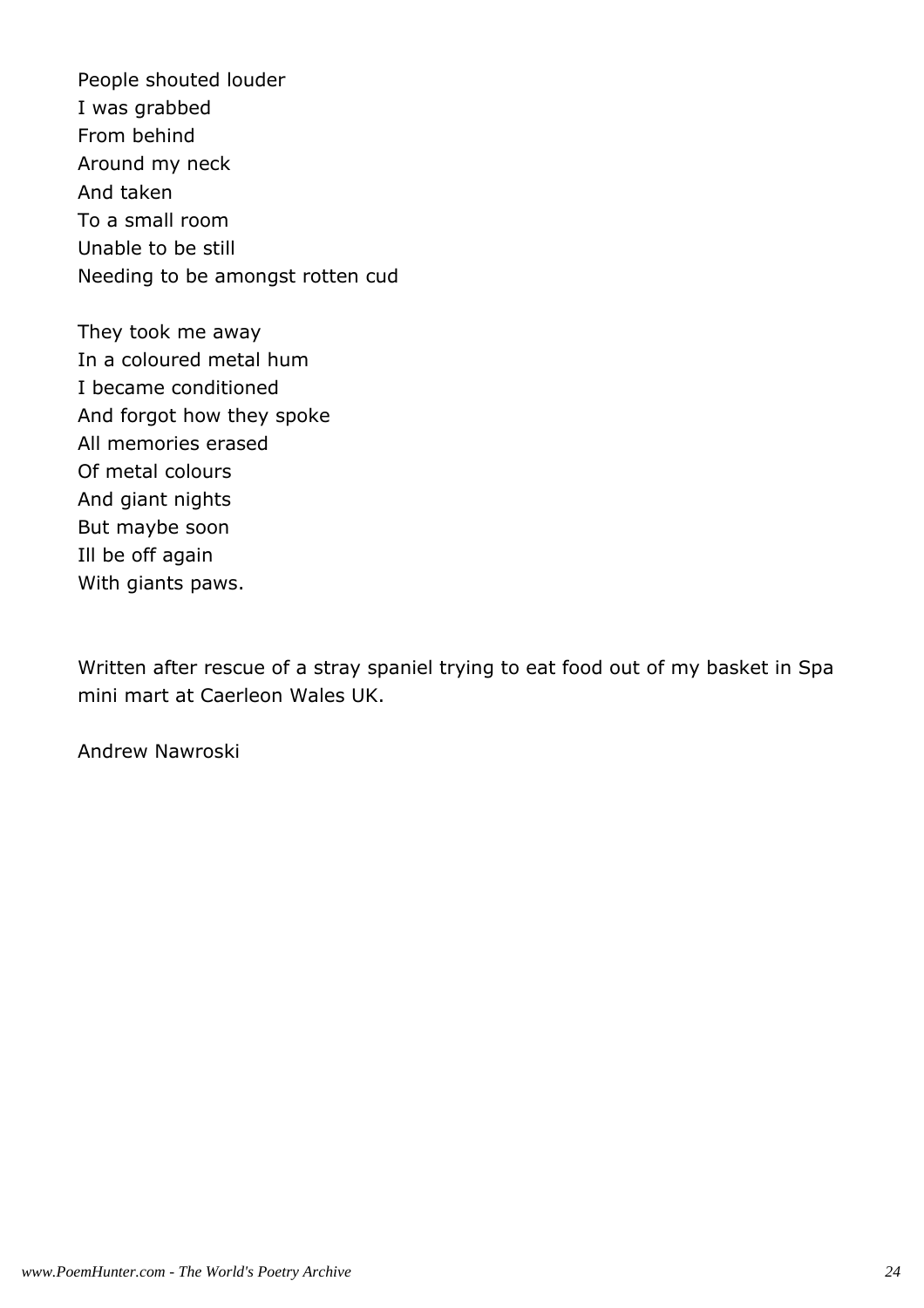People shouted louder
I was grabbed
From behind
Around my neck
And taken
To a small room
Unable to be still
Needing to be amongst rotten cud

They took me away
In a coloured metal hum
I became conditioned
And forgot how they spoke
All memories erased
Of metal colours
And giant nights
But maybe soon
Ill be off again
With giants paws.

Written after rescue of a stray spaniel trying to eat food out of my basket in Spa mini mart at Caerleon Wales UK.

Andrew Nawroski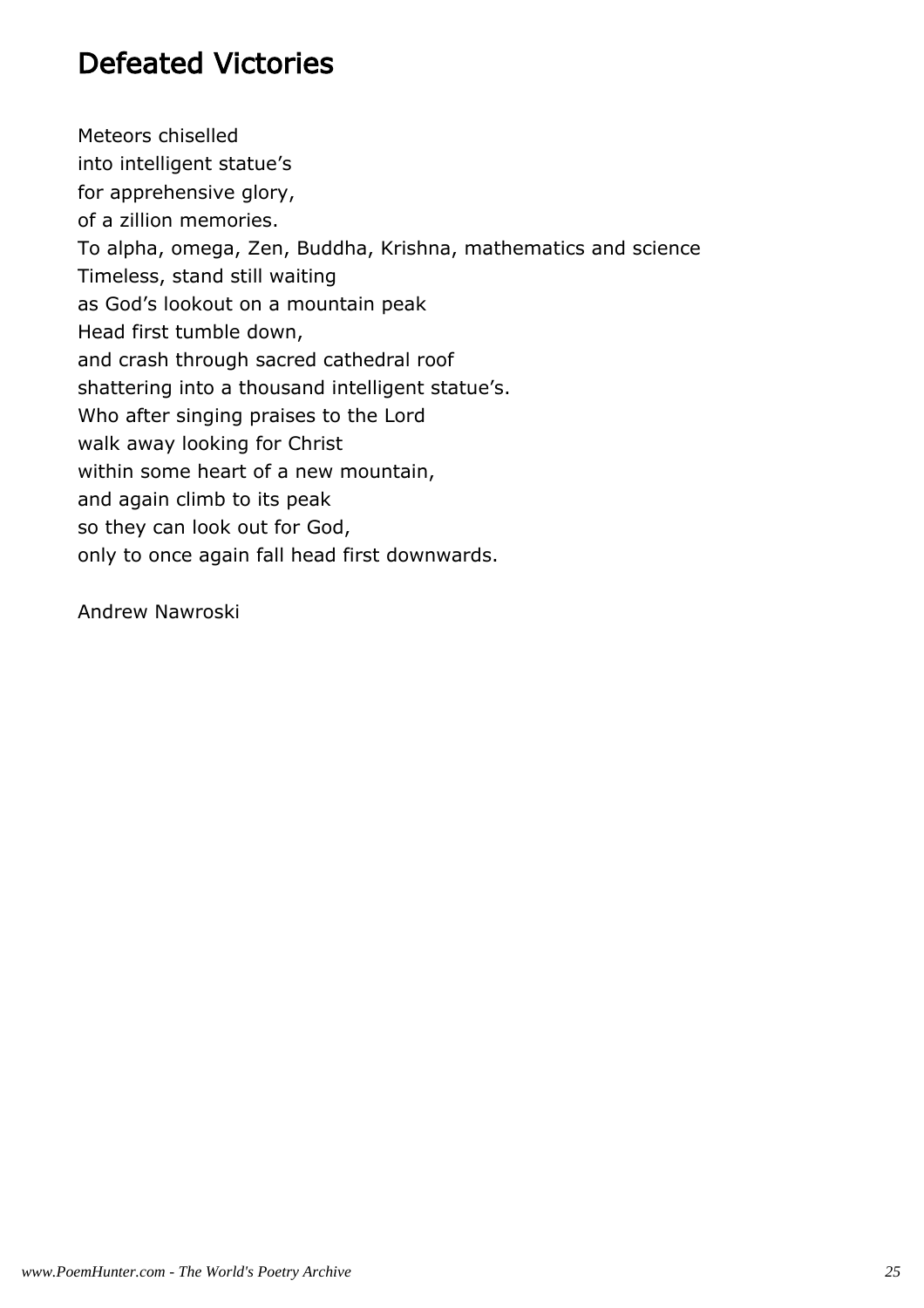# Defeated Victories

Meteors chiselled  
into intelligent statue's  
for apprehensive glory,  
of a zillion memories.  
To alpha, omega, Zen, Buddha, Krishna, mathematics and science  
Timeless, stand still waiting  
as God's lookout on a mountain peak  
Head first tumble down,  
and crash through sacred cathedral roof  
shattering into a thousand intelligent statue's.  
Who after singing praises to the Lord  
walk away looking for Christ  
within some heart of a new mountain,  
and again climb to its peak  
so they can look out for God,  
only to once again fall head first downwards.

Andrew Nawroski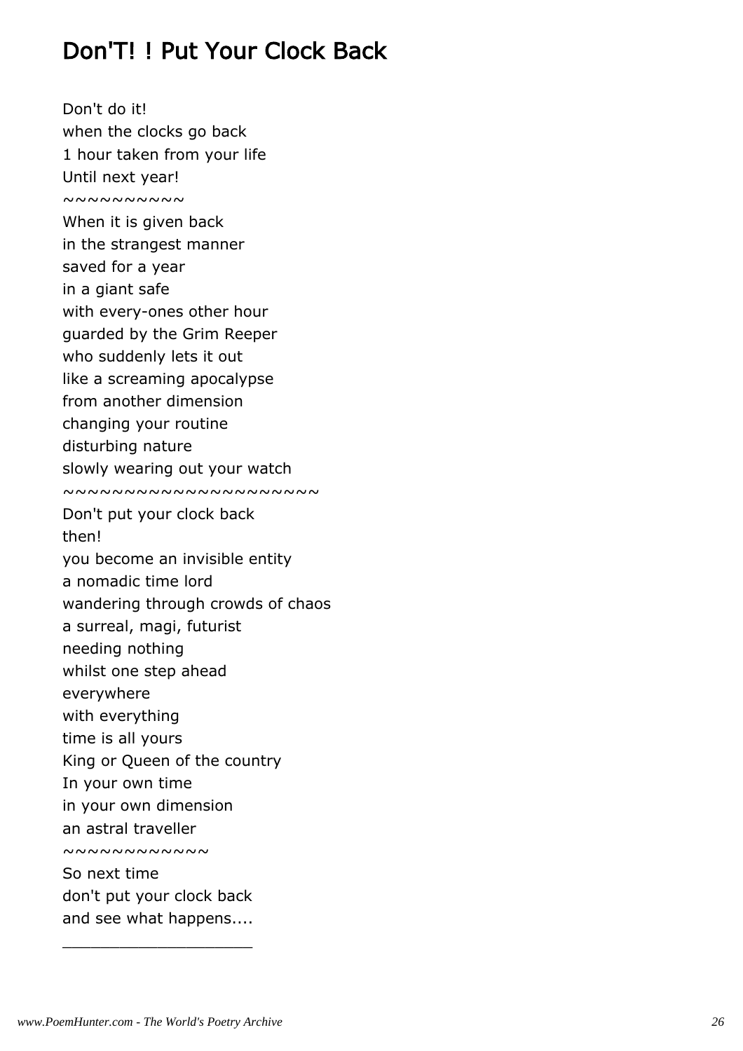## Don'T! ! Put Your Clock Back

Don't do it!  
when the clocks go back  
1 hour taken from your life  
Until next year!  
~~~~~~~~~~~  
When it is given back  
in the strangest manner  
saved for a year  
in a giant safe  
with every-ones other hour  
guarded by the Grim Reeper  
who suddenly lets it out  
like a screaming apocalypse  
from another dimension  
changing your routine  
disturbing nature  
slowly wearing out your watch  
~~~~~~~~~~~~~~~~~~~~~~~~  
Don't put your clock back  
then!  
you become an invisible entity  
a nomadic time lord  
wandering through crowds of chaos  
a surreal, magi, futurist  
needing nothing  
whilst one step ahead  
everywhere  
with everything  
time is all yours  
King or Queen of the country  
In your own time  
in your own dimension  
an astral traveller  
~~~~~~~~~~~~~  
So next time  
don't put your clock back  
and see what happens....  

---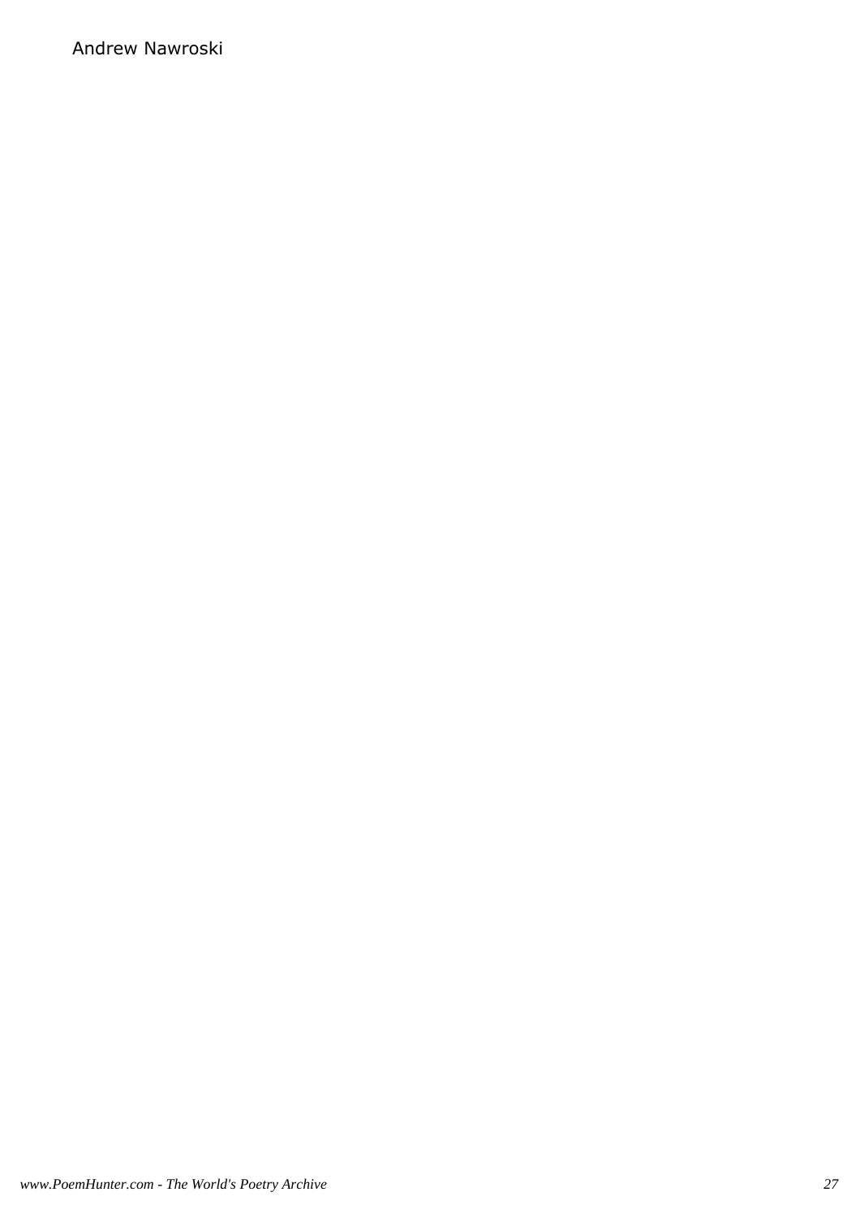Andrew Nawroski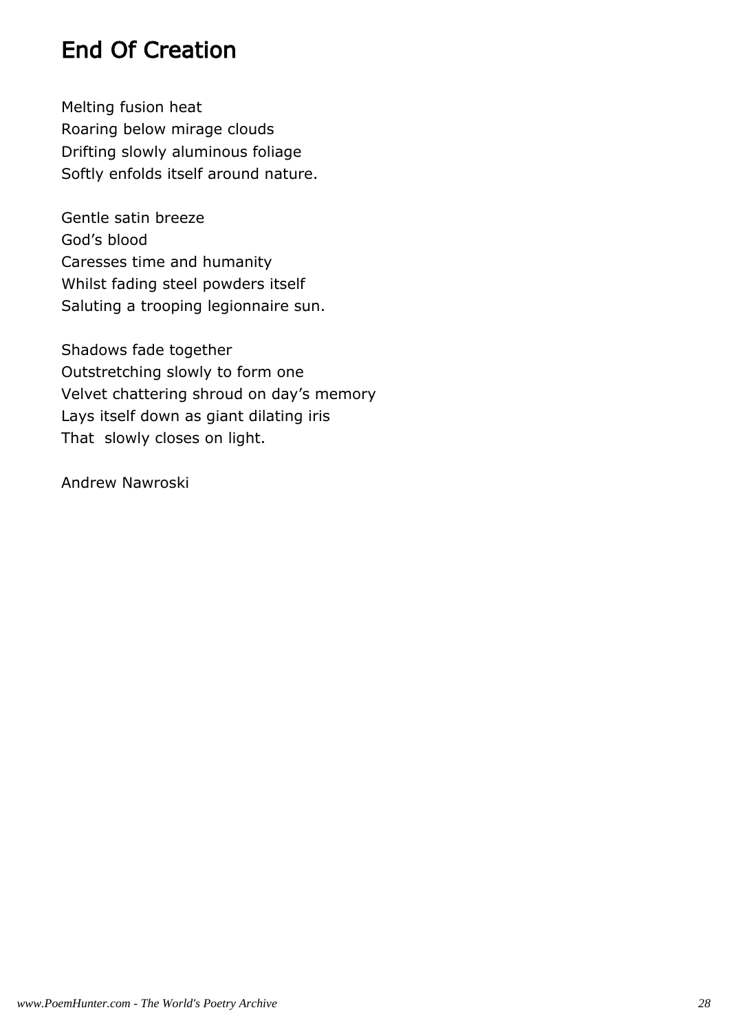# End Of Creation

Melting fusion heat
Roaring below mirage clouds
Drifting slowly aluminous foliage
Softly enfolds itself around nature.

Gentle satin breeze
God's blood
Caresses time and humanity
Whilst fading steel powders itself
Saluting a trooping legionnaire sun.

Shadows fade together
Outstretching slowly to form one
Velvet chattering shroud on day's memory
Lays itself down as giant dilating iris
That  slowly closes on light.

Andrew Nawroski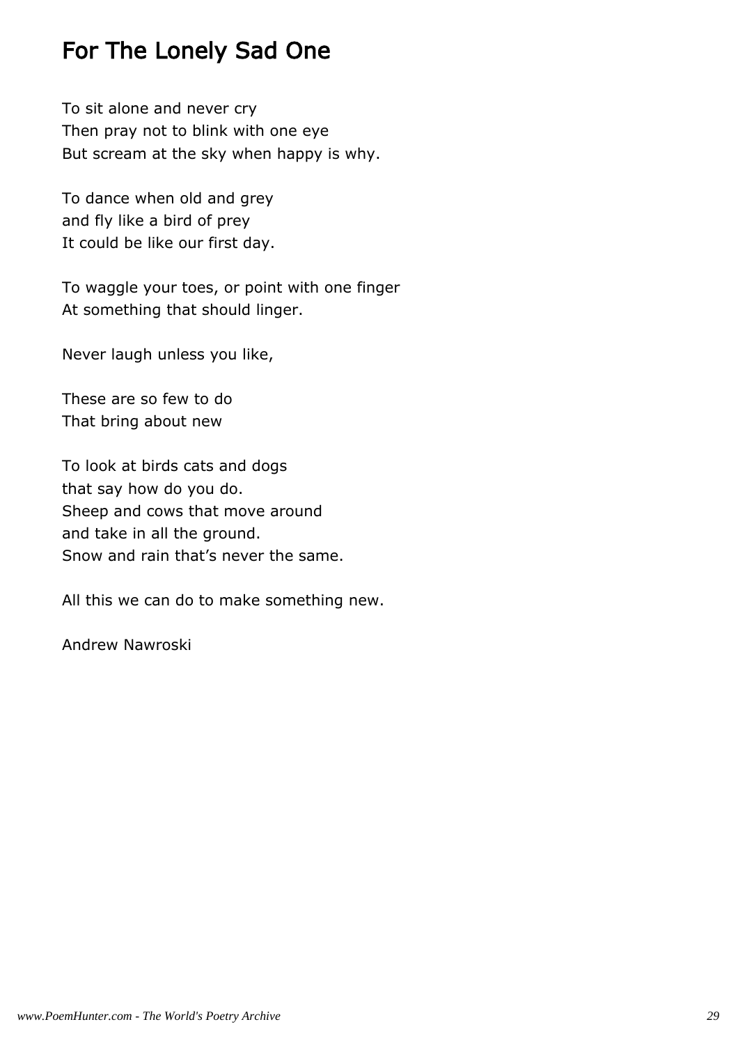# For The Lonely Sad One

To sit alone and never cry
Then pray not to blink with one eye
But scream at the sky when happy is why.

To dance when old and grey
and fly like a bird of prey
It could be like our first day.

To waggle your toes, or point with one finger
At something that should linger.

Never laugh unless you like,

These are so few to do
That bring about new

To look at birds cats and dogs
that say how do you do.
Sheep and cows that move around
and take in all the ground.
Snow and rain that's never the same.

All this we can do to make something new.

Andrew Nawroski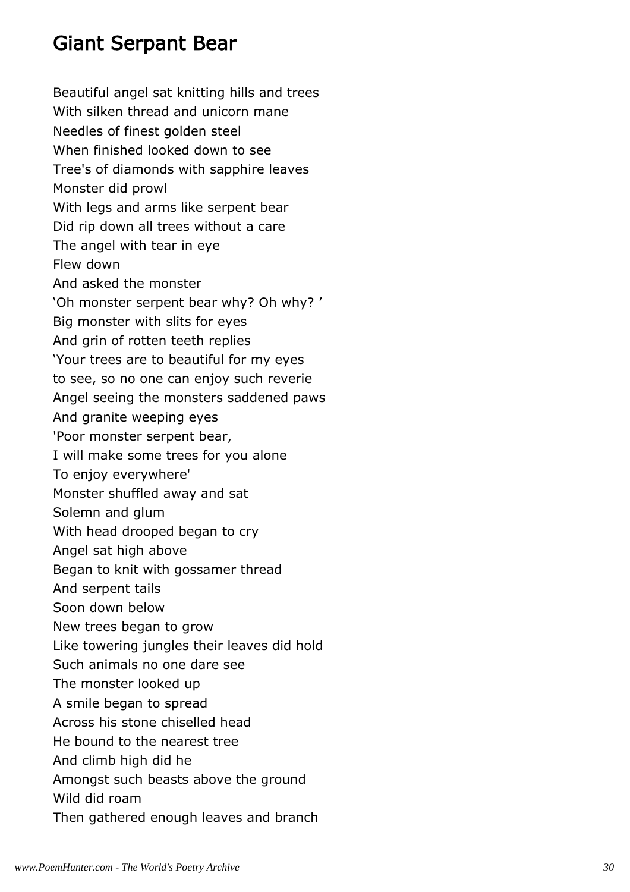## Giant Serpant Bear

Beautiful angel sat knitting hills and trees  
With silken thread and unicorn mane  
Needles of finest golden steel  
When finished looked down to see  
Tree's of diamonds with sapphire leaves  
Monster did prowl  
With legs and arms like serpent bear  
Did rip down all trees without a care  
The angel with tear in eye  
Flew down  
And asked the monster  
'Oh monster serpent bear why? Oh why? '  
Big monster with slits for eyes  
And grin of rotten teeth replies  
'Your trees are to beautiful for my eyes  
to see, so no one can enjoy such reverie  
Angel seeing the monsters saddened paws  
And granite weeping eyes  
'Poor monster serpent bear,  
I will make some trees for you alone  
To enjoy everywhere'  
Monster shuffled away and sat  
Solemn and glum  
With head drooped began to cry  
Angel sat high above  
Began to knit with gossamer thread  
And serpent tails  
Soon down below  
New trees began to grow  
Like towering jungles their leaves did hold  
Such animals no one dare see  
The monster looked up  
A smile began to spread  
Across his stone chiselled head  
He bound to the nearest tree  
And climb high did he  
Amongst such beasts above the ground  
Wild did roam  
Then gathered enough leaves and branch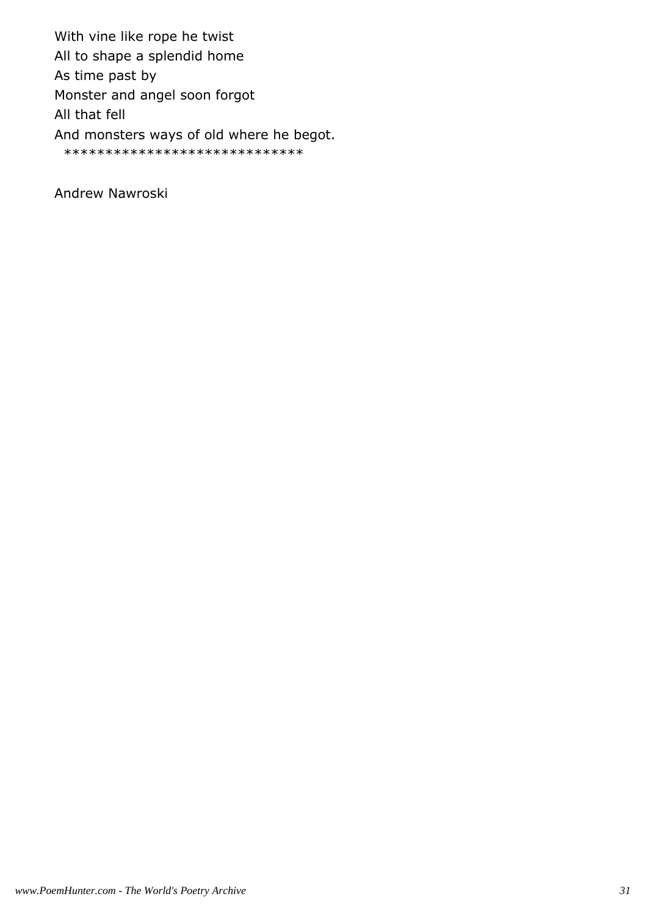With vine like rope he twist
All to shape a splendid home
As time past by
Monster and angel soon forgot
All that fell
And monsters ways of old where he begot.
*****************************

Andrew Nawroski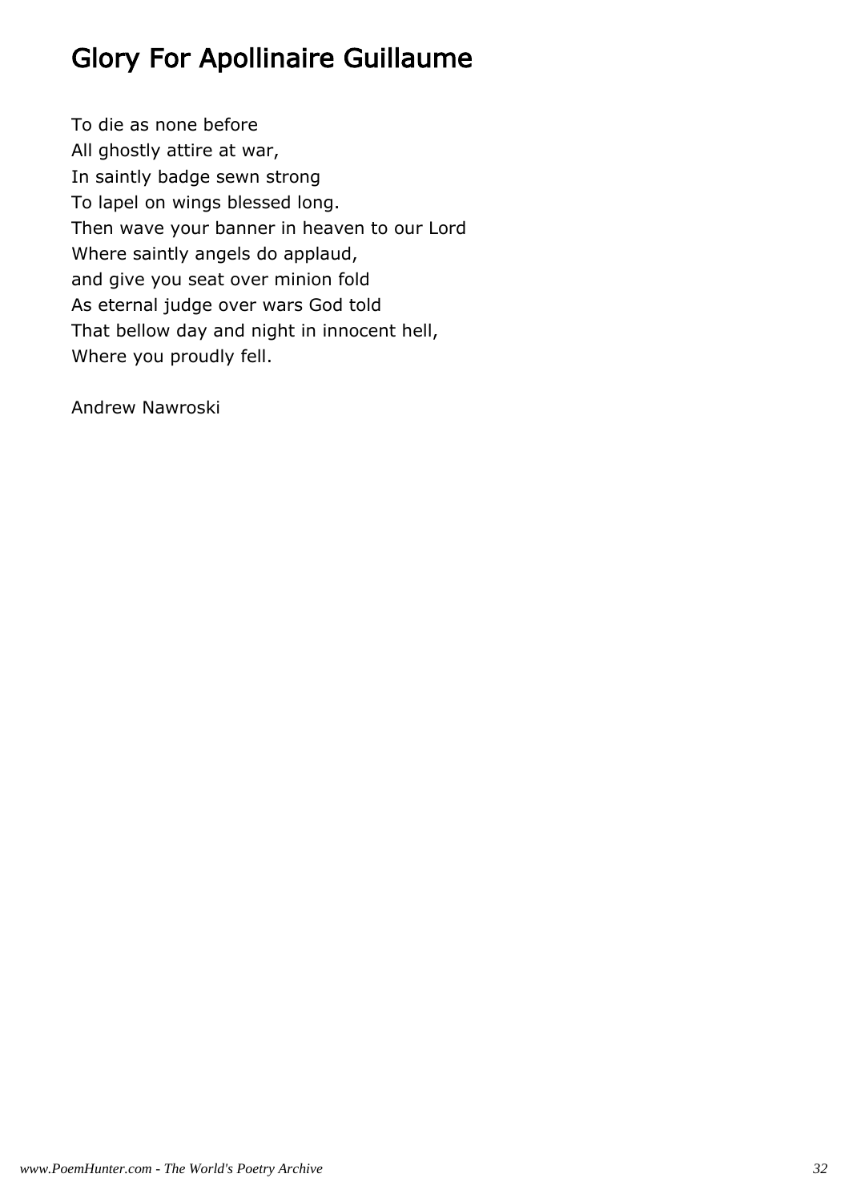# Glory For Apollinaire Guillaume

To die as none before  
All ghostly attire at war,  
In saintly badge sewn strong  
To lapel on wings blessed long.  
Then wave your banner in heaven to our Lord  
Where saintly angels do applaud,  
and give you seat over minion fold  
As eternal judge over wars God told  
That bellow day and night in innocent hell,  
Where you proudly fell.

Andrew Nawroski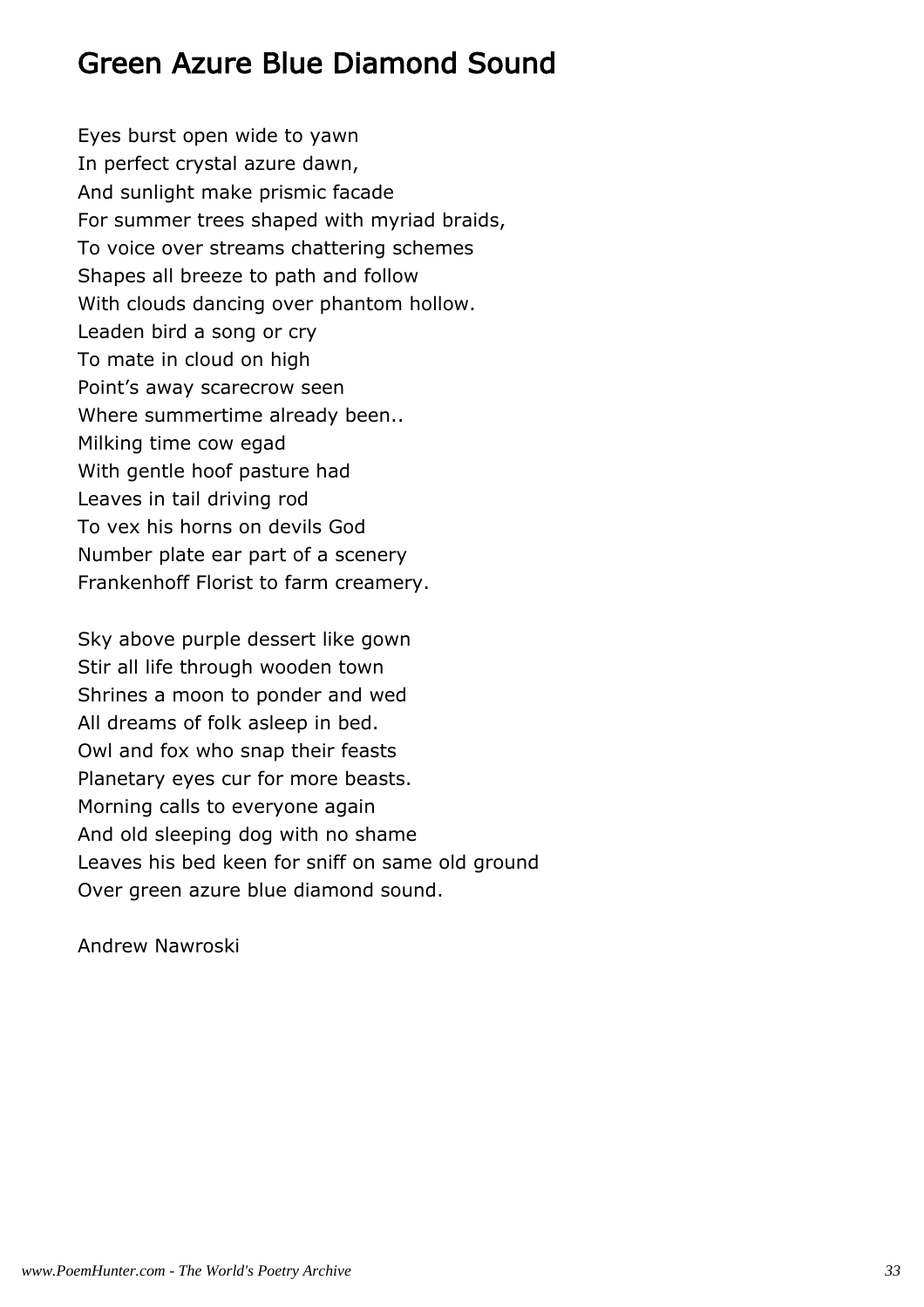## Green Azure Blue Diamond Sound

Eyes burst open wide to yawn
In perfect crystal azure dawn,
And sunlight make prismic facade
For summer trees shaped with myriad braids,
To voice over streams chattering schemes
Shapes all breeze to path and follow
With clouds dancing over phantom hollow.
Leaden bird a song or cry
To mate in cloud on high
Point's away scarecrow seen
Where summertime already been..
Milking time cow egad
With gentle hoof pasture had
Leaves in tail driving rod
To vex his horns on devils God
Number plate ear part of a scenery
Frankenhoff Florist to farm creamery.

Sky above purple dessert like gown
Stir all life through wooden town
Shrines a moon to ponder and wed
All dreams of folk asleep in bed.
Owl and fox who snap their feasts
Planetary eyes cur for more beasts.
Morning calls to everyone again
And old sleeping dog with no shame
Leaves his bed keen for sniff on same old ground
Over green azure blue diamond sound.

Andrew Nawroski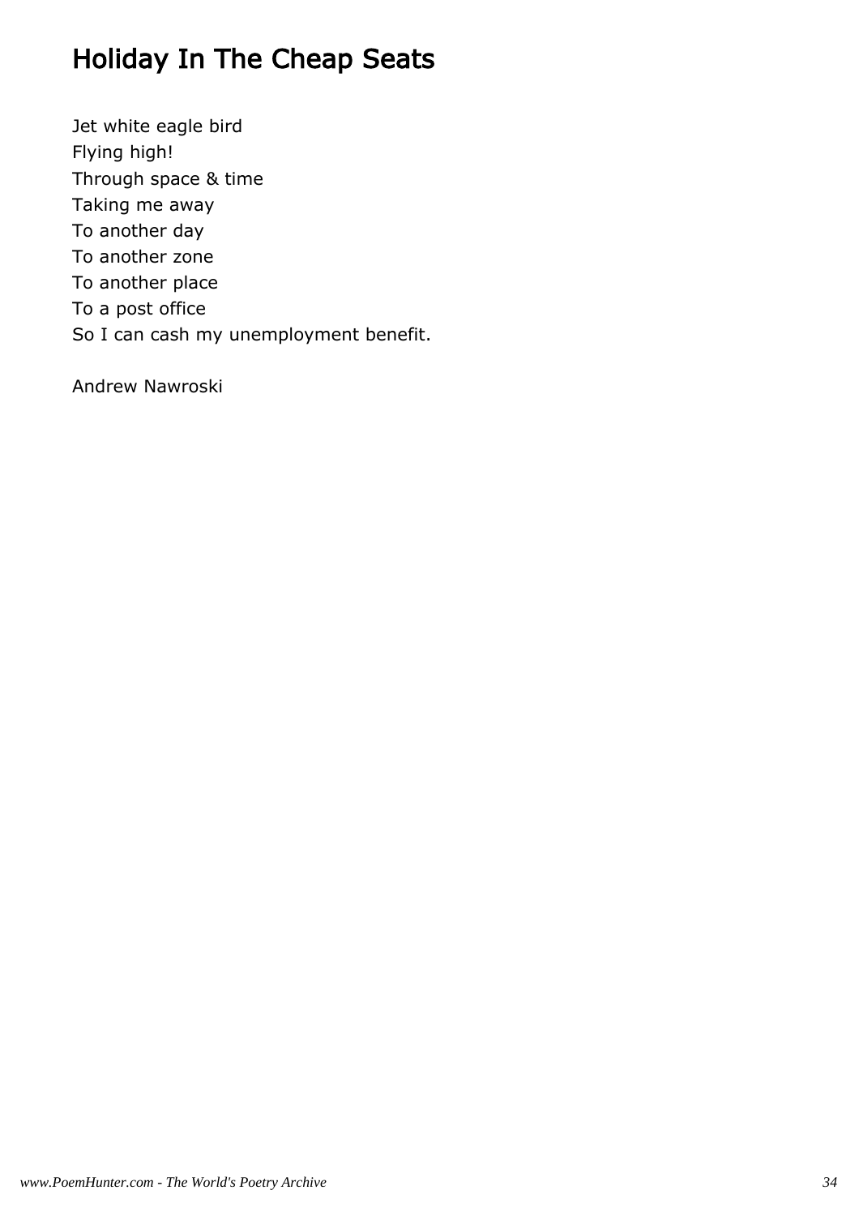# Holiday In The Cheap Seats

Jet white eagle bird  
Flying high!  
Through space & time  
Taking me away  
To another day  
To another zone  
To another place  
To a post office  
So I can cash my unemployment benefit.

Andrew Nawroski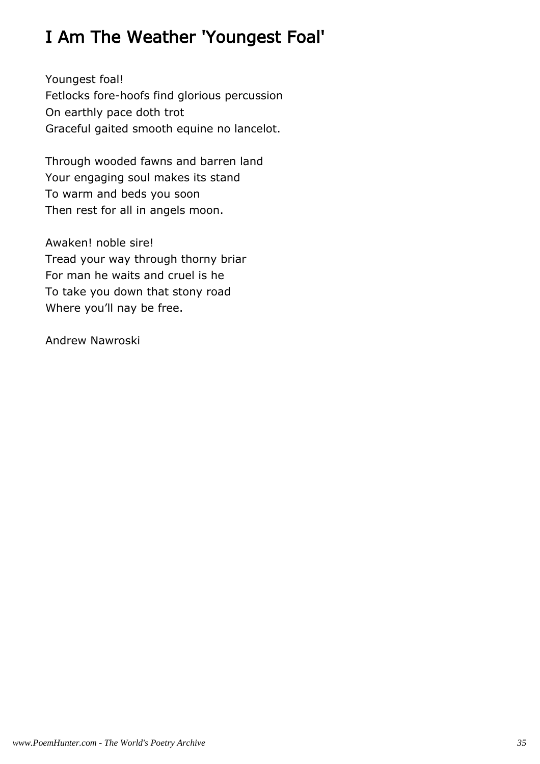# I Am The Weather 'Youngest Foal'

Youngest foal!
Fetlocks fore-hoofs find glorious percussion
On earthly pace doth trot
Graceful gaited smooth equine no lancelot.

Through wooded fawns and barren land
Your engaging soul makes its stand
To warm and beds you soon
Then rest for all in angels moon.

Awaken! noble sire!
Tread your way through thorny briar
For man he waits and cruel is he
To take you down that stony road
Where you'll nay be free.

Andrew Nawroski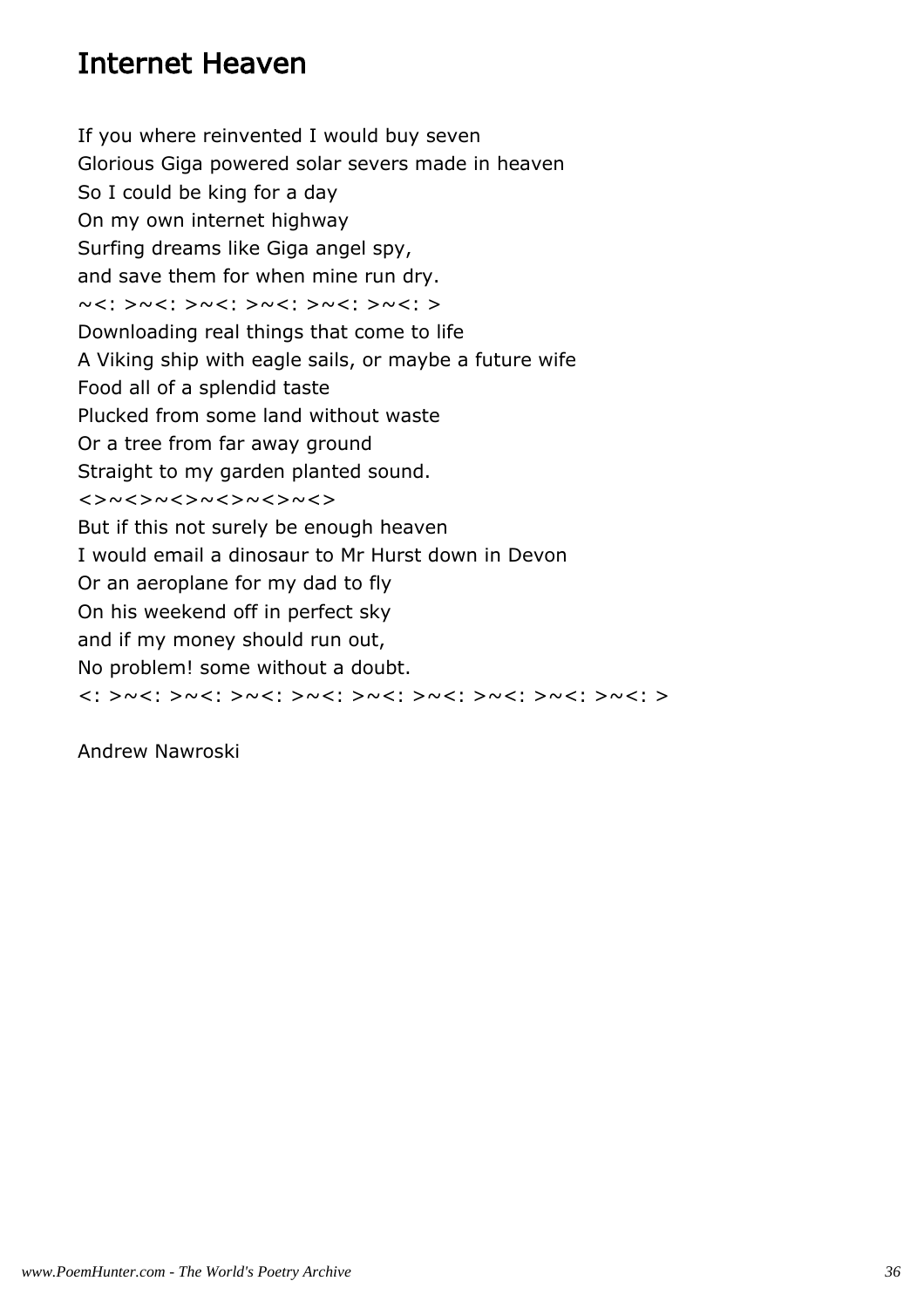# Internet Heaven

If you where reinvented I would buy seven  
Glorious Giga powered solar severs made in heaven  
So I could be king for a day  
On my own internet highway  
Surfing dreams like Giga angel spy,  
and save them for when mine run dry.  
~<: >~<: >~<: >~<: >~<: >~<: >  
Downloading real things that come to life  
A Viking ship with eagle sails, or maybe a future wife  
Food all of a splendid taste  
Plucked from some land without waste  
Or a tree from far away ground  
Straight to my garden planted sound.  
<>~<>~<>~<>~<>~<>  
But if this not surely be enough heaven  
I would email a dinosaur to Mr Hurst down in Devon  
Or an aeroplane for my dad to fly  
On his weekend off in perfect sky  
and if my money should run out,  
No problem! some without a doubt.  
<: >~<: >~<: >~<: >~<: >~<: >~<: >~<: >~<: >~<: >~<: >

Andrew Nawroski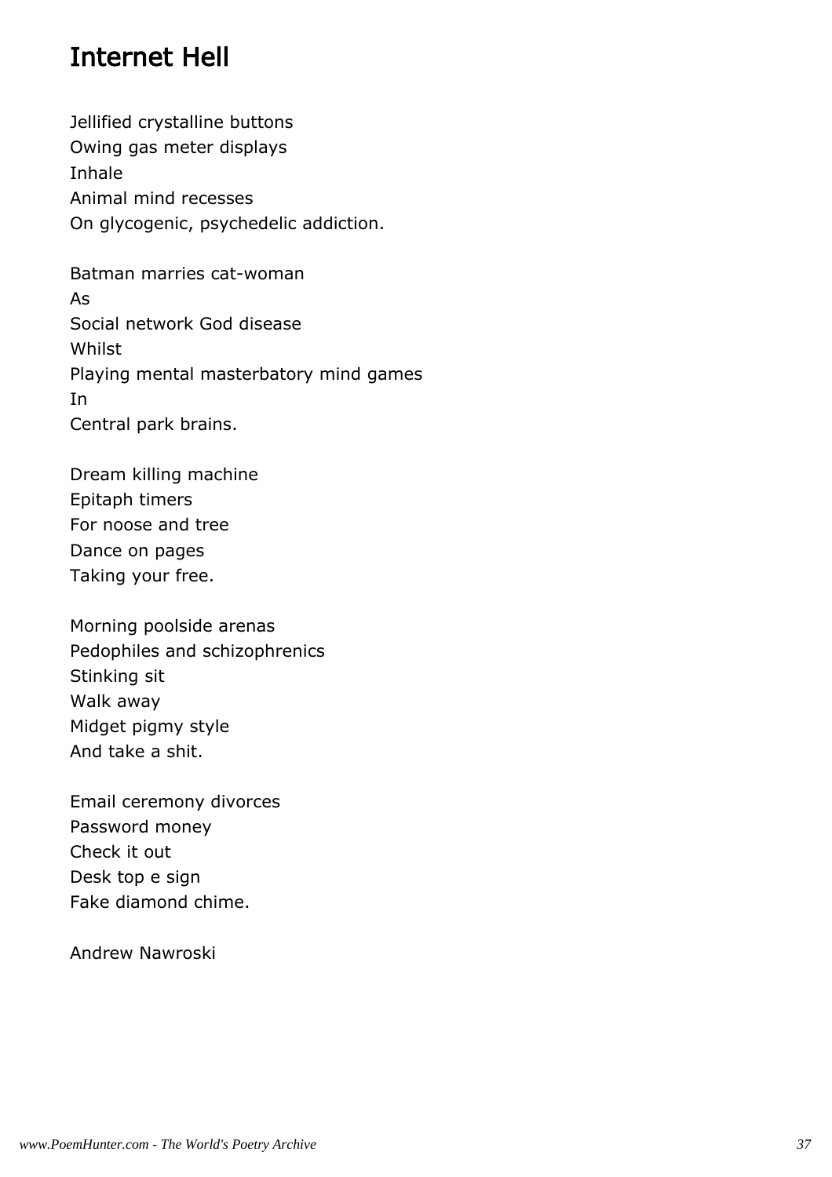## Internet Hell

Jellified crystalline buttons
Owing gas meter displays
Inhale
Animal mind recesses
On glycogenic, psychedelic addiction.

Batman marries cat-woman
As
Social network God disease
Whilst
Playing mental masterbatory mind games
In
Central park brains.

Dream killing machine
Epitaph timers
For noose and tree
Dance on pages
Taking your free.

Morning poolside arenas
Pedophiles and schizophrenics
Stinking sit
Walk away
Midget pigmy style
And take a shit.

Email ceremony divorces
Password money
Check it out
Desk top e sign
Fake diamond chime.

Andrew Nawroski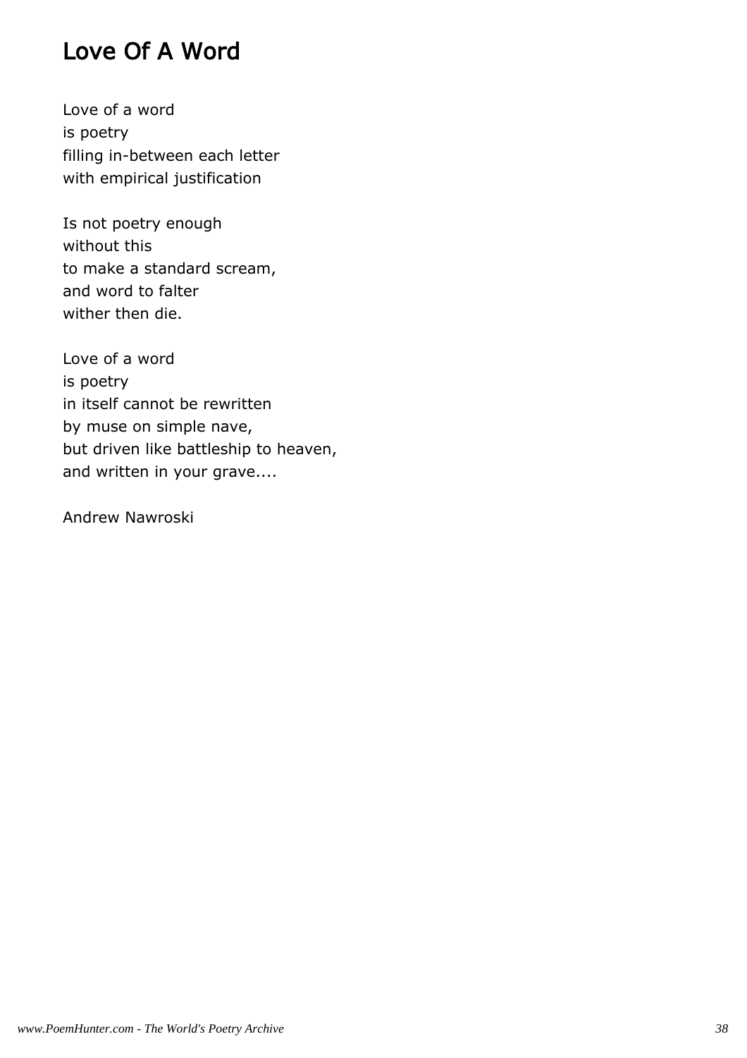# Love Of A Word

Love of a word  
is poetry  
filling in-between each letter  
with empirical justification

Is not poetry enough  
without this  
to make a standard scream,  
and word to falter  
wither then die.

Love of a word  
is poetry  
in itself cannot be rewritten  
by muse on simple nave,  
but driven like battleship to heaven,  
and written in your grave....

Andrew Nawroski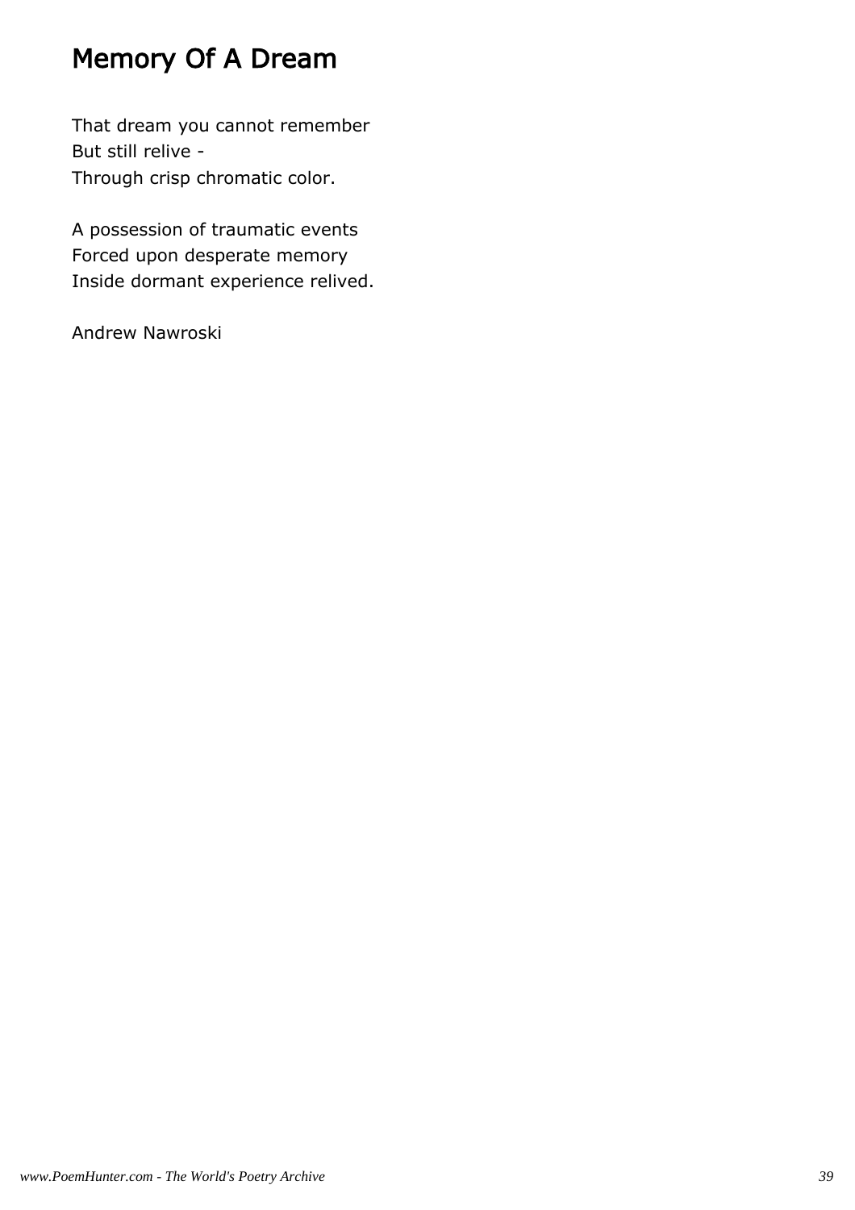# Memory Of A Dream

That dream you cannot remember
But still relive -
Through crisp chromatic color.

A possession of traumatic events
Forced upon desperate memory
Inside dormant experience relived.

Andrew Nawroski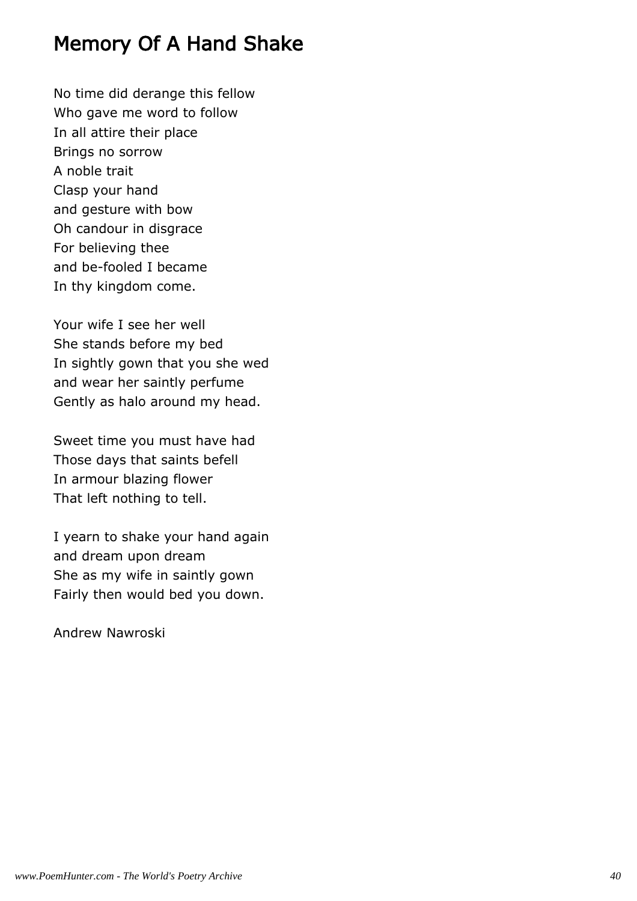## Memory Of A Hand Shake

No time did derange this fellow  
Who gave me word to follow  
In all attire their place  
Brings no sorrow  
A noble trait  
Clasp your hand  
and gesture with bow  
Oh candour in disgrace  
For believing thee  
and be-fooled I became  
In thy kingdom come.

Your wife I see her well  
She stands before my bed  
In sightly gown that you she wed  
and wear her saintly perfume  
Gently as halo around my head.

Sweet time you must have had  
Those days that saints befell  
In armour blazing flower  
That left nothing to tell.

I yearn to shake your hand again  
and dream upon dream  
She as my wife in saintly gown  
Fairly then would bed you down.

Andrew Nawroski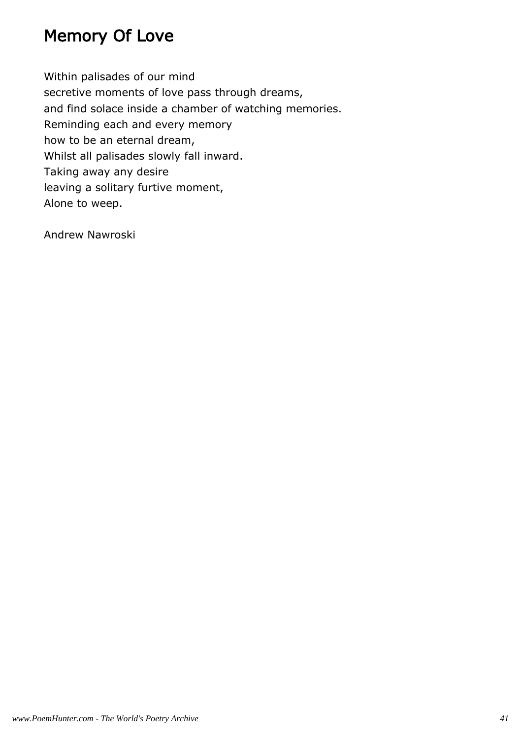# Memory Of Love

Within palisades of our mind  
secretive moments of love pass through dreams,  
and find solace inside a chamber of watching memories.  
Reminding each and every memory  
how to be an eternal dream,  
Whilst all palisades slowly fall inward.  
Taking away any desire  
leaving a solitary furtive moment,  
Alone to weep.

Andrew Nawroski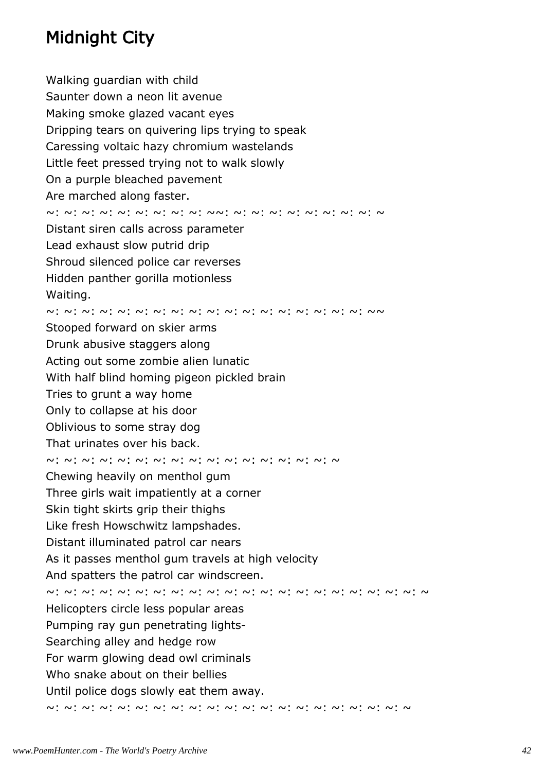# Midnight City

Walking guardian with child
Saunter down a neon lit avenue
Making smoke glazed vacant eyes
Dripping tears on quivering lips trying to speak
Caressing voltaic hazy chromium wastelands
Little feet pressed trying not to walk slowly
On a purple bleached pavement
Are marched along faster.
~: ~: ~: ~: ~: ~: ~: ~: ~: ~~: ~: ~: ~: ~: ~: ~: ~: ~: ~
Distant siren calls across parameter
Lead exhaust slow putrid drip
Shroud silenced police car reverses
Hidden panther gorilla motionless
Waiting.
~: ~: ~: ~: ~: ~: ~: ~: ~: ~: ~: ~: ~: ~: ~: ~: ~: ~: ~~
Stooped forward on skier arms
Drunk abusive staggers along
Acting out some zombie alien lunatic
With half blind homing pigeon pickled brain
Tries to grunt a way home
Only to collapse at his door
Oblivious to some stray dog
That urinates over his back.
~: ~: ~: ~: ~: ~: ~: ~: ~: ~: ~: ~: ~: ~: ~: ~: ~
Chewing heavily on menthol gum
Three girls wait impatiently at a corner
Skin tight skirts grip their thighs
Like fresh Howschwitz lampshades.
Distant illuminated patrol car nears
As it passes menthol gum travels at high velocity
And spatters the patrol car windscreen.
~: ~: ~: ~: ~: ~: ~: ~: ~: ~: ~: ~: ~: ~: ~: ~: ~: ~: ~: ~: ~: ~: ~
Helicopters circle less popular areas
Pumping ray gun penetrating lights-
Searching alley and hedge row
For warm glowing dead owl criminals
Who snake about on their bellies
Until police dogs slowly eat them away.
~: ~: ~: ~: ~: ~: ~: ~: ~: ~: ~: ~: ~: ~: ~: ~: ~: ~: ~: ~: ~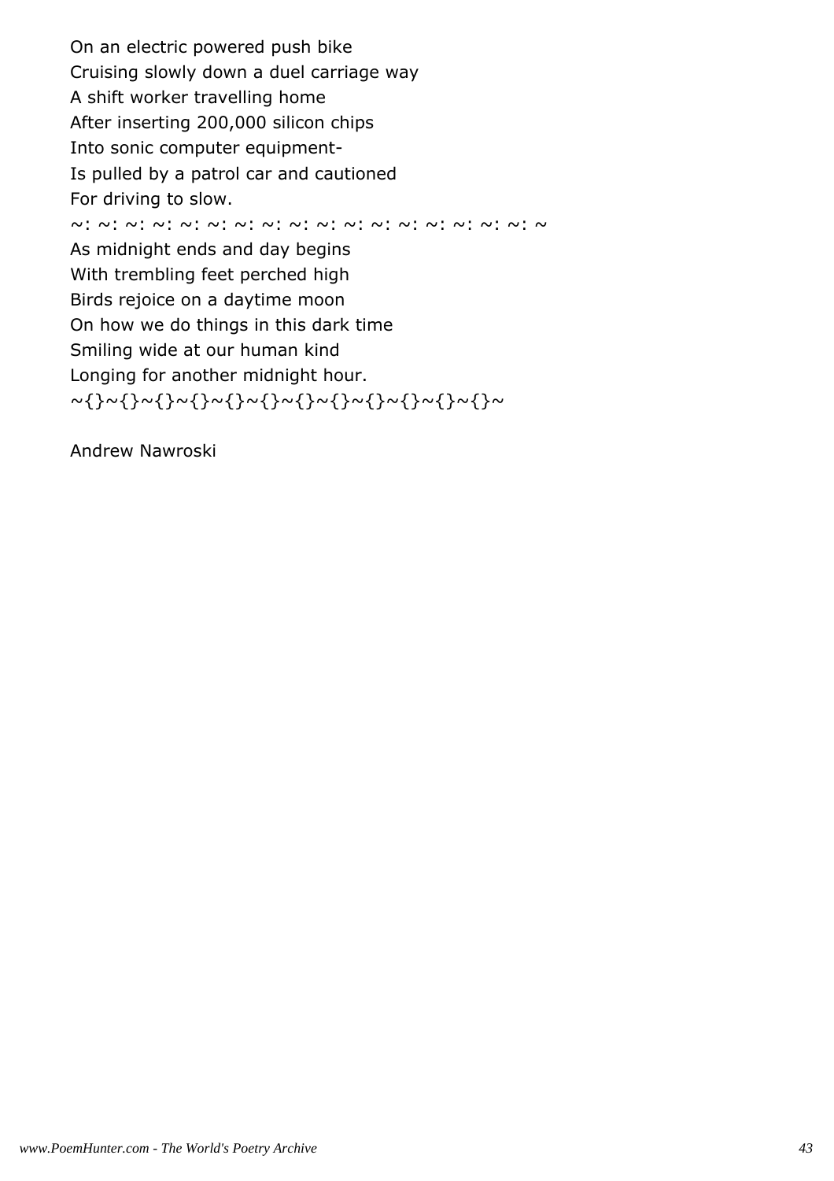On an electric powered push bike  
Cruising slowly down a duel carriage way  
A shift worker travelling home  
After inserting 200,000 silicon chips  
Into sonic computer equipment-  
Is pulled by a patrol car and cautioned  
For driving to slow.  
~: ~: ~: ~: ~: ~: ~: ~: ~: ~: ~: ~: ~: ~: ~: ~: ~: ~  
As midnight ends and day begins  
With trembling feet perched high  
Birds rejoice on a daytime moon  
On how we do things in this dark time  
Smiling wide at our human kind  
Longing for another midnight hour.  
~{}~{}~{}~{}~{}~{}~{}~{}~{}~{}~{}~{}~{}~{}~

Andrew Nawroski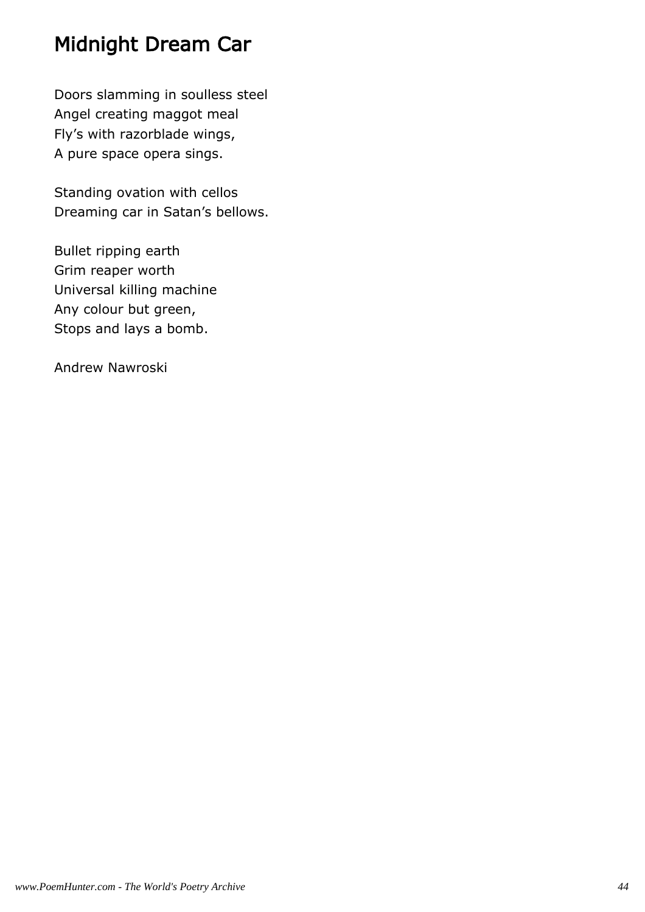# Midnight Dream Car

Doors slamming in soulless steel  
Angel creating maggot meal  
Fly's with razorblade wings,  
A pure space opera sings.

Standing ovation with cellos  
Dreaming car in Satan's bellows.

Bullet ripping earth  
Grim reaper worth  
Universal killing machine  
Any colour but green,  
Stops and lays a bomb.

Andrew Nawroski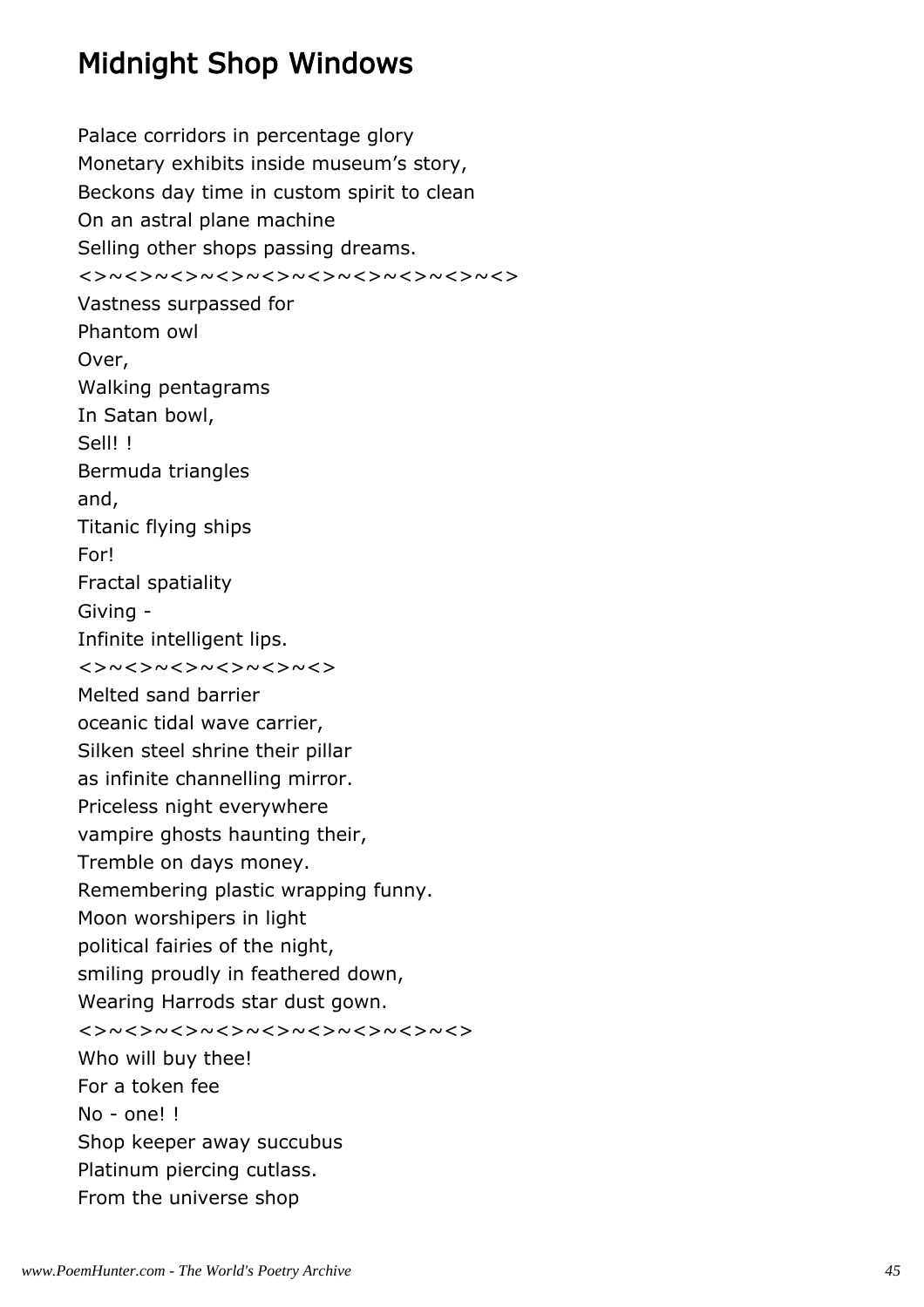## Midnight Shop Windows

Palace corridors in percentage glory  
Monetary exhibits inside museum’s story,  
Beckons day time in custom spirit to clean  
On an astral plane machine  
Selling other shops passing dreams.  
<>~<>~<>~<>~<>~<>~<>~<>~<>~<>  
Vastness surpassed for  
Phantom owl  
Over,  
Walking pentagrams  
In Satan bowl,  
Sell! !  
Bermuda triangles  
and,  
Titanic flying ships  
For!  
Fractal spatiality  
Giving -  
Infinite intelligent lips.  
<>~<>~<>~<>~<>~<>  
Melted sand barrier  
oceanic tidal wave carrier,  
Silken steel shrine their pillar  
as infinite channelling mirror.  
Priceless night everywhere  
vampire ghosts haunting their,  
Tremble on days money.  
Remembering plastic wrapping funny.  
Moon worshipers in light  
political fairies of the night,  
smiling proudly in feathered down,  
Wearing Harrods star dust gown.  
<>~<>~<>~<>~<>~<>~<>~<>~<>  
Who will buy thee!  
For a token fee  
No - one! !  
Shop keeper away succubus  
Platinum piercing cutlass.  
From the universe shop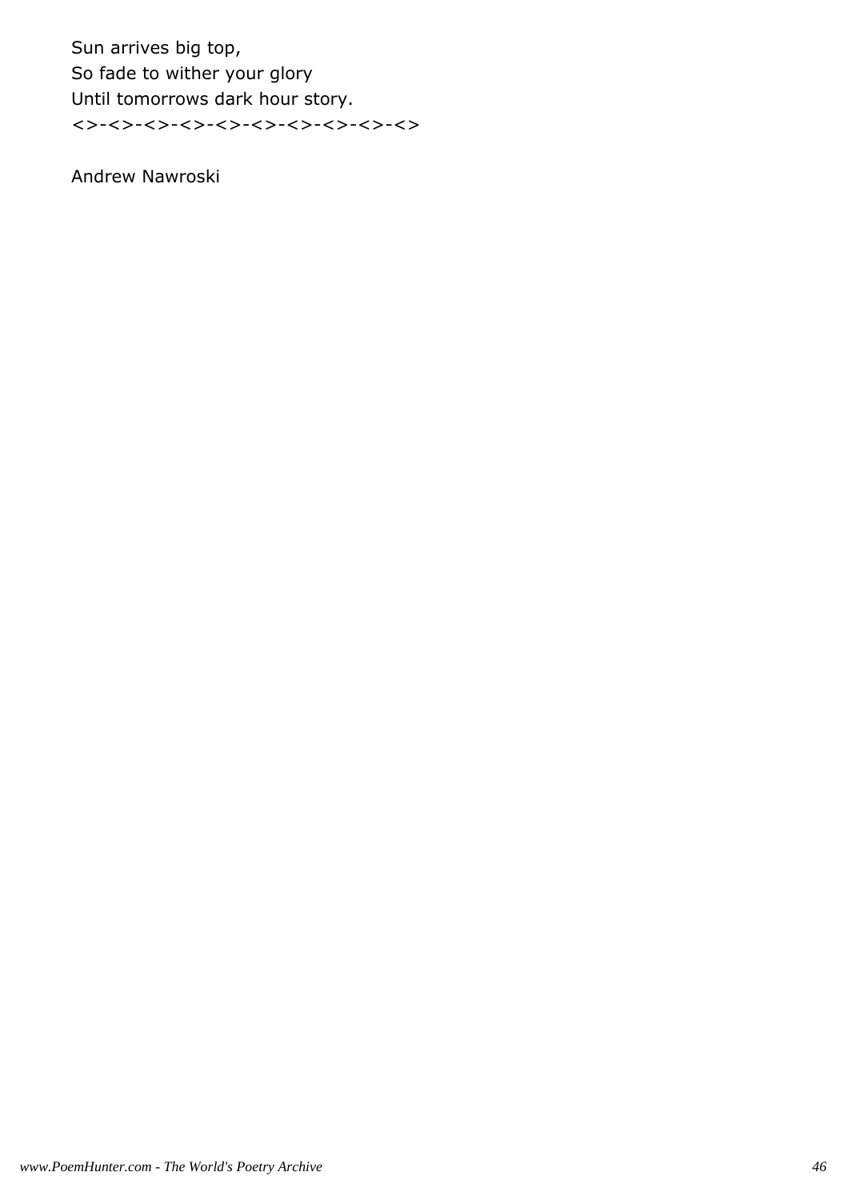Sun arrives big top,
So fade to wither your glory
Until tomorrows dark hour story.
<>-<>-<>-<>-<>-<>-<>-<>-<>-<>

Andrew Nawroski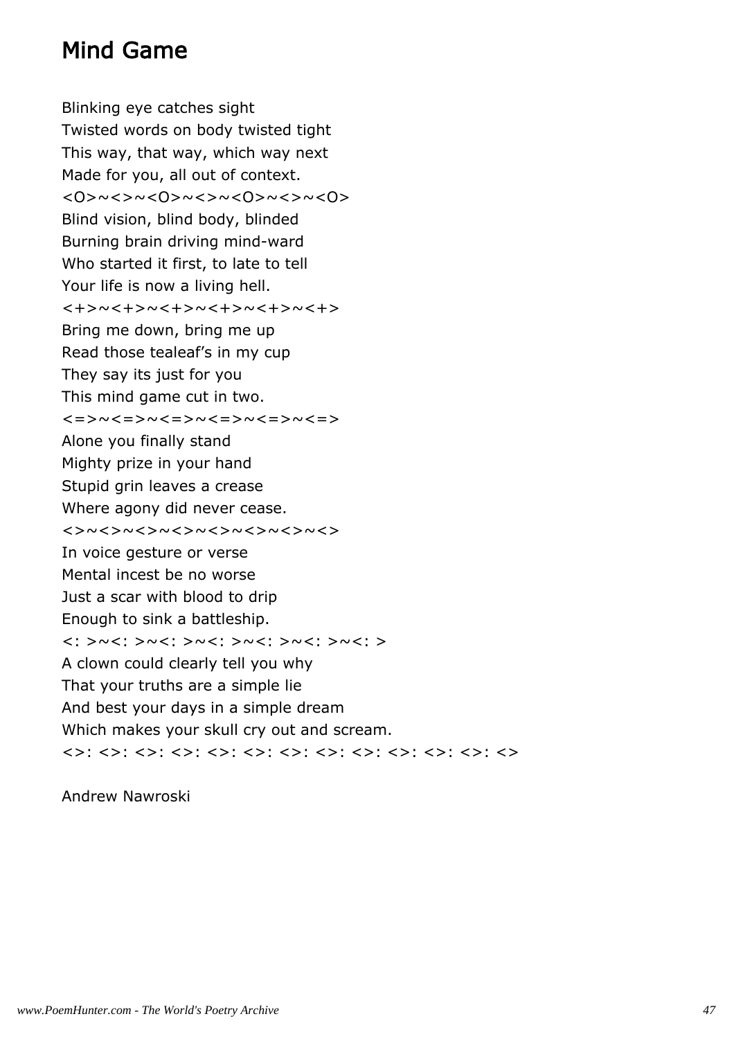# Mind Game

Blinking eye catches sight
Twisted words on body twisted tight
This way, that way, which way next
Made for you, all out of context.
<O>~<>~<O>~<>~<O>~<>~<O>
Blind vision, blind body, blinded
Burning brain driving mind-ward
Who started it first, to late to tell
Your life is now a living hell.
<+>~<+>~<+>~<+>~<+>~<+>
Bring me down, bring me up
Read those tealeaf's in my cup
They say its just for you
This mind game cut in two.
<=>~<=>~<=>~<=>~<=>~<=>
Alone you finally stand
Mighty prize in your hand
Stupid grin leaves a crease
Where agony did never cease.
<>~<>~<>~<>~<>~<>~<>~<>
In voice gesture or verse
Mental incest be no worse
Just a scar with blood to drip
Enough to sink a battleship.
<: >~<: >~<: >~<: >~<: >~<: >~<: >
A clown could clearly tell you why
That your truths are a simple lie
And best your days in a simple dream
Which makes your skull cry out and scream.
<>: <>: <>: <>: <>: <>: <>: <>: <>: <>: <>: <>: <>

Andrew Nawroski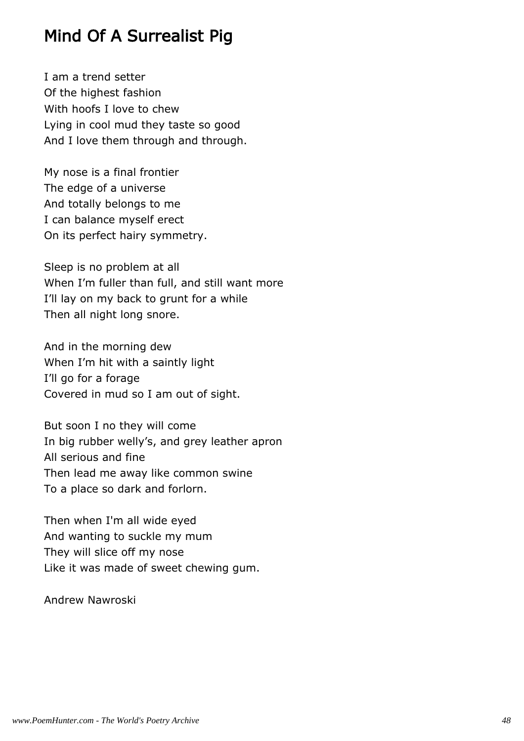## Mind Of A Surrealist Pig

I am a trend setter
Of the highest fashion
With hoofs I love to chew
Lying in cool mud they taste so good
And I love them through and through.

My nose is a final frontier
The edge of a universe
And totally belongs to me
I can balance myself erect
On its perfect hairy symmetry.

Sleep is no problem at all
When I'm fuller than full, and still want more
I'll lay on my back to grunt for a while
Then all night long snore.

And in the morning dew
When I'm hit with a saintly light
I'll go for a forage
Covered in mud so I am out of sight.

But soon I no they will come
In big rubber welly's, and grey leather apron
All serious and fine
Then lead me away like common swine
To a place so dark and forlorn.

Then when I'm all wide eyed
And wanting to suckle my mum
They will slice off my nose
Like it was made of sweet chewing gum.

Andrew Nawroski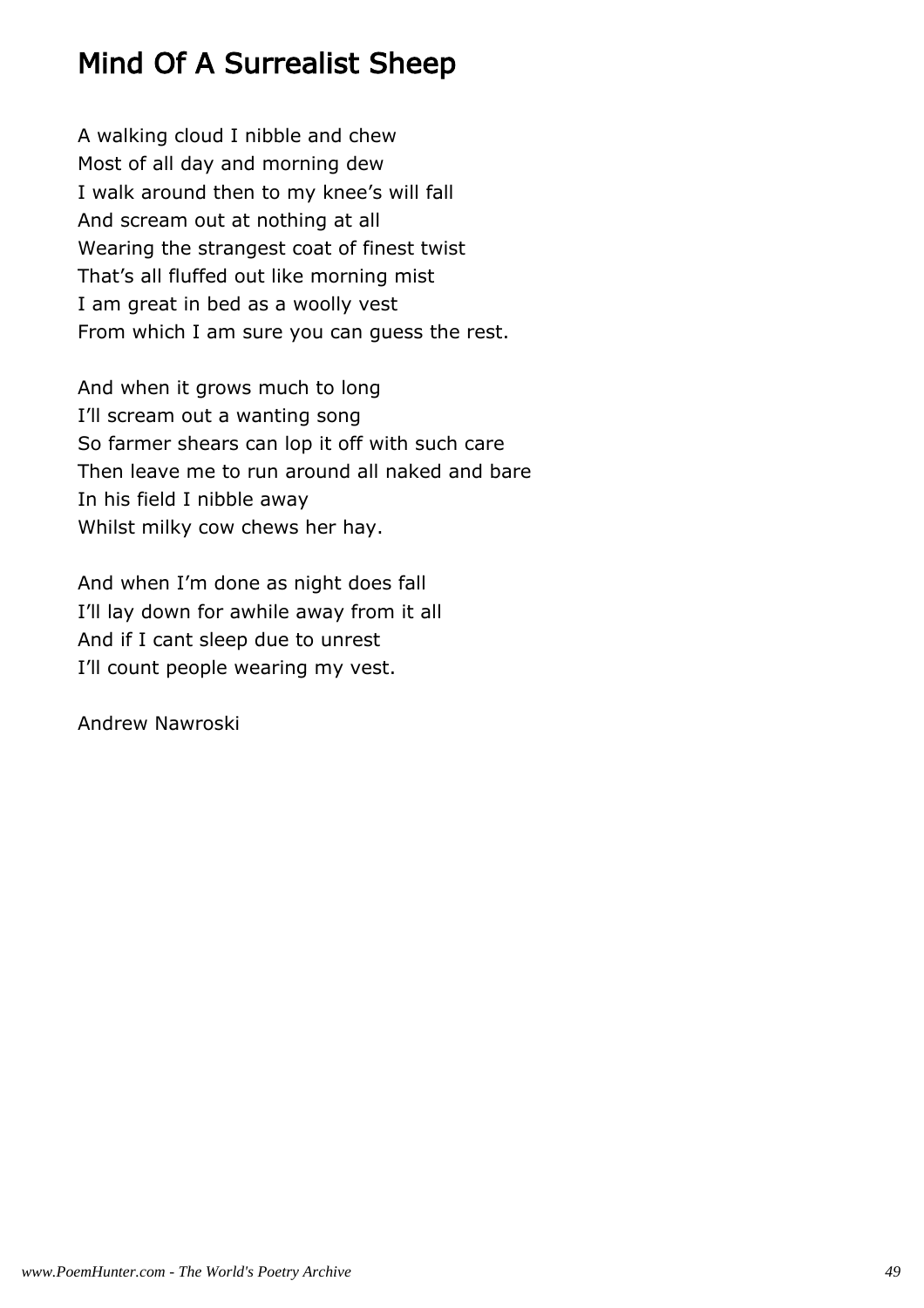# Mind Of A Surrealist Sheep

A walking cloud I nibble and chew  
Most of all day and morning dew  
I walk around then to my knee's will fall  
And scream out at nothing at all  
Wearing the strangest coat of finest twist  
That's all fluffed out like morning mist  
I am great in bed as a woolly vest  
From which I am sure you can guess the rest.

And when it grows much to long  
I'll scream out a wanting song  
So farmer shears can lop it off with such care  
Then leave me to run around all naked and bare  
In his field I nibble away  
Whilst milky cow chews her hay.

And when I'm done as night does fall  
I'll lay down for awhile away from it all  
And if I cant sleep due to unrest  
I'll count people wearing my vest.

Andrew Nawroski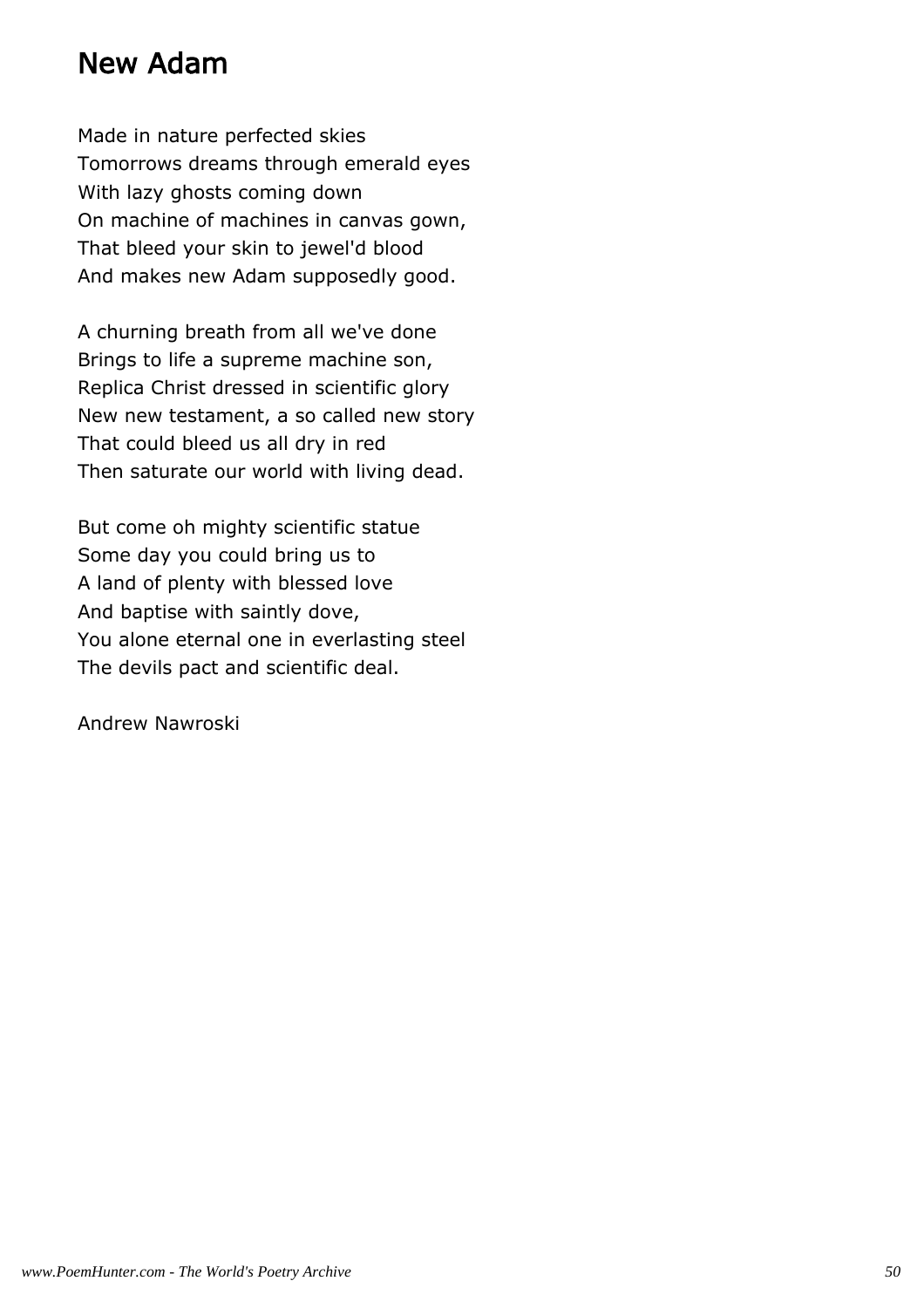## New Adam

Made in nature perfected skies  
Tomorrows dreams through emerald eyes  
With lazy ghosts coming down  
On machine of machines in canvas gown,  
That bleed your skin to jewel'd blood  
And makes new Adam supposedly good.

A churning breath from all we've done  
Brings to life a supreme machine son,  
Replica Christ dressed in scientific glory  
New new testament, a so called new story  
That could bleed us all dry in red  
Then saturate our world with living dead.

But come oh mighty scientific statue  
Some day you could bring us to  
A land of plenty with blessed love  
And baptise with saintly dove,  
You alone eternal one in everlasting steel  
The devils pact and scientific deal.

Andrew Nawroski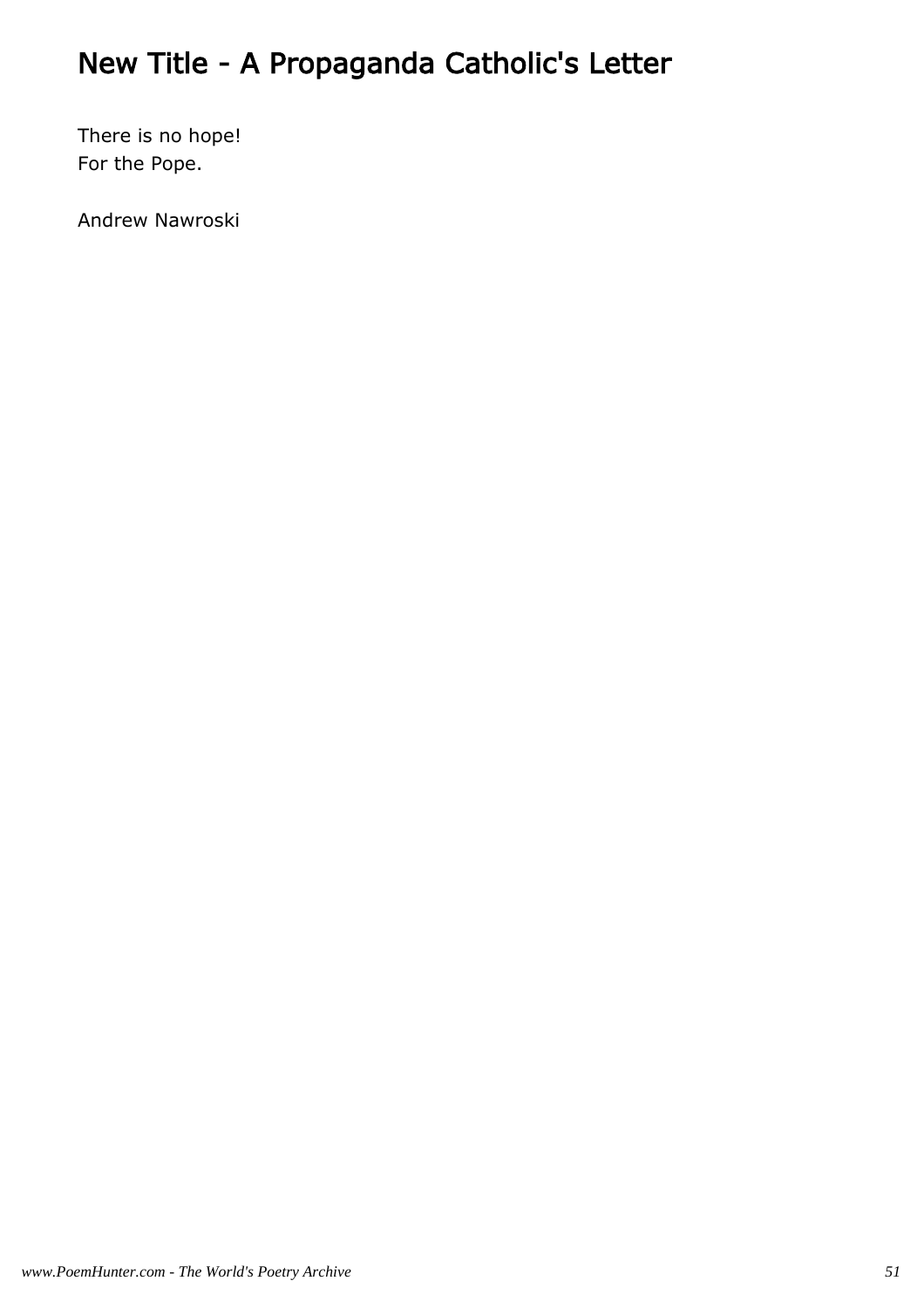# New Title - A Propaganda Catholic's Letter

There is no hope!  
For the Pope.

Andrew Nawroski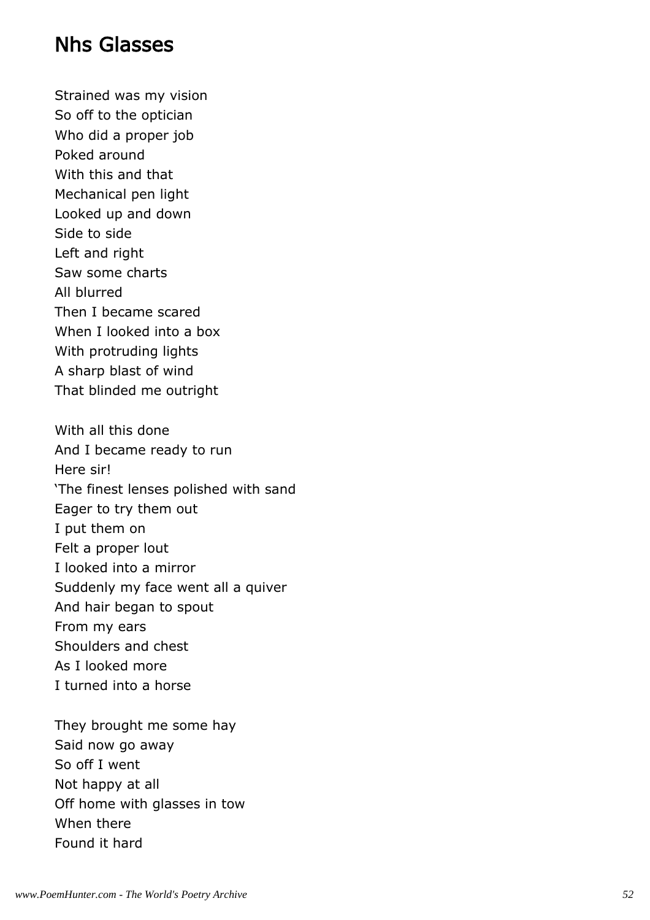## Nhs Glasses

Strained was my vision
So off to the optician
Who did a proper job
Poked around
With this and that
Mechanical pen light
Looked up and down
Side to side
Left and right
Saw some charts
All blurred
Then I became scared
When I looked into a box
With protruding lights
A sharp blast of wind
That blinded me outright

With all this done
And I became ready to run
Here sir!
'The finest lenses polished with sand
Eager to try them out
I put them on
Felt a proper lout
I looked into a mirror
Suddenly my face went all a quiver
And hair began to spout
From my ears
Shoulders and chest
As I looked more
I turned into a horse

They brought me some hay
Said now go away
So off I went
Not happy at all
Off home with glasses in tow
When there
Found it hard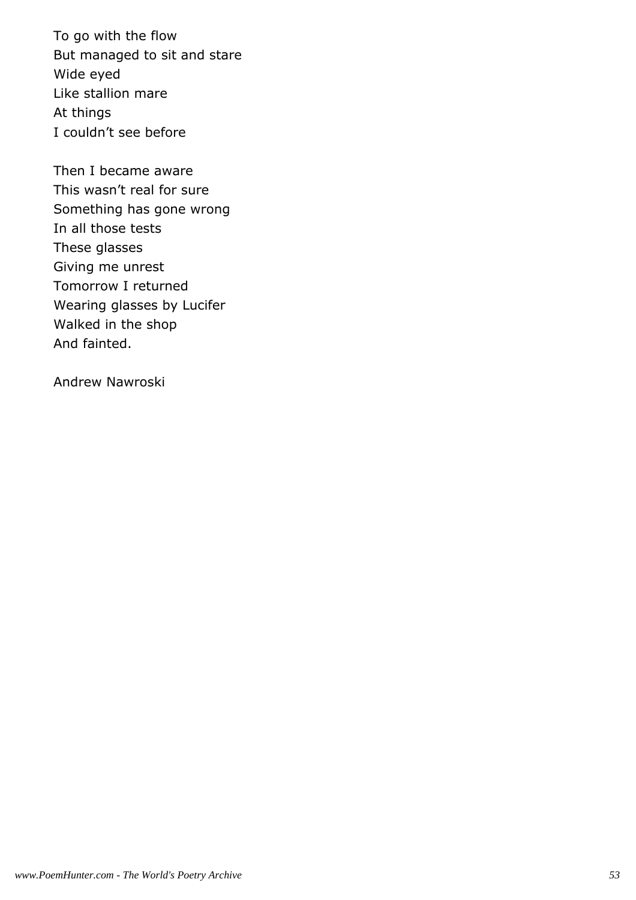To go with the flow  
But managed to sit and stare  
Wide eyed  
Like stallion mare  
At things  
I couldn’t see before

Then I became aware  
This wasn’t real for sure  
Something has gone wrong  
In all those tests  
These glasses  
Giving me unrest  
Tomorrow I returned  
Wearing glasses by Lucifer  
Walked in the shop  
And fainted.

Andrew Nawroski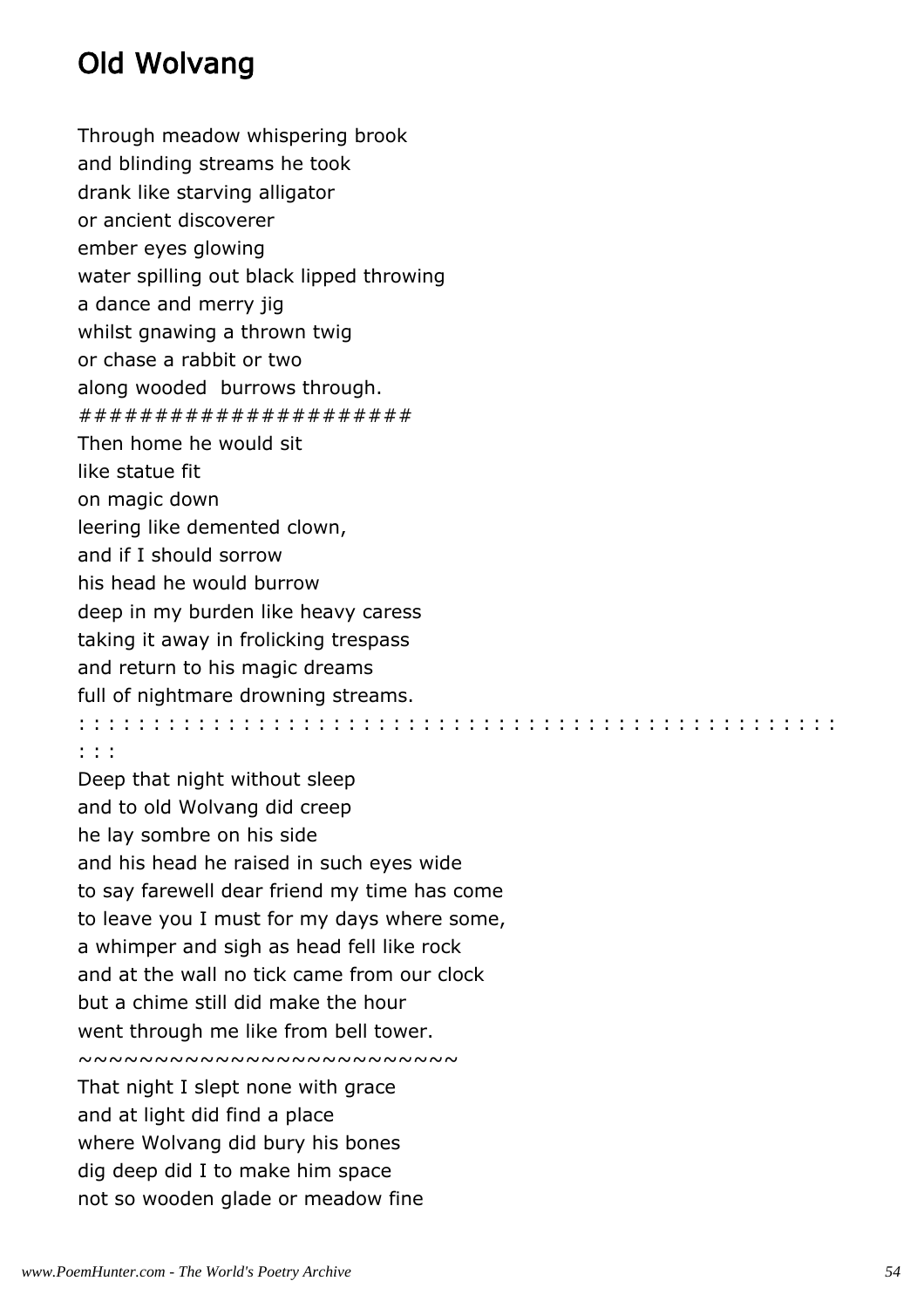# Old Wolvang

Through meadow whispering brook
and blinding streams he took
drank like starving alligator
or ancient discoverer
ember eyes glowing
water spilling out black lipped throwing
a dance and merry jig
whilst gnawing a thrown twig
or chase a rabbit or two
along wooded  burrows through.
#####################
Then home he would sit
like statue fit
on magic down
leering like demented clown,
and if I should sorrow
his head he would burrow
deep in my burden like heavy caress
taking it away in frolicking trespass
and return to his magic dreams
full of nightmare drowning streams.
: : : : : : : : : : : : : : : : : : : : : : : : : : : : : : : : : : : : : : : : : : : : : : : : : : : : : : : :
: : :
Deep that night without sleep
and to old Wolvang did creep
he lay sombre on his side
and his head he raised in such eyes wide
to say farewell dear friend my time has come
to leave you I must for my days where some,
a whimper and sigh as head fell like rock
and at the wall no tick came from our clock
but a chime still did make the hour
went through me like from bell tower.
~~~~~~~~~~~~~~~~~~~~~~~~~
That night I slept none with grace
and at light did find a place
where Wolvang did bury his bones
dig deep did I to make him space
not so wooden glade or meadow fine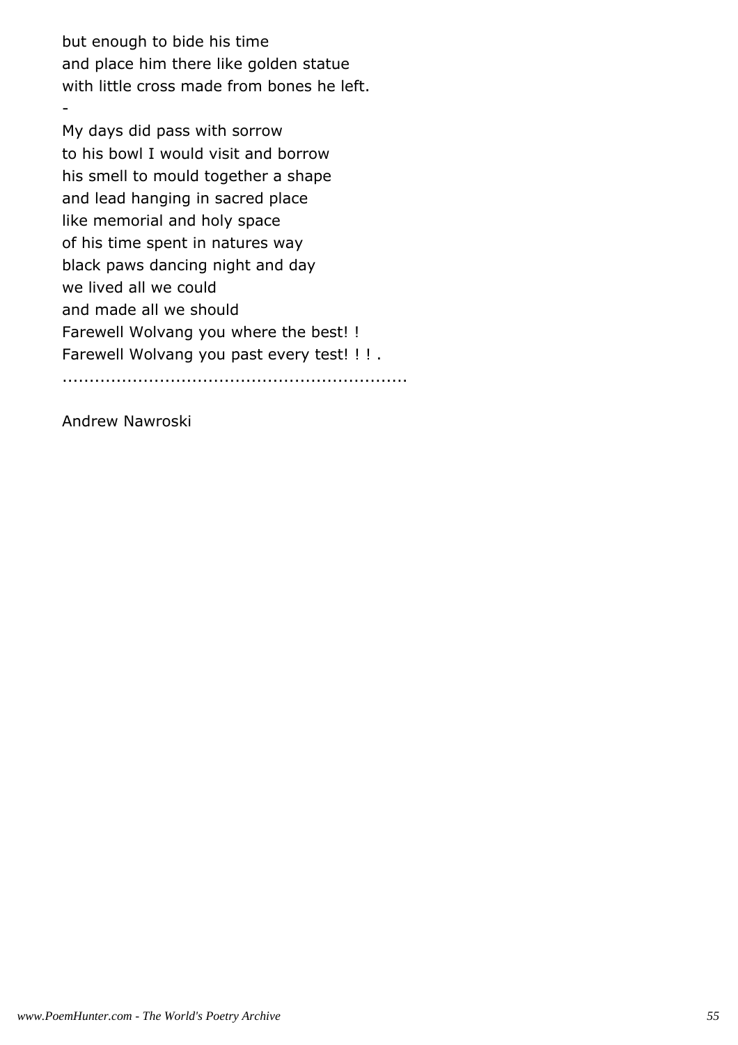but enough to bide his time
and place him there like golden statue
with little cross made from bones he left.
-
My days did pass with sorrow
to his bowl I would visit and borrow
his smell to mould together a shape
and lead hanging in sacred place
like memorial and holy space
of his time spent in natures way
black paws dancing night and day
we lived all we could
and made all we should
Farewell Wolvang you where the best! !
Farewell Wolvang you past every test! ! ! .
..............................................................

Andrew Nawroski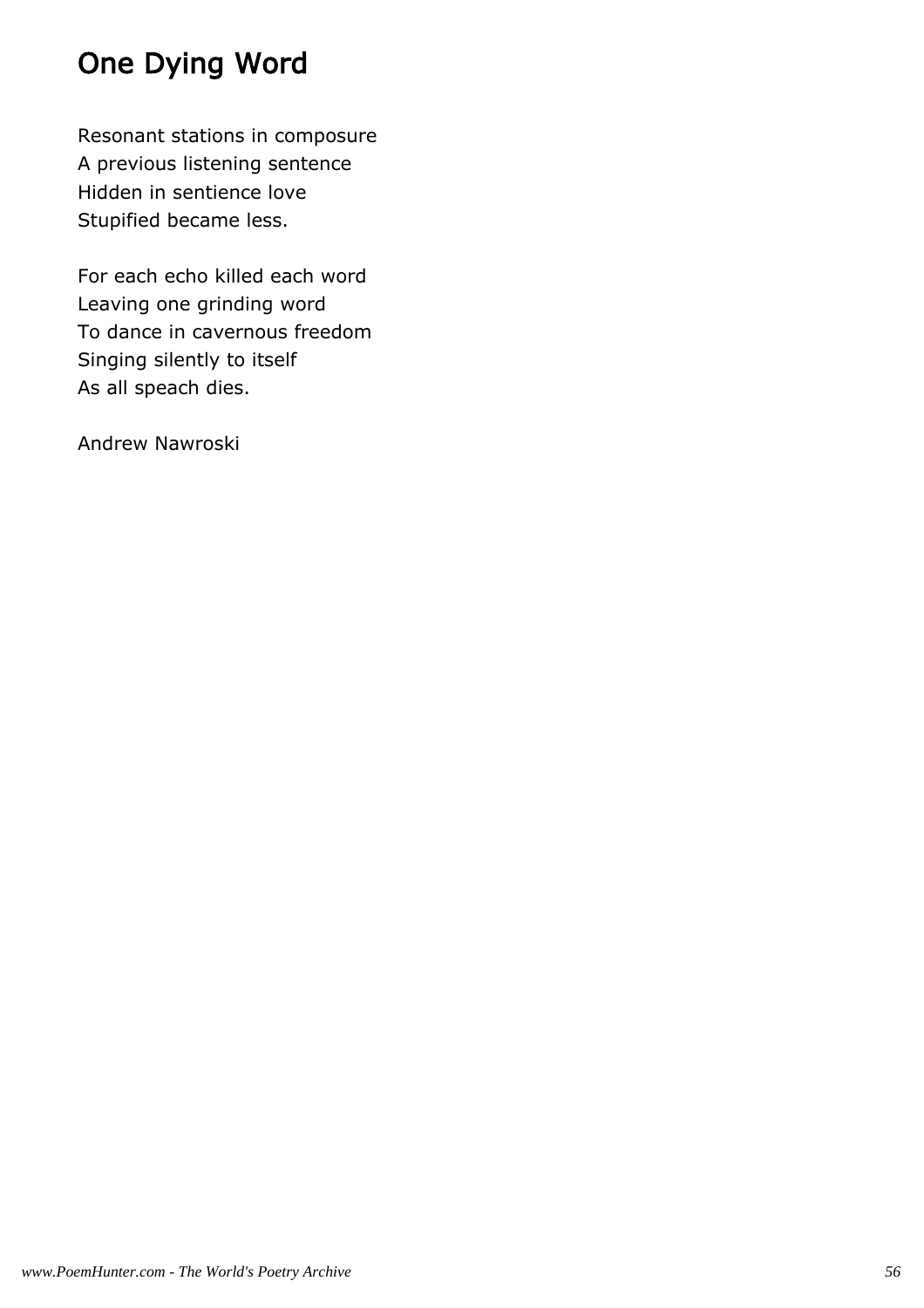# One Dying Word

Resonant stations in composure  
A previous listening sentence  
Hidden in sentience love  
Stupified became less.

For each echo killed each word  
Leaving one grinding word  
To dance in cavernous freedom  
Singing silently to itself  
As all speach dies.

Andrew Nawroski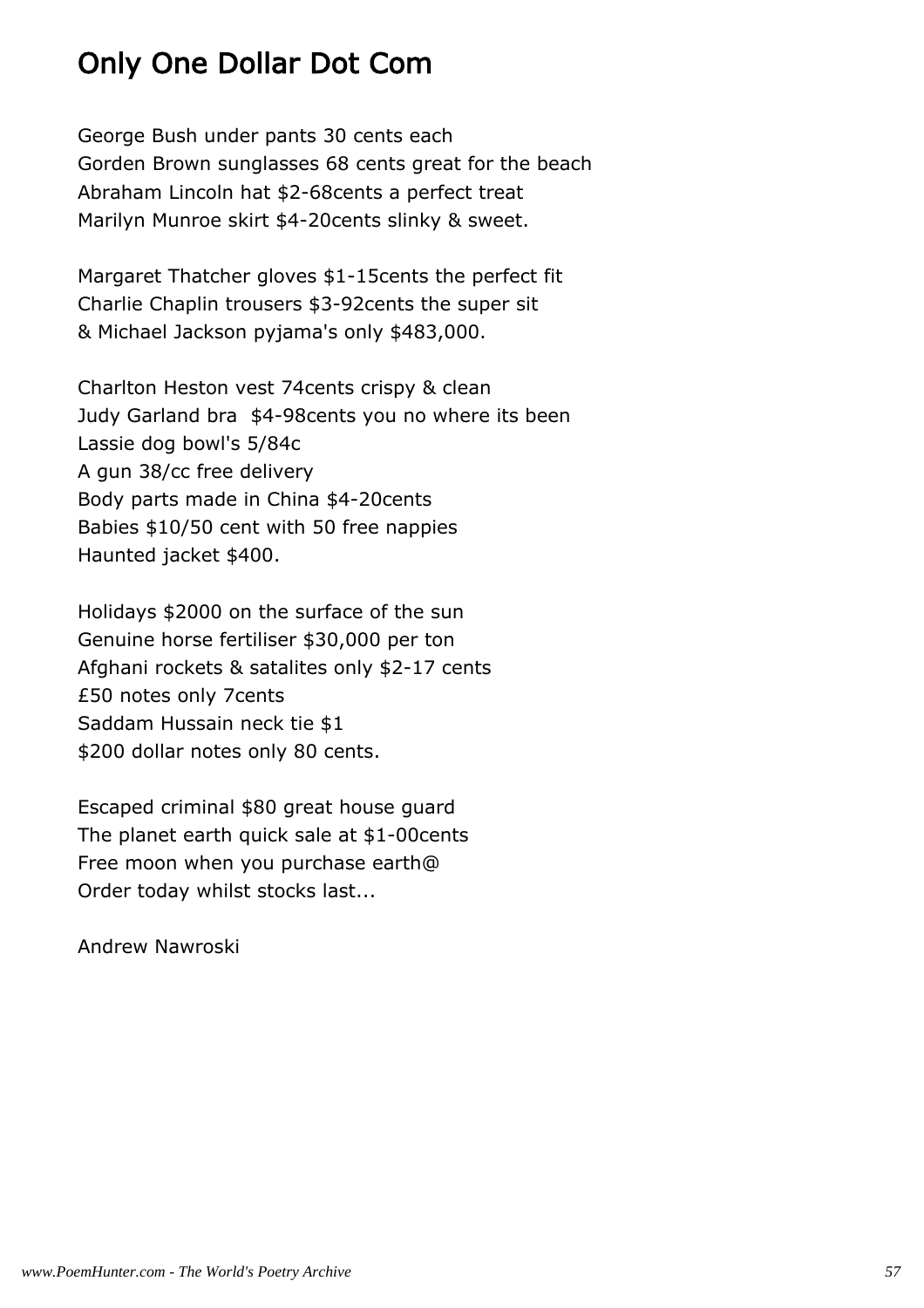# Only One Dollar Dot Com

George Bush under pants 30 cents each
Gorden Brown sunglasses 68 cents great for the beach
Abraham Lincoln hat $2-68cents a perfect treat
Marilyn Munroe skirt $4-20cents slinky & sweet.

Margaret Thatcher gloves $1-15cents the perfect fit
Charlie Chaplin trousers $3-92cents the super sit
& Michael Jackson pyjama's only $483,000.

Charlton Heston vest 74cents crispy & clean
Judy Garland bra  $4-98cents you no where its been
Lassie dog bowl's 5/84c
A gun 38/cc free delivery
Body parts made in China $4-20cents
Babies $10/50 cent with 50 free nappies
Haunted jacket $400.

Holidays $2000 on the surface of the sun
Genuine horse fertiliser $30,000 per ton
Afghani rockets & satalites only $2-17 cents
£50 notes only 7cents
Saddam Hussain neck tie $1
$200 dollar notes only 80 cents.

Escaped criminal $80 great house guard
The planet earth quick sale at $1-00cents
Free moon when you purchase earth@
Order today whilst stocks last...

Andrew Nawroski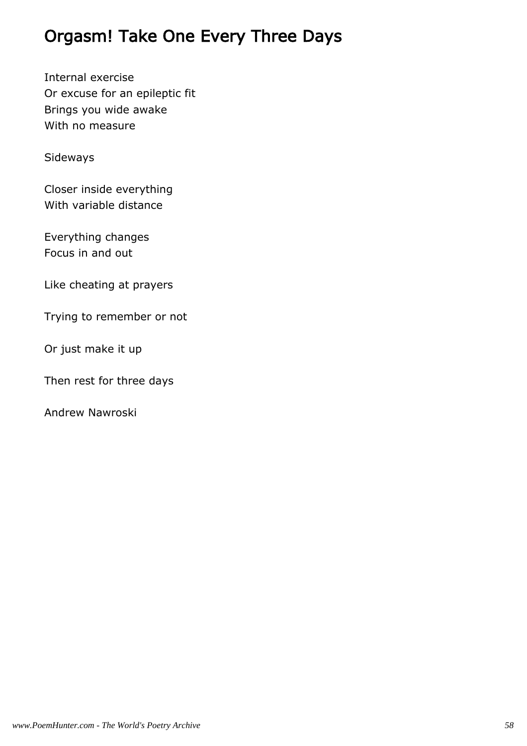## Orgasm! Take One Every Three Days

Internal exercise
Or excuse for an epileptic fit
Brings you wide awake
With no measure

Sideways

Closer inside everything
With variable distance

Everything changes
Focus in and out

Like cheating at prayers

Trying to remember or not

Or just make it up

Then rest for three days

Andrew Nawroski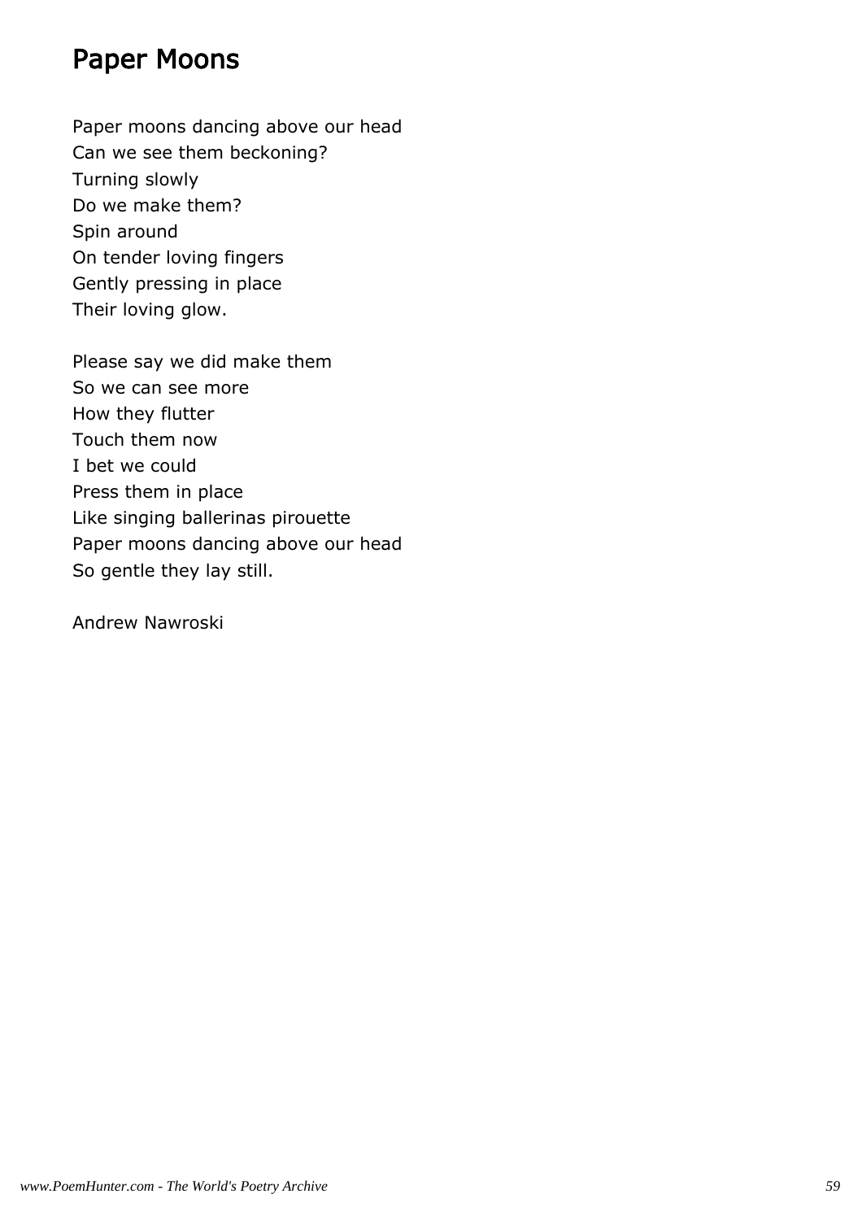# Paper Moons

Paper moons dancing above our head
Can we see them beckoning?
Turning slowly
Do we make them?
Spin around
On tender loving fingers
Gently pressing in place
Their loving glow.

Please say we did make them
So we can see more
How they flutter
Touch them now
I bet we could
Press them in place
Like singing ballerinas pirouette
Paper moons dancing above our head
So gentle they lay still.

Andrew Nawroski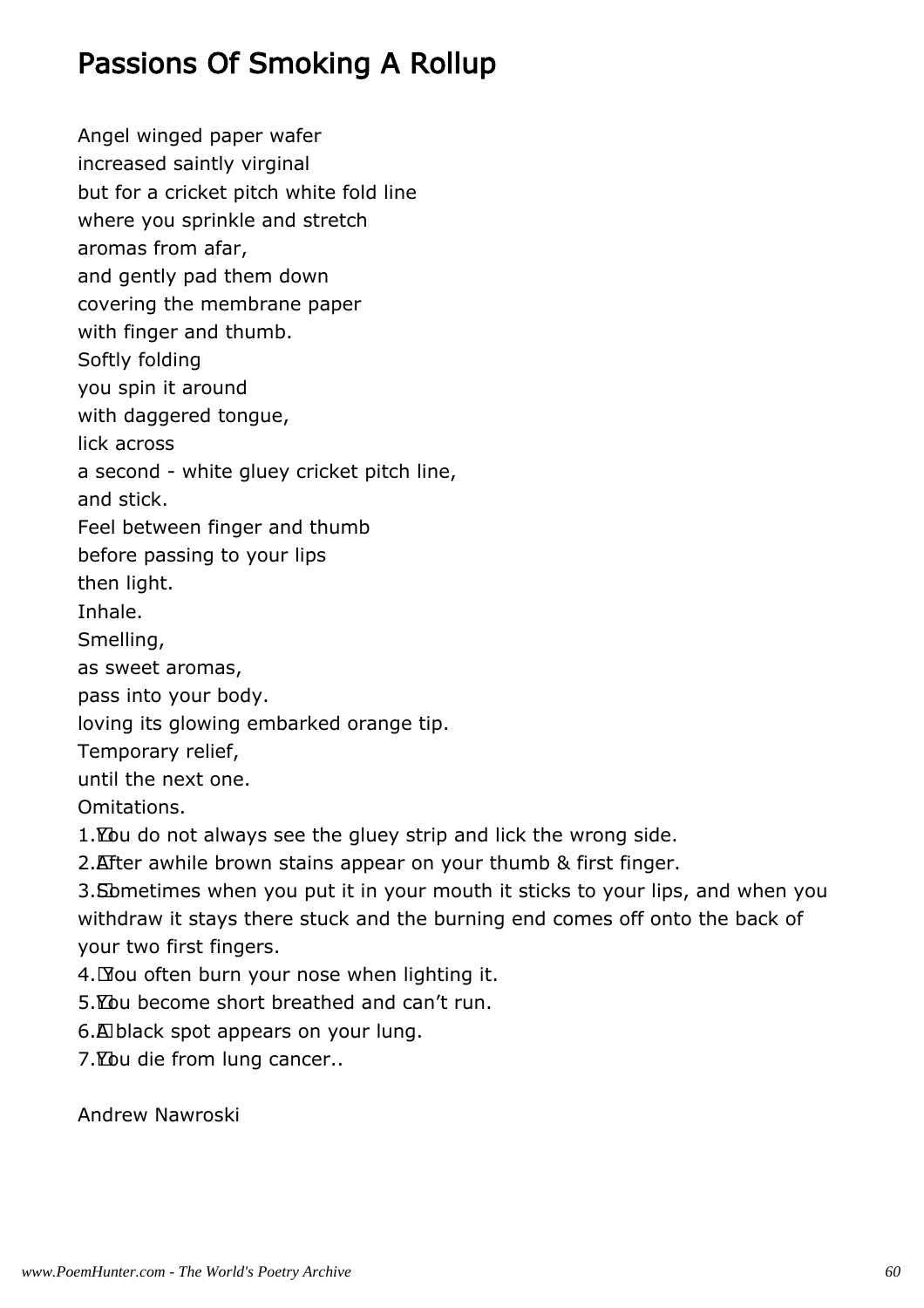# Passions Of Smoking A Rollup

Angel winged paper wafer  
increased saintly virginal  
but for a cricket pitch white fold line  
where you sprinkle and stretch  
aromas from afar,  
and gently pad them down  
covering the membrane paper  
with finger and thumb.  
Softly folding  
you spin it around  
with daggered tongue,  
lick across  
a second - white gluey cricket pitch line,  
and stick.  
Feel between finger and thumb  
before passing to your lips  
then light.  
Inhale.  
Smelling,  
as sweet aromas,  
pass into your body.  
loving its glowing embarked orange tip.  
Temporary relief,  
until the next one.  
Omitations.

1. You do not always see the gluey strip and lick the wrong side.
2. After awhile brown stains appear on your thumb & first finger.
3. Sometimes when you put it in your mouth it sticks to your lips, and when you withdraw it stays there stuck and the burning end comes off onto the back of your two first fingers.
4. You often burn your nose when lighting it.
5. You become short breathed and can't run.
6. A black spot appears on your lung.
7. You die from lung cancer..

Andrew Nawroski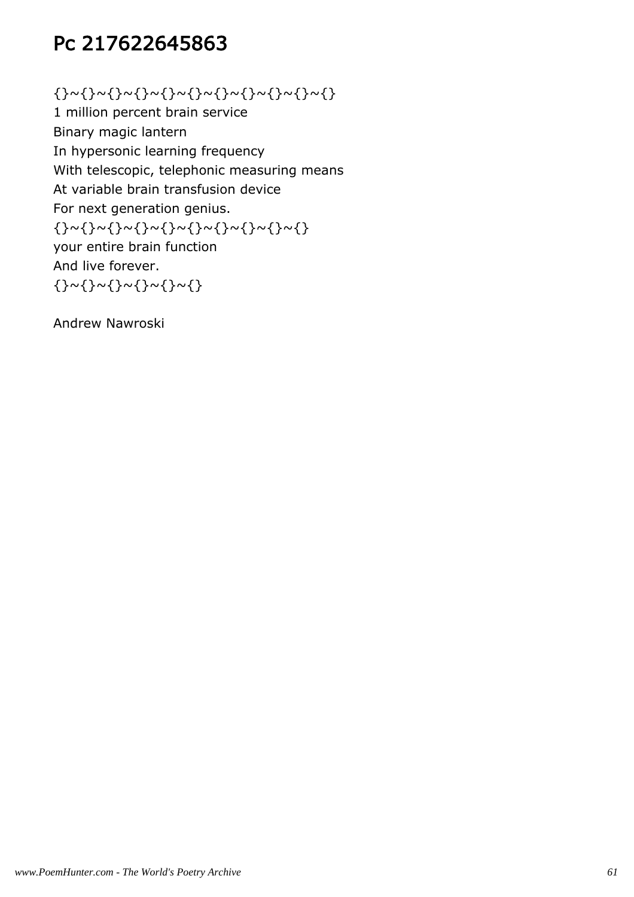# Pc 217622645863

{}~{}~{}~{}~{}~{}~{}~{}~{}~{}~{}
1 million percent brain service
Binary magic lantern
In hypersonic learning frequency
With telescopic, telephonic measuring means
At variable brain transfusion device
For next generation genius.
{}~{}~{}~{}~{}~{}~{}~{}~{}~{}
your entire brain function
And live forever.
{}~{}~{}~{}~{}~{}

Andrew Nawroski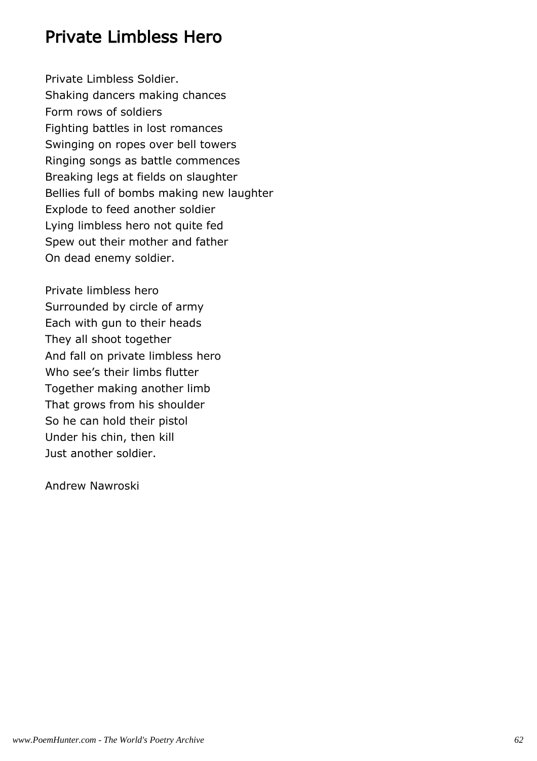# Private Limbless Hero

Private Limbless Soldier.  
Shaking dancers making chances  
Form rows of soldiers  
Fighting battles in lost romances  
Swinging on ropes over bell towers  
Ringing songs as battle commences  
Breaking legs at fields on slaughter  
Bellies full of bombs making new laughter  
Explode to feed another soldier  
Lying limbless hero not quite fed  
Spew out their mother and father  
On dead enemy soldier.

Private limbless hero  
Surrounded by circle of army  
Each with gun to their heads  
They all shoot together  
And fall on private limbless hero  
Who see's their limbs flutter  
Together making another limb  
That grows from his shoulder  
So he can hold their pistol  
Under his chin, then kill  
Just another soldier.

Andrew Nawroski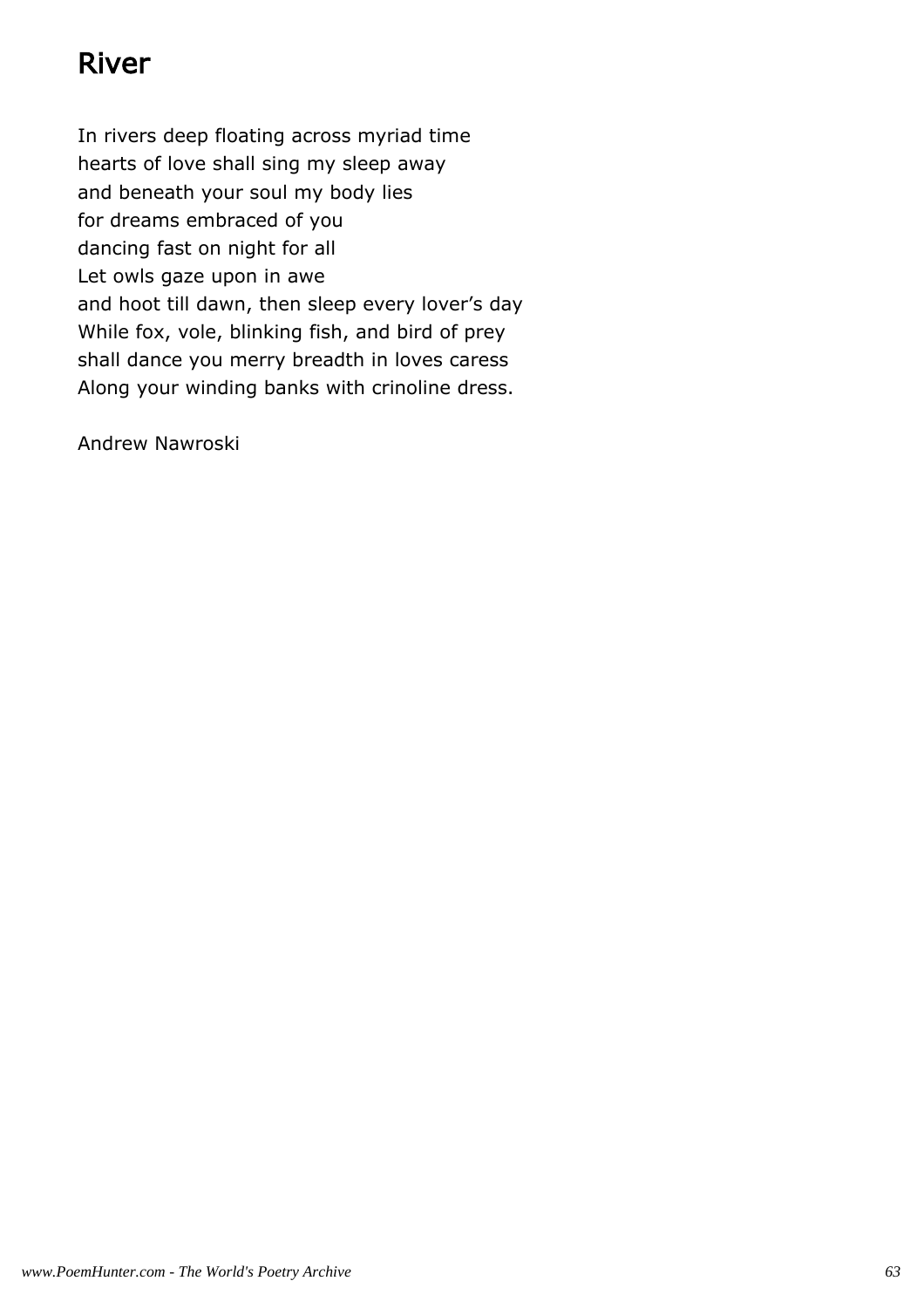# River

In rivers deep floating across myriad time
hearts of love shall sing my sleep away
and beneath your soul my body lies
for dreams embraced of you
dancing fast on night for all
Let owls gaze upon in awe
and hoot till dawn, then sleep every lover's day
While fox, vole, blinking fish, and bird of prey
shall dance you merry breadth in loves caress
Along your winding banks with crinoline dress.

Andrew Nawroski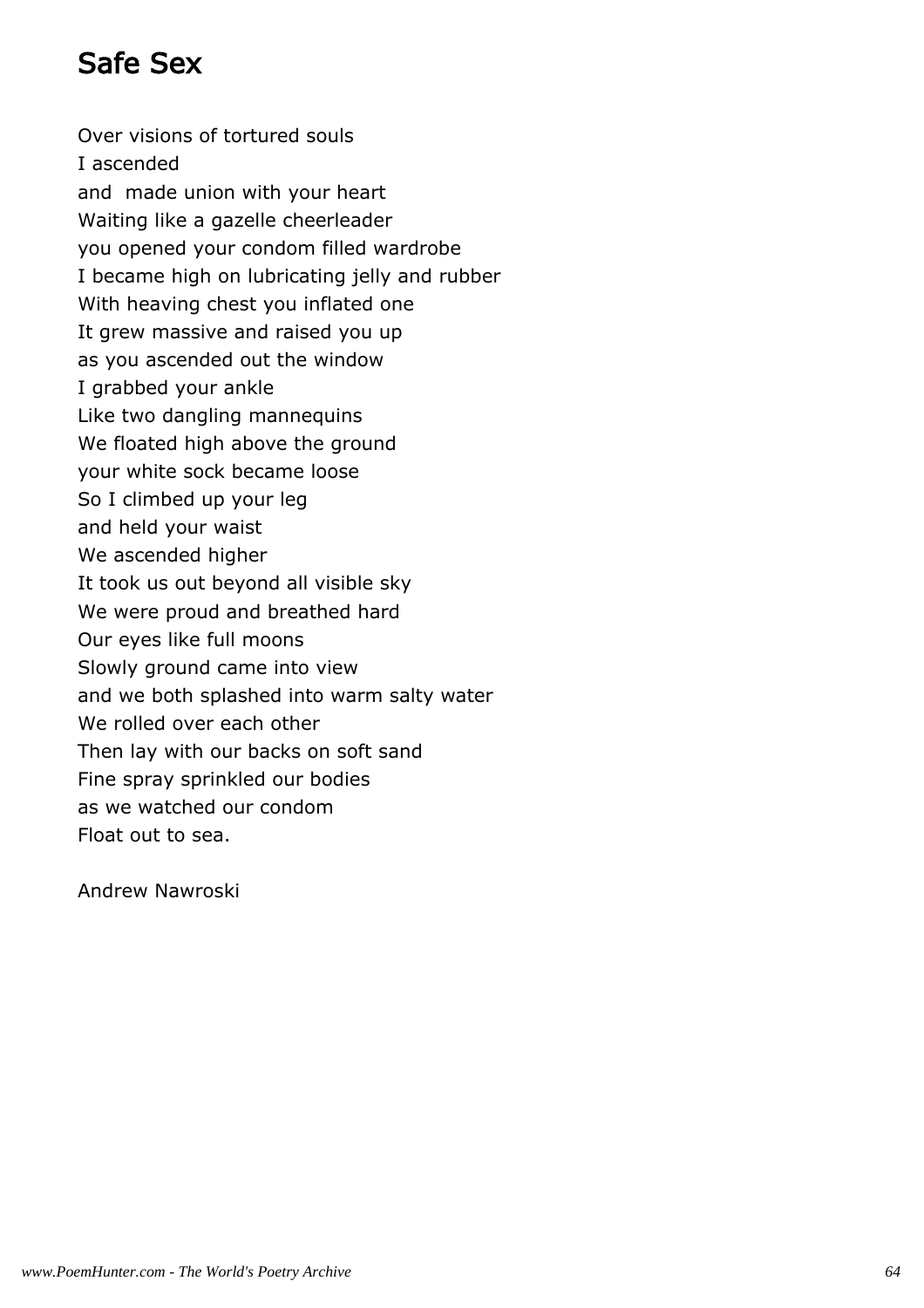## Safe Sex

Over visions of tortured souls
I ascended
and made union with your heart
Waiting like a gazelle cheerleader
you opened your condom filled wardrobe
I became high on lubricating jelly and rubber
With heaving chest you inflated one
It grew massive and raised you up
as you ascended out the window
I grabbed your ankle
Like two dangling mannequins
We floated high above the ground
your white sock became loose
So I climbed up your leg
and held your waist
We ascended higher
It took us out beyond all visible sky
We were proud and breathed hard
Our eyes like full moons
Slowly ground came into view
and we both splashed into warm salty water
We rolled over each other
Then lay with our backs on soft sand
Fine spray sprinkled our bodies
as we watched our condom
Float out to sea.

Andrew Nawroski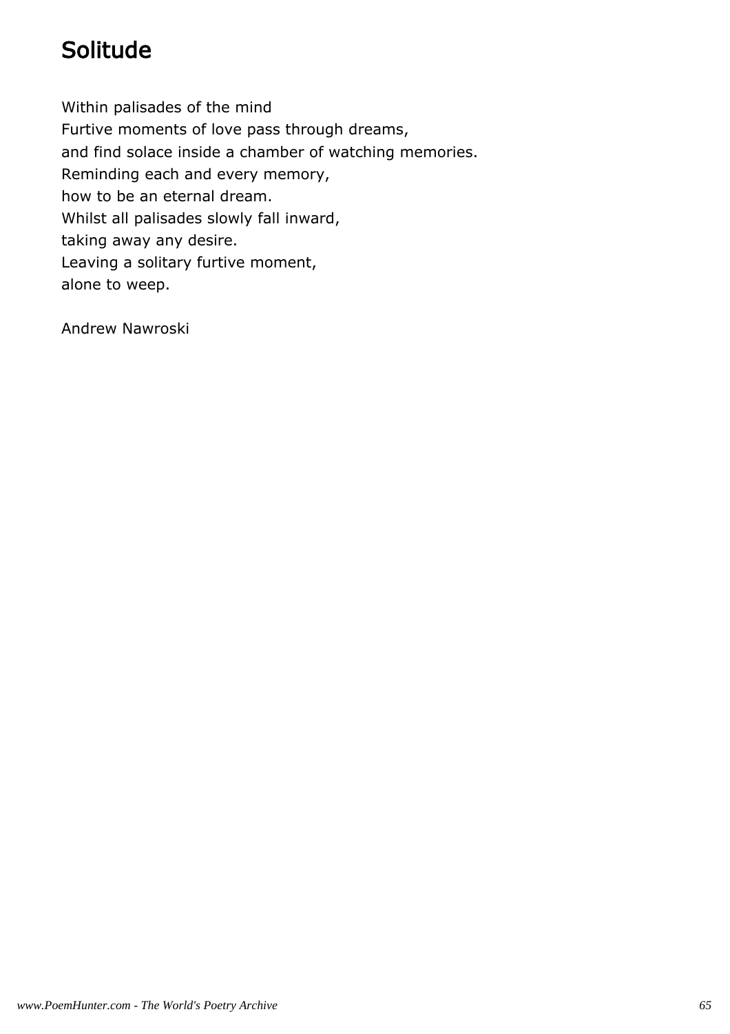# Solitude

Within palisades of the mind
Furtive moments of love pass through dreams,
and find solace inside a chamber of watching memories.
Reminding each and every memory,
how to be an eternal dream.
Whilst all palisades slowly fall inward,
taking away any desire.
Leaving a solitary furtive moment,
alone to weep.

Andrew Nawroski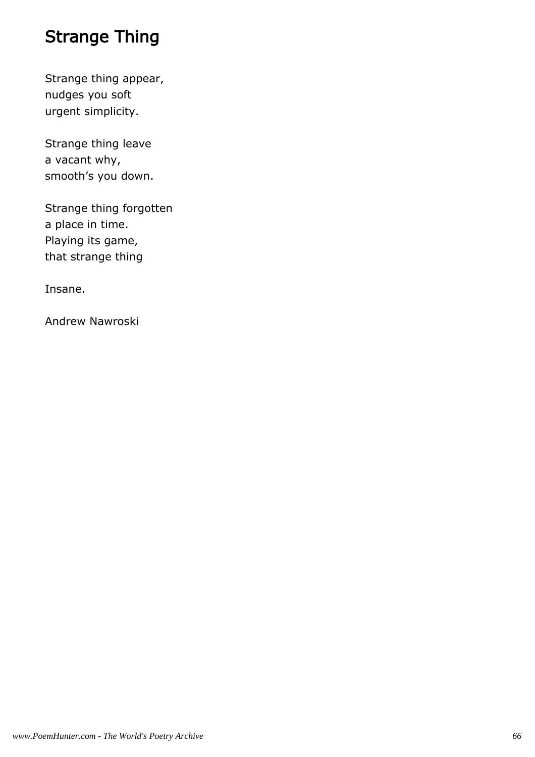# Strange Thing

Strange thing appear,  
nudges you soft  
urgent simplicity.

Strange thing leave  
a vacant why,  
smooth's you down.

Strange thing forgotten  
a place in time.  
Playing its game,  
that strange thing

Insane.

Andrew Nawroski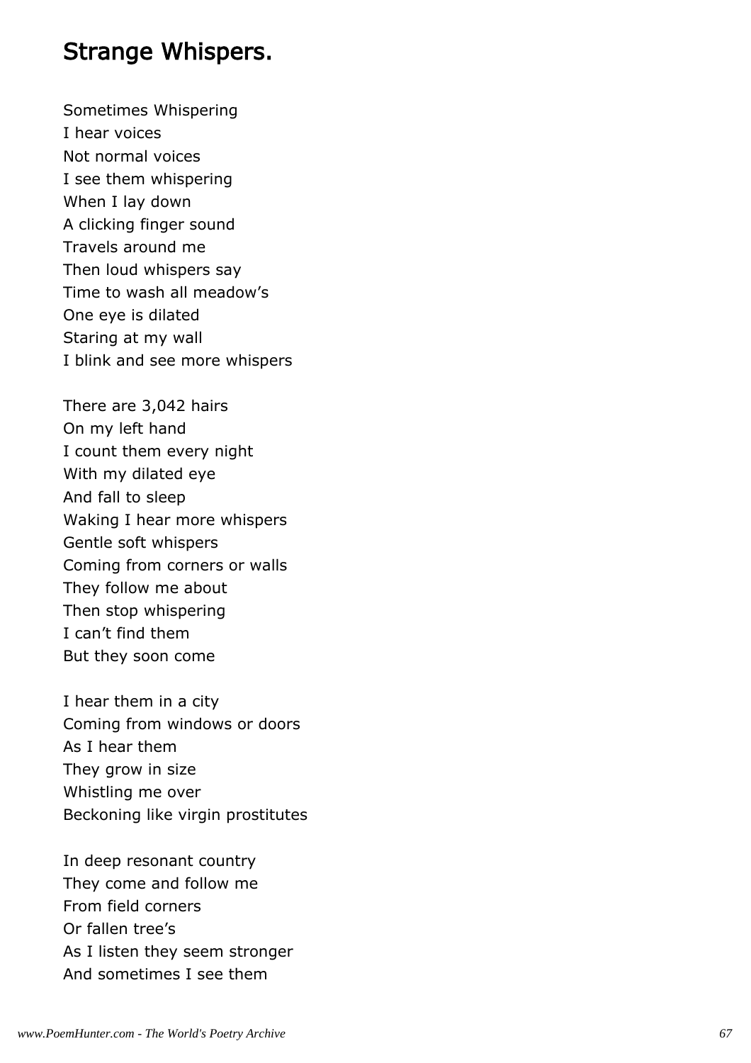## Strange Whispers.

Sometimes Whispering  
I hear voices  
Not normal voices  
I see them whispering  
When I lay down  
A clicking finger sound  
Travels around me  
Then loud whispers say  
Time to wash all meadow's  
One eye is dilated  
Staring at my wall  
I blink and see more whispers

There are 3,042 hairs  
On my left hand  
I count them every night  
With my dilated eye  
And fall to sleep  
Waking I hear more whispers  
Gentle soft whispers  
Coming from corners or walls  
They follow me about  
Then stop whispering  
I can't find them  
But they soon come

I hear them in a city  
Coming from windows or doors  
As I hear them  
They grow in size  
Whistling me over  
Beckoning like virgin prostitutes

In deep resonant country  
They come and follow me  
From field corners  
Or fallen tree's  
As I listen they seem stronger  
And sometimes I see them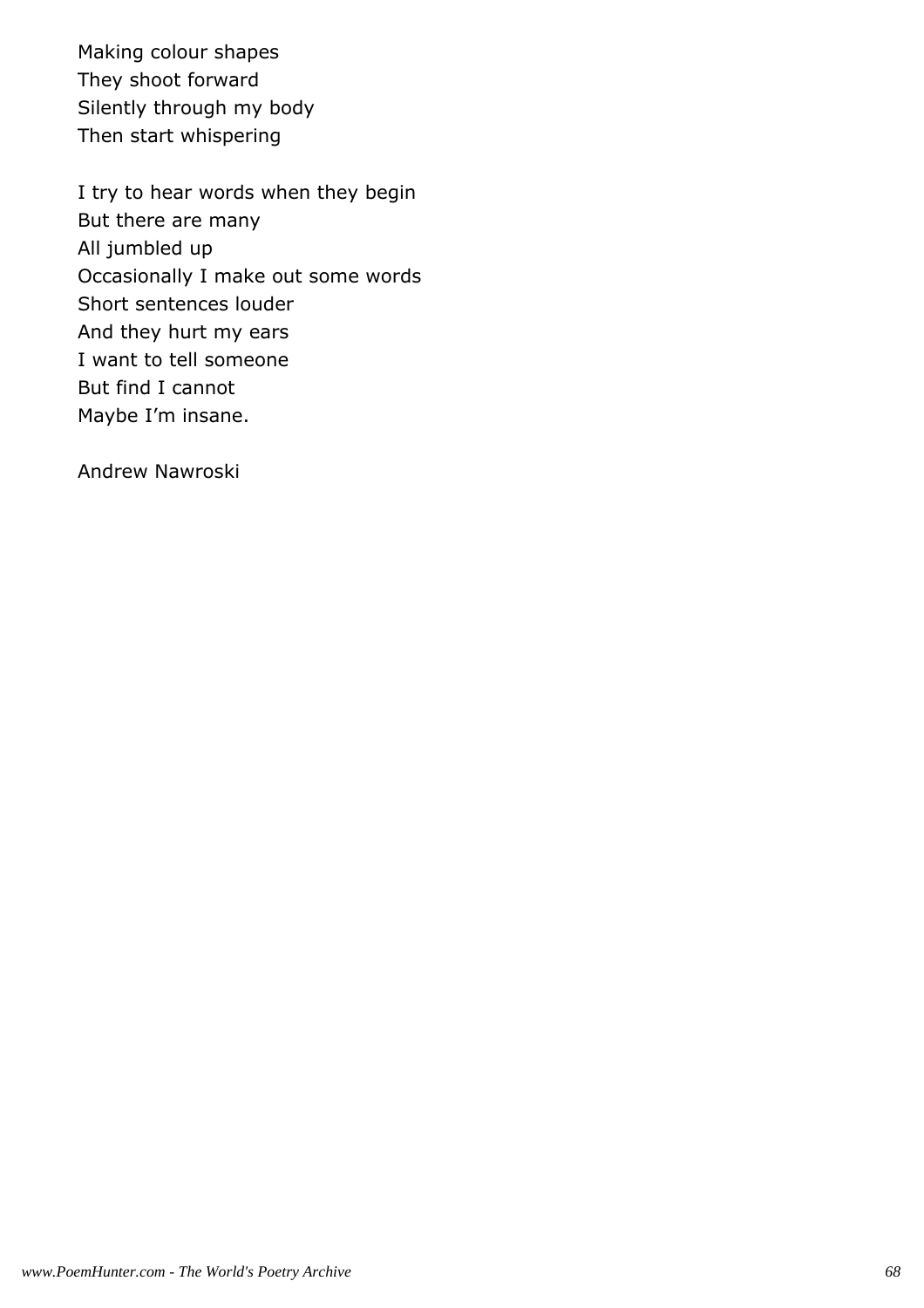Making colour shapes
They shoot forward
Silently through my body
Then start whispering

I try to hear words when they begin
But there are many
All jumbled up
Occasionally I make out some words
Short sentences louder
And they hurt my ears
I want to tell someone
But find I cannot
Maybe I'm insane.

Andrew Nawroski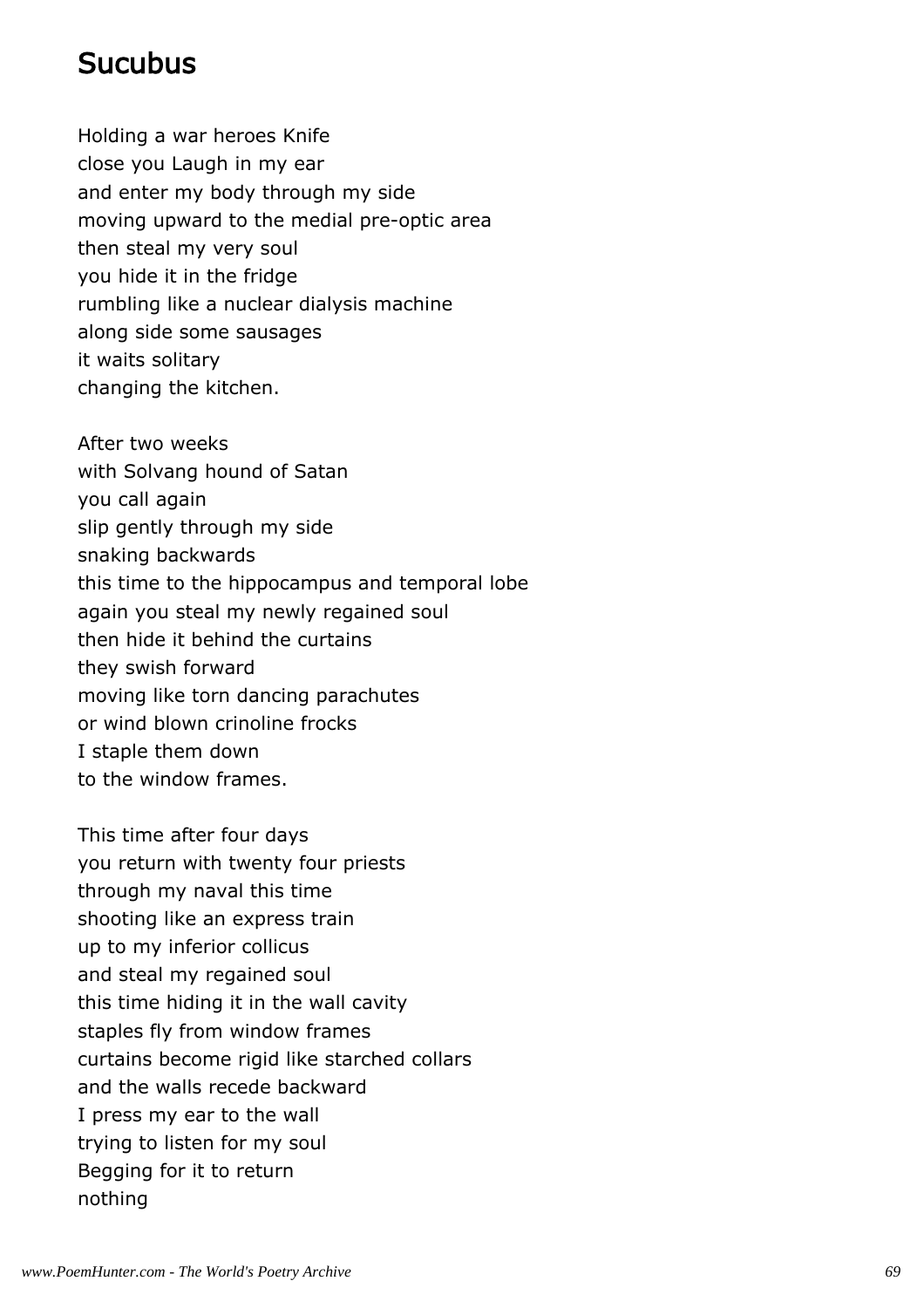# Sucubus

Holding a war heroes Knife  
close you Laugh in my ear  
and enter my body through my side  
moving upward to the medial pre-optic area  
then steal my very soul  
you hide it in the fridge  
rumbling like a nuclear dialysis machine  
along side some sausages  
it waits solitary  
changing the kitchen.

After two weeks  
with Solvang hound of Satan  
you call again  
slip gently through my side  
snaking backwards  
this time to the hippocampus and temporal lobe  
again you steal my newly regained soul  
then hide it behind the curtains  
they swish forward  
moving like torn dancing parachutes  
or wind blown crinoline frocks  
I staple them down  
to the window frames.

This time after four days  
you return with twenty four priests  
through my naval this time  
shooting like an express train  
up to my inferior collicus  
and steal my regained soul  
this time hiding it in the wall cavity  
staples fly from window frames  
curtains become rigid like starched collars  
and the walls recede backward  
I press my ear to the wall  
trying to listen for my soul  
Begging for it to return  
nothing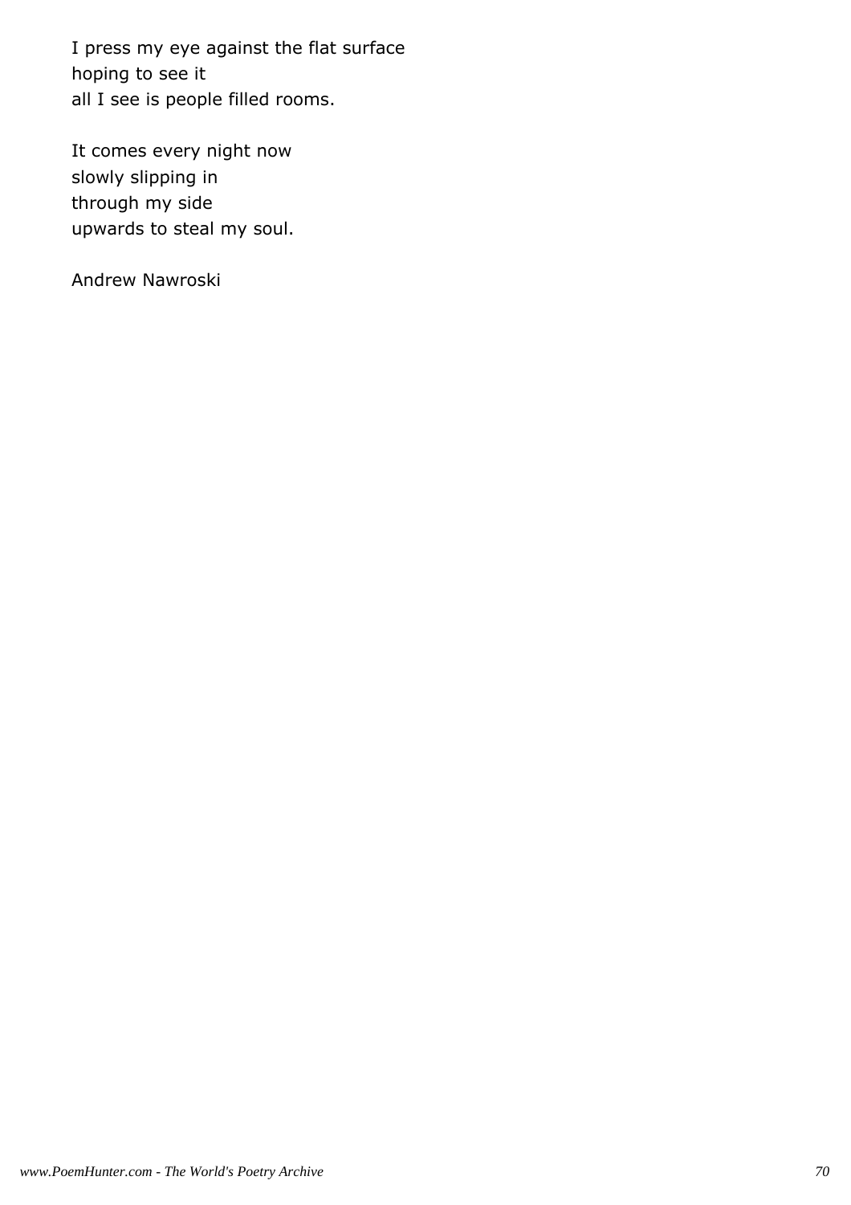I press my eye against the flat surface
hoping to see it
all I see is people filled rooms.

It comes every night now
slowly slipping in
through my side
upwards to steal my soul.

Andrew Nawroski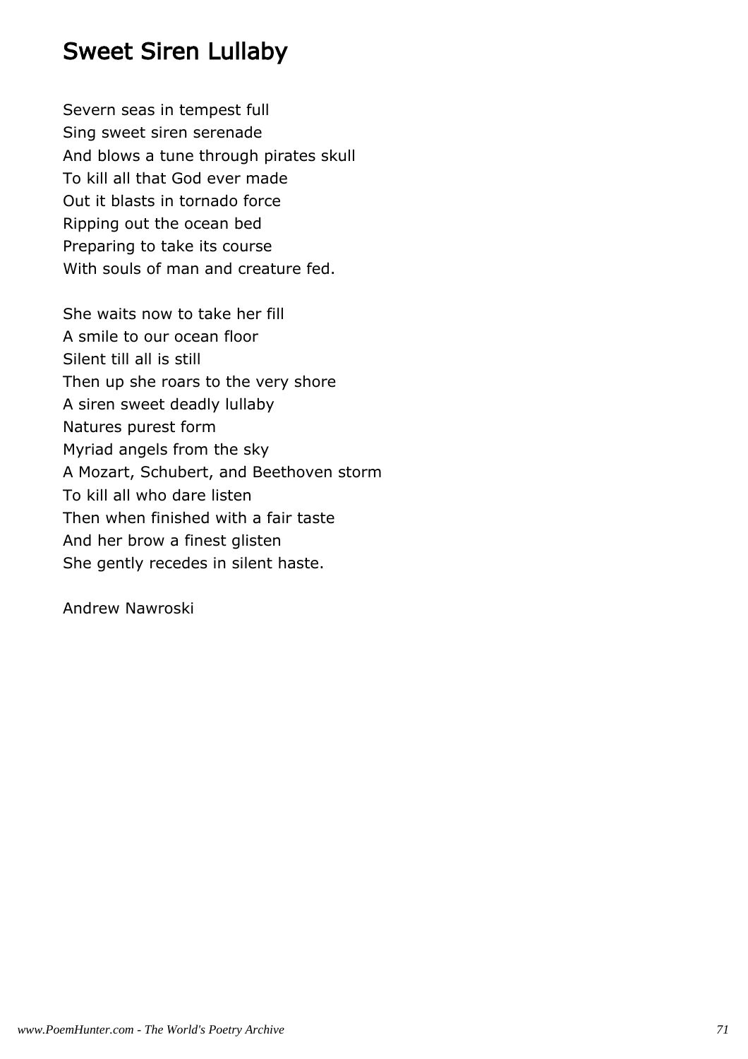# Sweet Siren Lullaby

Severn seas in tempest full
Sing sweet siren serenade
And blows a tune through pirates skull
To kill all that God ever made
Out it blasts in tornado force
Ripping out the ocean bed
Preparing to take its course
With souls of man and creature fed.

She waits now to take her fill
A smile to our ocean floor
Silent till all is still
Then up she roars to the very shore
A siren sweet deadly lullaby
Natures purest form
Myriad angels from the sky
A Mozart, Schubert, and Beethoven storm
To kill all who dare listen
Then when finished with a fair taste
And her brow a finest glisten
She gently recedes in silent haste.

Andrew Nawroski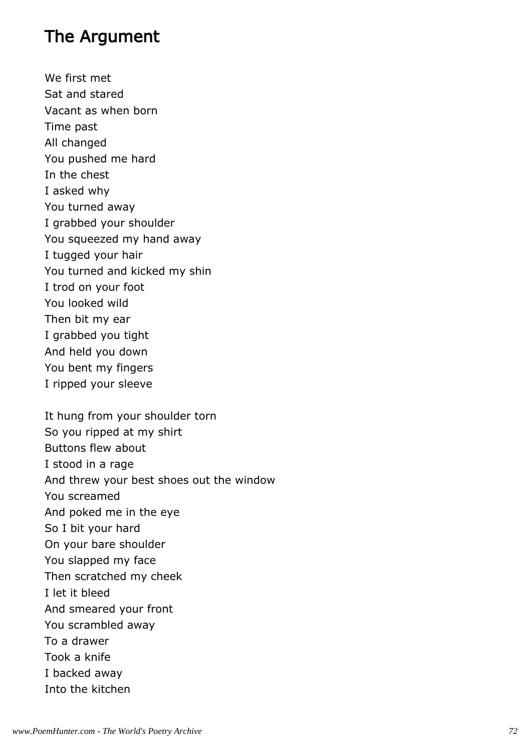## The Argument

We first met  
Sat and stared  
Vacant as when born  
Time past  
All changed  
You pushed me hard  
In the chest  
I asked why  
You turned away  
I grabbed your shoulder  
You squeezed my hand away  
I tugged your hair  
You turned and kicked my shin  
I trod on your foot  
You looked wild  
Then bit my ear  
I grabbed you tight  
And held you down  
You bent my fingers  
I ripped your sleeve

It hung from your shoulder torn  
So you ripped at my shirt  
Buttons flew about  
I stood in a rage  
And threw your best shoes out the window  
You screamed  
And poked me in the eye  
So I bit your hard  
On your bare shoulder  
You slapped my face  
Then scratched my cheek  
I let it bleed  
And smeared your front  
You scrambled away  
To a drawer  
Took a knife  
I backed away  
Into the kitchen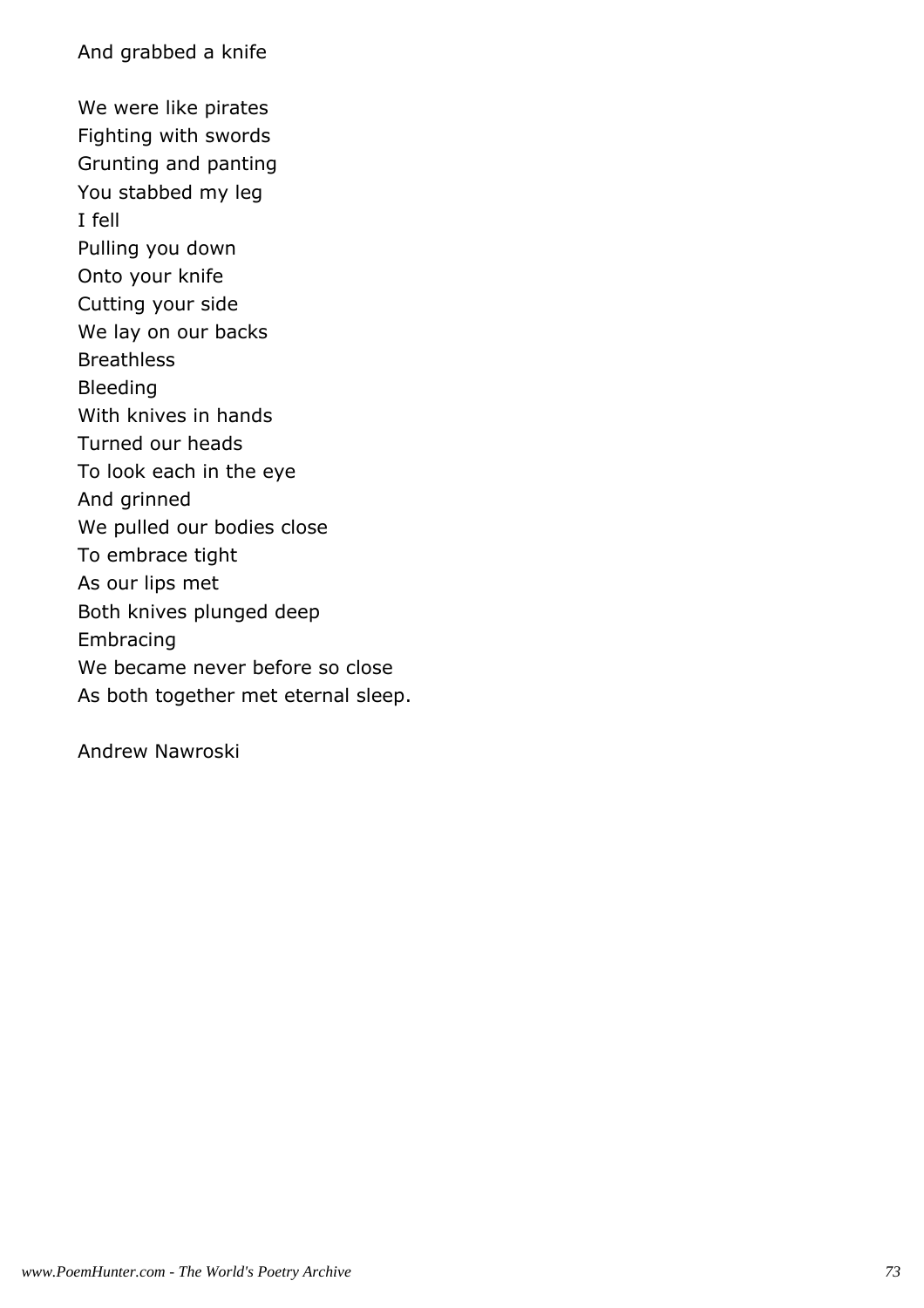And grabbed a knife

We were like pirates
Fighting with swords
Grunting and panting
You stabbed my leg
I fell
Pulling you down
Onto your knife
Cutting your side
We lay on our backs
Breathless
Bleeding
With knives in hands
Turned our heads
To look each in the eye
And grinned
We pulled our bodies close
To embrace tight
As our lips met
Both knives plunged deep
Embracing
We became never before so close
As both together met eternal sleep.

Andrew Nawroski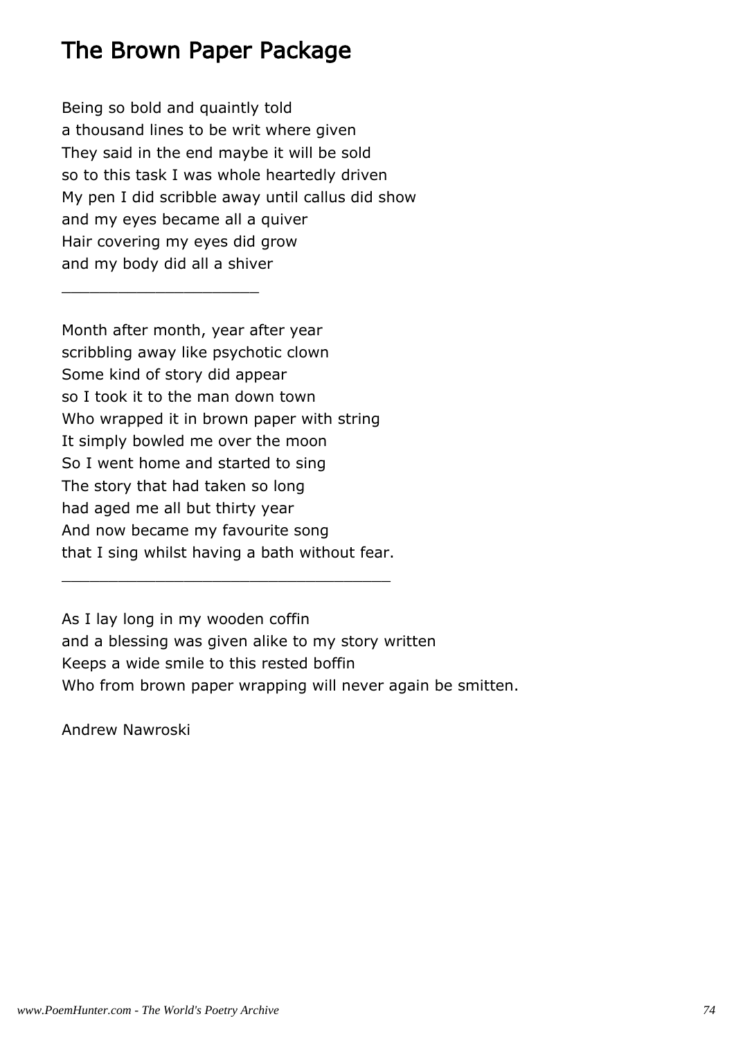# The Brown Paper Package

Being so bold and quaintly told  
a thousand lines to be writ where given  
They said in the end maybe it will be sold  
so to this task I was whole heartedly driven  
My pen I did scribble away until callus did show  
and my eyes became all a quiver  
Hair covering my eyes did grow  
and my body did all a shiver

_____________________

Month after month, year after year  
scribbling away like psychotic clown  
Some kind of story did appear  
so I took it to the man down town  
Who wrapped it in brown paper with string  
It simply bowled me over the moon  
So I went home and started to sing  
The story that had taken so long  
had aged me all but thirty year  
And now became my favourite song  
that I sing whilst having a bath without fear.

___________________________________

As I lay long in my wooden coffin  
and a blessing was given alike to my story written  
Keeps a wide smile to this rested boffin  
Who from brown paper wrapping will never again be smitten.

Andrew Nawroski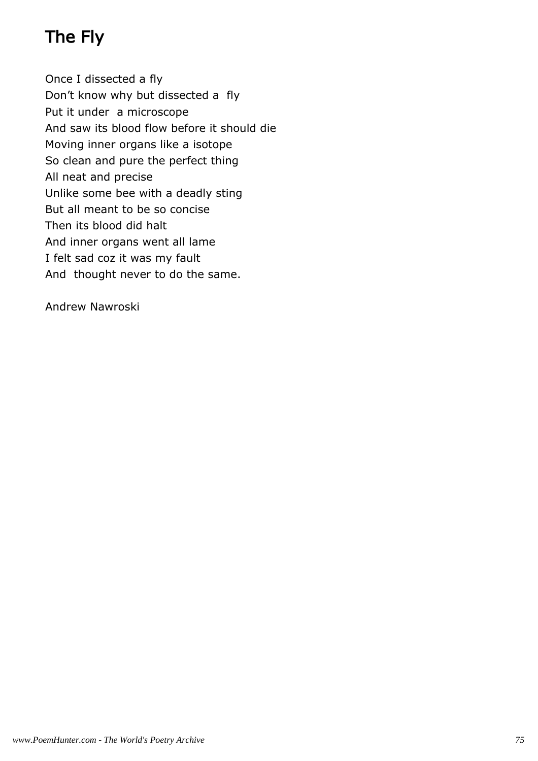# The Fly

Once I dissected a fly  
Don’t know why but dissected a fly  
Put it under a microscope  
And saw its blood flow before it should die  
Moving inner organs like a isotope  
So clean and pure the perfect thing  
All neat and precise  
Unlike some bee with a deadly sting  
But all meant to be so concise  
Then its blood did halt  
And inner organs went all lame  
I felt sad coz it was my fault  
And thought never to do the same.

Andrew Nawroski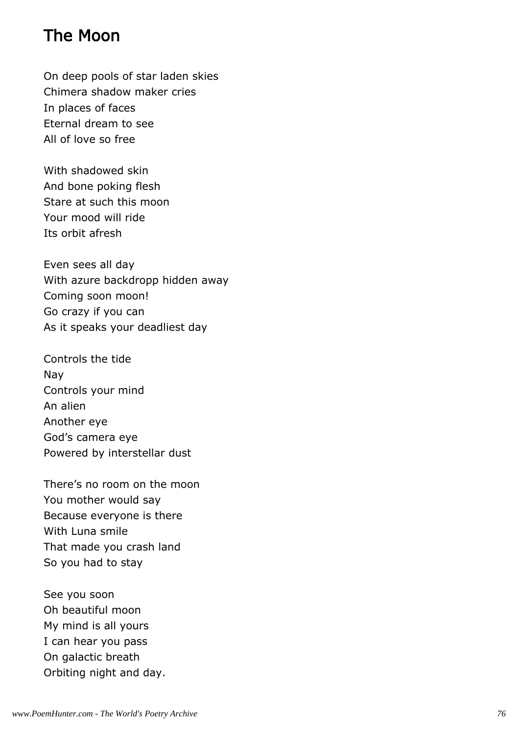# The Moon

On deep pools of star laden skies
Chimera shadow maker cries
In places of faces
Eternal dream to see
All of love so free

With shadowed skin
And bone poking flesh
Stare at such this moon
Your mood will ride
Its orbit afresh

Even sees all day
With azure backdropp hidden away
Coming soon moon!
Go crazy if you can
As it speaks your deadliest day

Controls the tide
Nay
Controls your mind
An alien
Another eye
God’s camera eye
Powered by interstellar dust

There’s no room on the moon
You mother would say
Because everyone is there
With Luna smile
That made you crash land
So you had to stay

See you soon
Oh beautiful moon
My mind is all yours
I can hear you pass
On galactic breath
Orbiting night and day.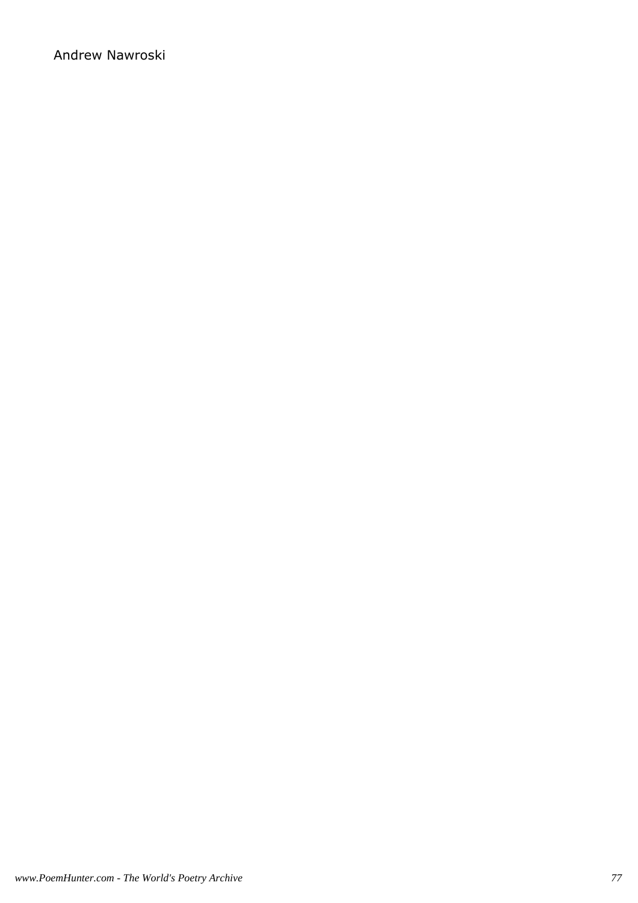Andrew Nawroski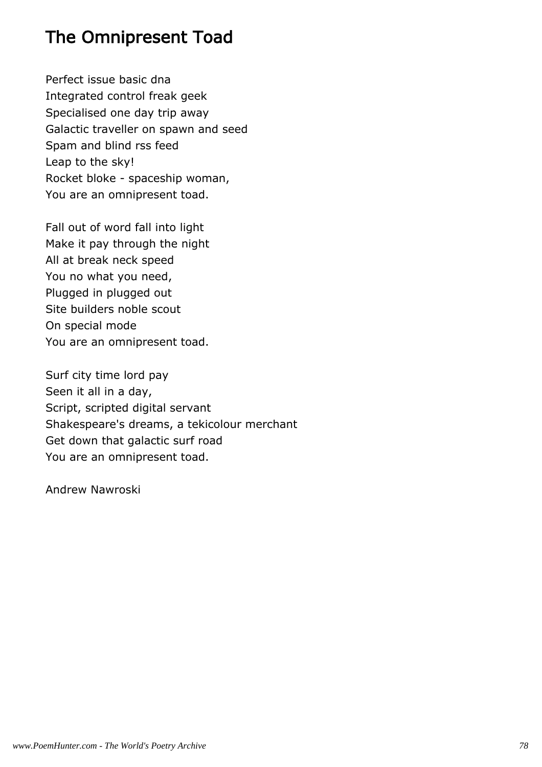## The Omnipresent Toad

Perfect issue basic dna
Integrated control freak geek
Specialised one day trip away
Galactic traveller on spawn and seed
Spam and blind rss feed
Leap to the sky!
Rocket bloke - spaceship woman,
You are an omnipresent toad.

Fall out of word fall into light
Make it pay through the night
All at break neck speed
You no what you need,
Plugged in plugged out
Site builders noble scout
On special mode
You are an omnipresent toad.

Surf city time lord pay
Seen it all in a day,
Script, scripted digital servant
Shakespeare's dreams, a tekicolour merchant
Get down that galactic surf road
You are an omnipresent toad.

Andrew Nawroski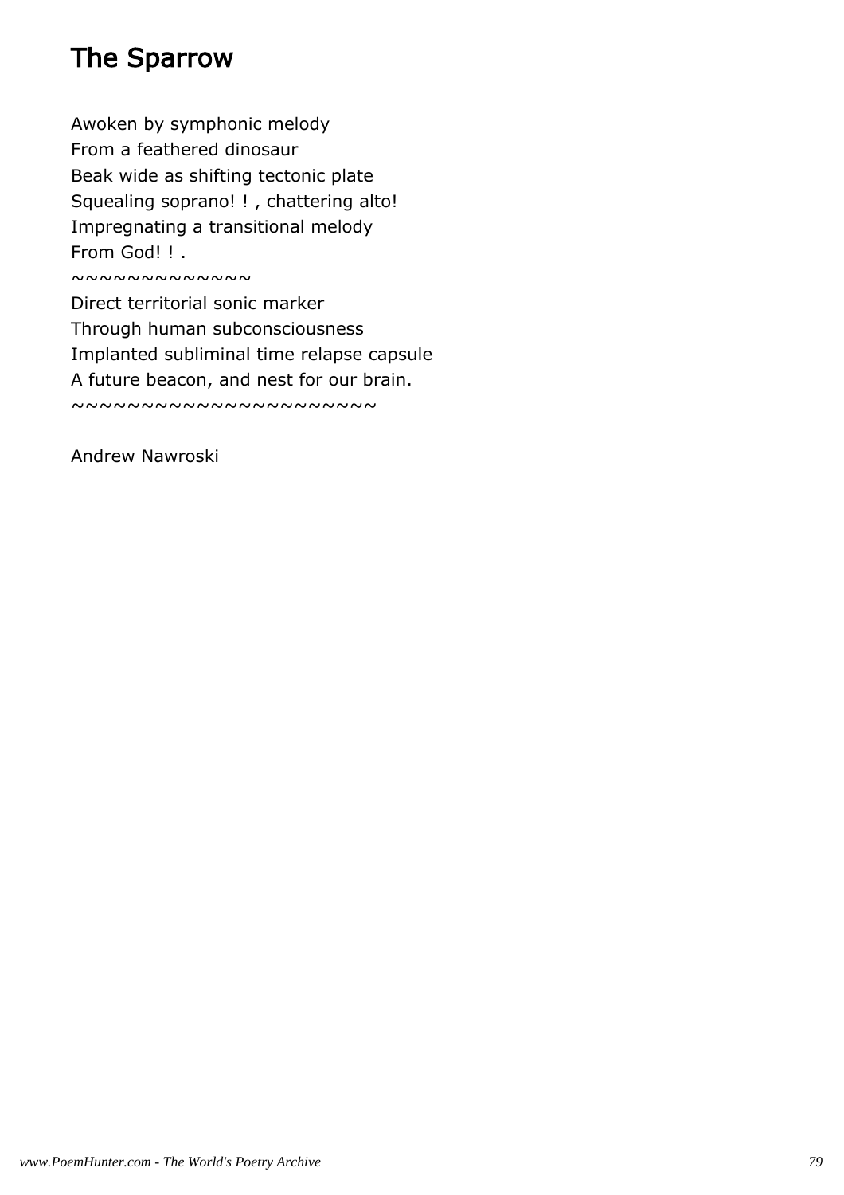# The Sparrow

Awoken by symphonic melody
From a feathered dinosaur
Beak wide as shifting tectonic plate
Squealing soprano! ! , chattering alto!
Impregnating a transitional melody
From God! ! .
~~~~~~~~~~~~~
Direct territorial sonic marker
Through human subconsciousness
Implanted subliminal time relapse capsule
A future beacon, and nest for our brain.
~~~~~~~~~~~~~~~~~~~~~~

Andrew Nawroski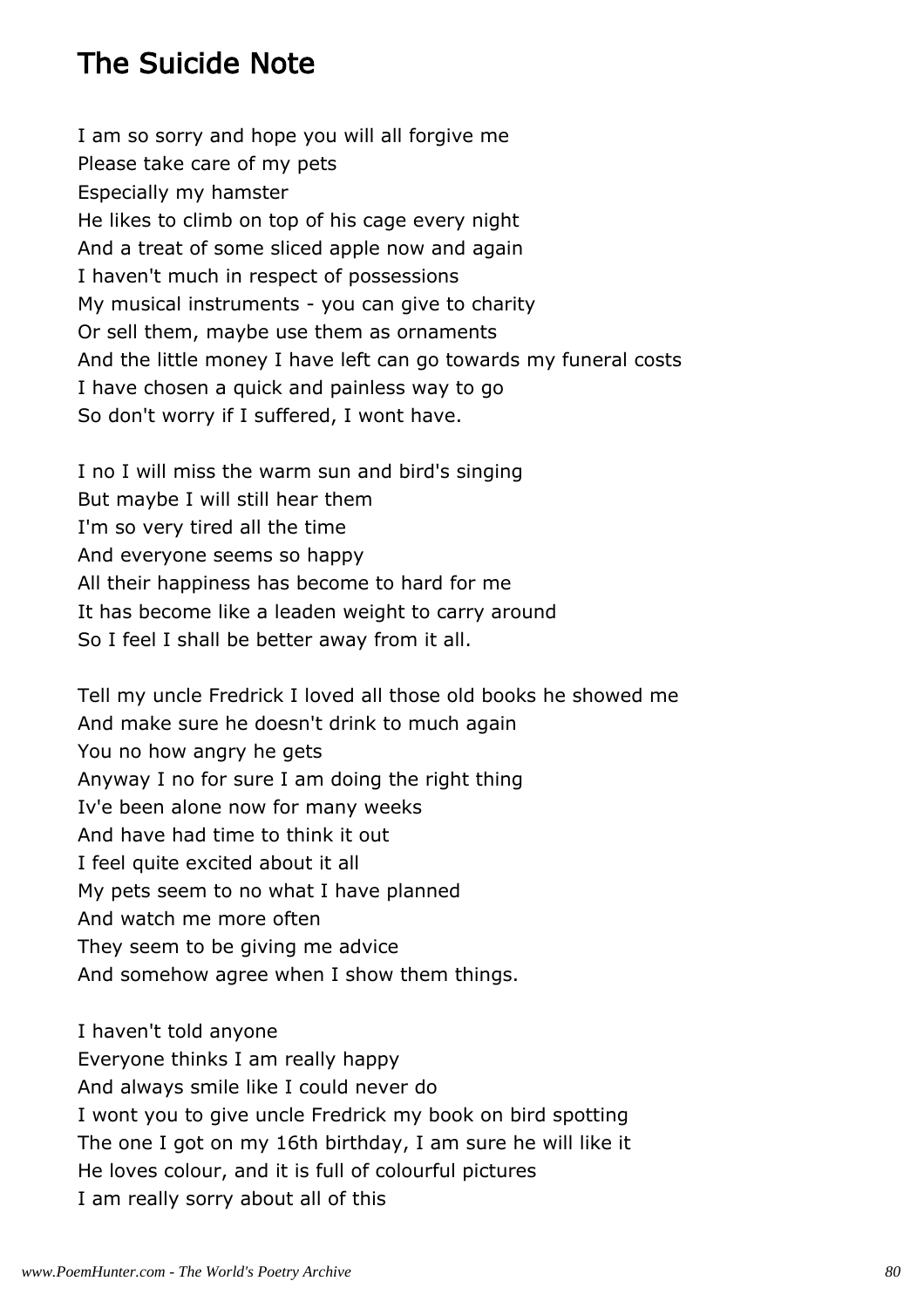## The Suicide Note

I am so sorry and hope you will all forgive me
Please take care of my pets
Especially my hamster
He likes to climb on top of his cage every night
And a treat of some sliced apple now and again
I haven't much in respect of possessions
My musical instruments - you can give to charity
Or sell them, maybe use them as ornaments
And the little money I have left can go towards my funeral costs
I have chosen a quick and painless way to go
So don't worry if I suffered, I wont have.

I no I will miss the warm sun and bird's singing
But maybe I will still hear them
I'm so very tired all the time
And everyone seems so happy
All their happiness has become to hard for me
It has become like a leaden weight to carry around
So I feel I shall be better away from it all.

Tell my uncle Fredrick I loved all those old books he showed me
And make sure he doesn't drink to much again
You no how angry he gets
Anyway I no for sure I am doing the right thing
Iv'e been alone now for many weeks
And have had time to think it out
I feel quite excited about it all
My pets seem to no what I have planned
And watch me more often
They seem to be giving me advice
And somehow agree when I show them things.

I haven't told anyone
Everyone thinks I am really happy
And always smile like I could never do
I wont you to give uncle Fredrick my book on bird spotting
The one I got on my 16th birthday, I am sure he will like it
He loves colour, and it is full of colourful pictures
I am really sorry about all of this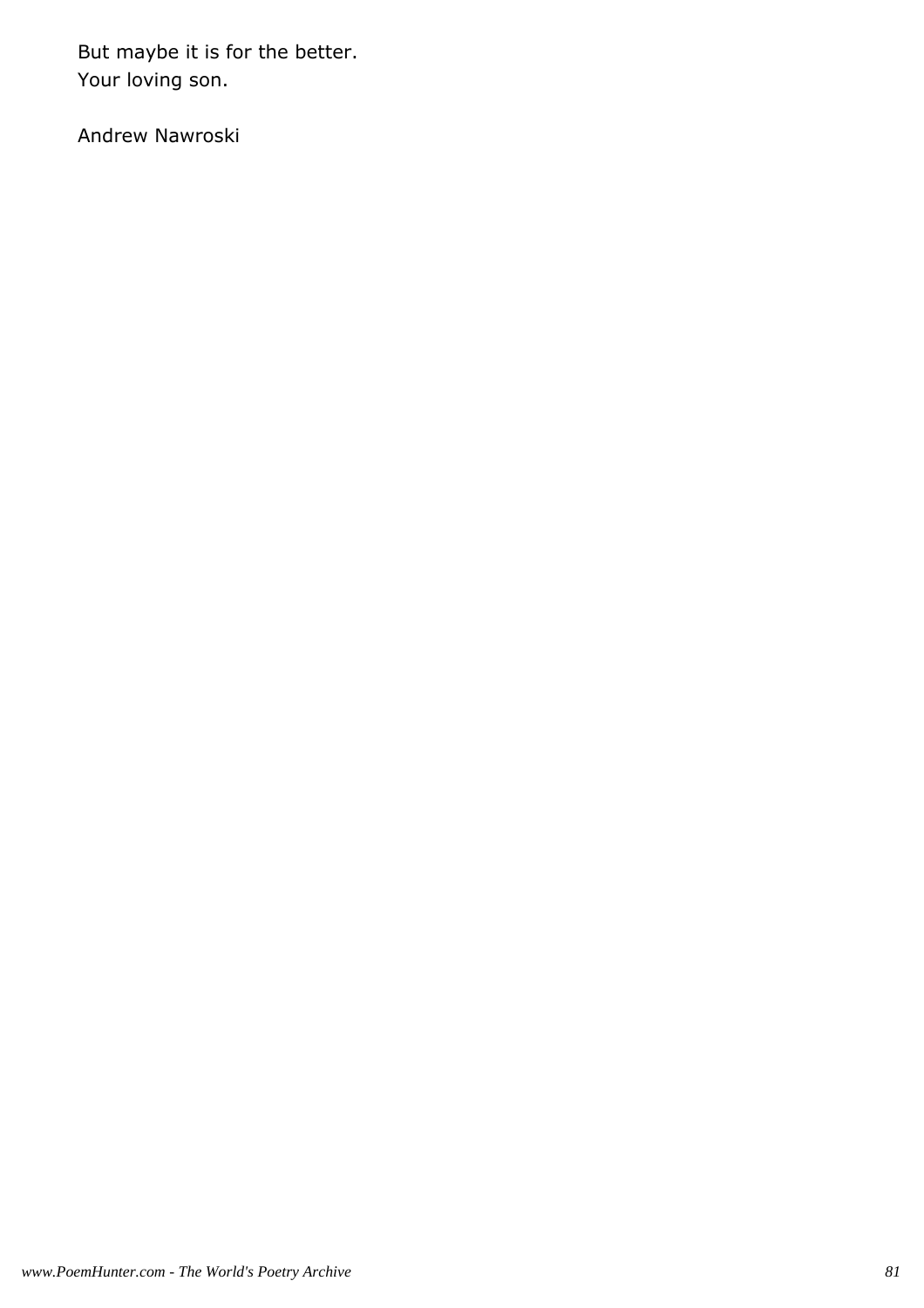But maybe it is for the better.
Your loving son.

Andrew Nawroski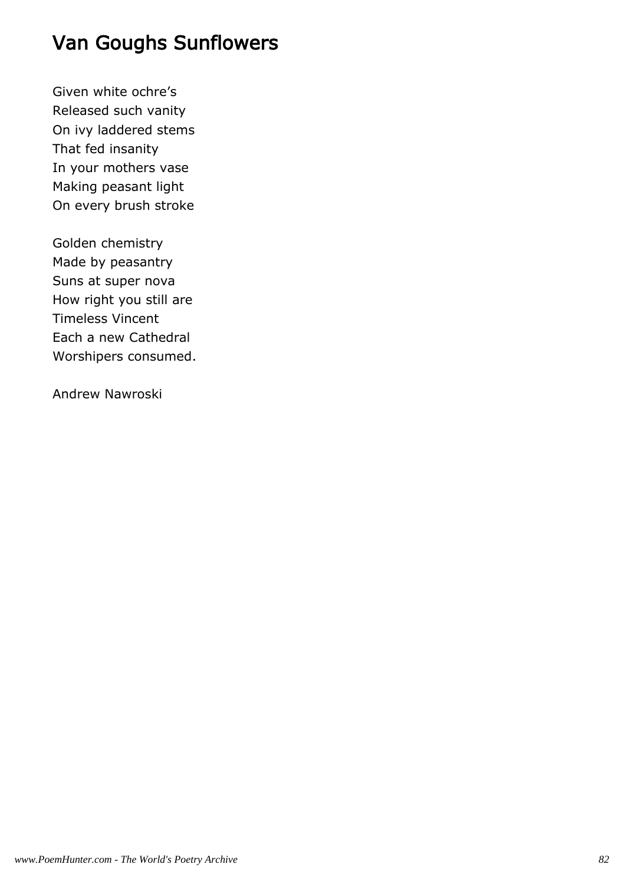# Van Goughs Sunflowers

Given white ochre's
Released such vanity
On ivy laddered stems
That fed insanity
In your mothers vase
Making peasant light
On every brush stroke

Golden chemistry
Made by peasantry
Suns at super nova
How right you still are
Timeless Vincent
Each a new Cathedral
Worshipers consumed.

Andrew Nawroski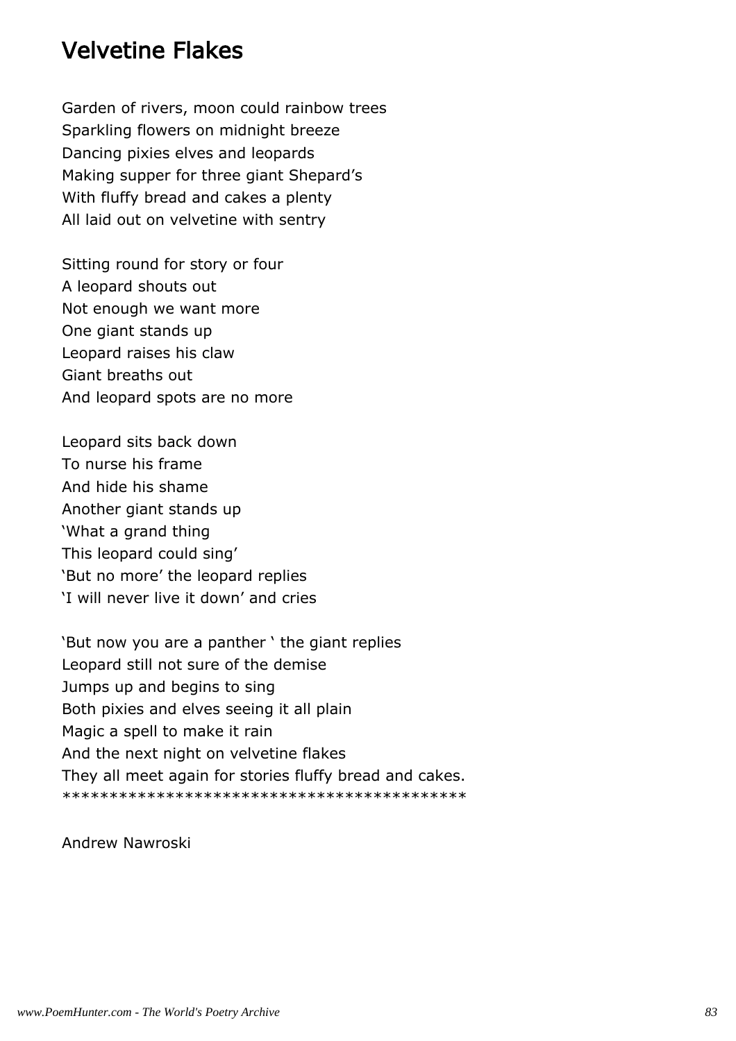# Velvetine Flakes

Garden of rivers, moon could rainbow trees
Sparkling flowers on midnight breeze
Dancing pixies elves and leopards
Making supper for three giant Shepard's
With fluffy bread and cakes a plenty
All laid out on velvetine with sentry

Sitting round for story or four
A leopard shouts out
Not enough we want more
One giant stands up
Leopard raises his claw
Giant breaths out
And leopard spots are no more

Leopard sits back down
To nurse his frame
And hide his shame
Another giant stands up
'What a grand thing
This leopard could sing'
'But no more' the leopard replies
'I will never live it down' and cries

'But now you are a panther ' the giant replies
Leopard still not sure of the demise
Jumps up and begins to sing
Both pixies and elves seeing it all plain
Magic a spell to make it rain
And the next night on velvetine flakes
They all meet again for stories fluffy bread and cakes.
******************************************

Andrew Nawroski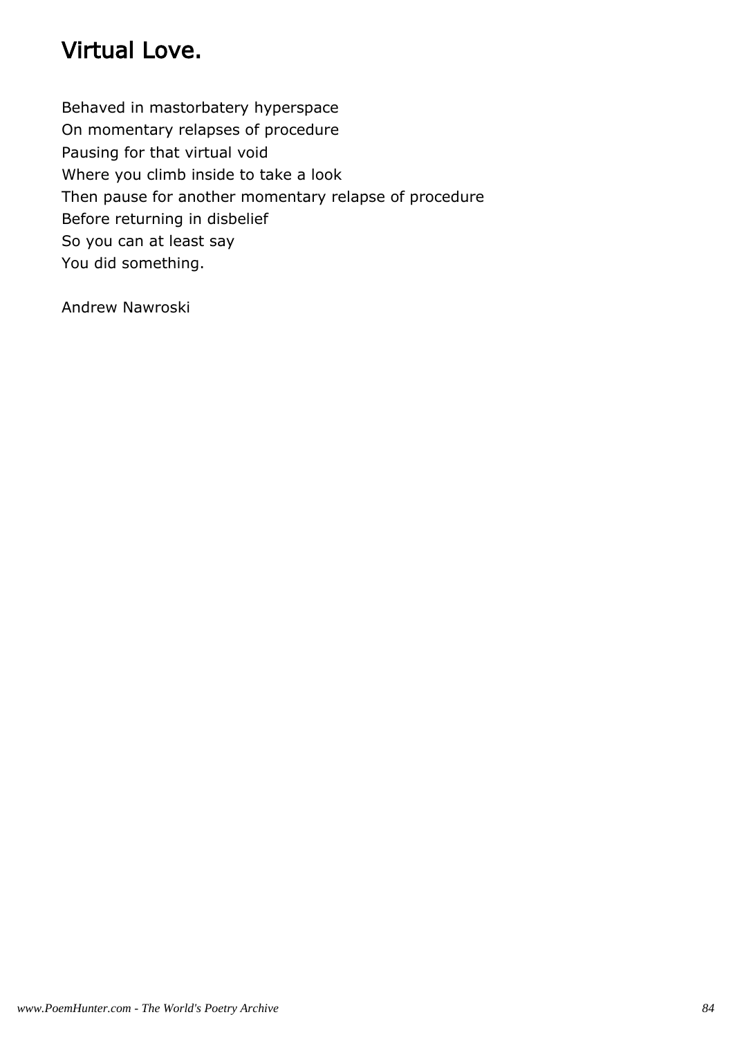# Virtual Love.

Behaved in mastorbatery hyperspace  
On momentary relapses of procedure  
Pausing for that virtual void  
Where you climb inside to take a look  
Then pause for another momentary relapse of procedure  
Before returning in disbelief  
So you can at least say  
You did something.

Andrew Nawroski